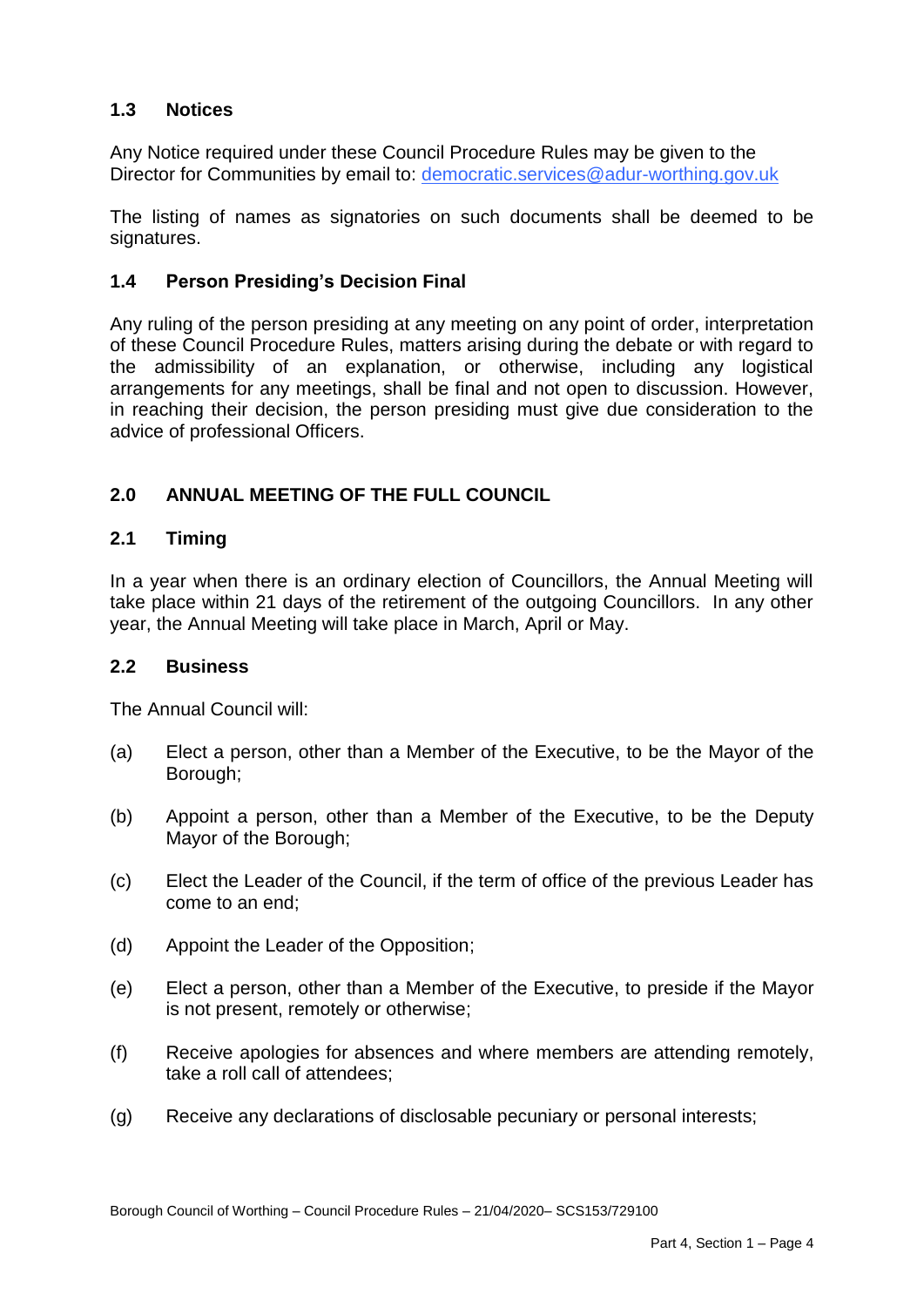### 1.3 Notices

Any Notice required under these Council Procedure Rules may be given to the Director for Communities by email to: democratic.services@adur-worthing.gov.uk

The listing of names as signatories on such documents shall be deemed to be signatures.

### 1.4 Person Presiding's Decision Final

Any ruling of the person presiding at any meeting on any point of order, interpretation of these Council Procedure Rules, matters arising during the debate or with regard to the admissibility of an explanation, or otherwise, including any logistical arrangements for any meetings, shall be final and not open to discussion. However, in reaching their decision, the person presiding must give due consideration to the advice of professional Officers.

## 2.0 ANNUAL MEETING OF THE FULL COUNCIL

### 2.1 Timing

In a year when there is an ordinary election of Councillors, the Annual Meeting will take place within 21 days of the retirement of the outgoing Councillors. In any other year, the Annual Meeting will take place in March, April or May.

### 2.2 Business

The Annual Council will:

(a) Elect a person, other than a Member of the Executive, to be the Mayor of the Borough;

(b) Appoint a person, other than a Member of the Executive, to be the Deputy Mayor of the Borough;

(c) Elect the Leader of the Council, if the term of office of the previous Leader has come to an end;

(d) Appoint the Leader of the Opposition;

(e) Elect a person, other than a Member of the Executive, to preside if the Mayor is not present, remotely or otherwise;

(f) Receive apologies for absences and where members are attending remotely, take a roll call of attendees;

(g) Receive any declarations of disclosable pecuniary or personal interests;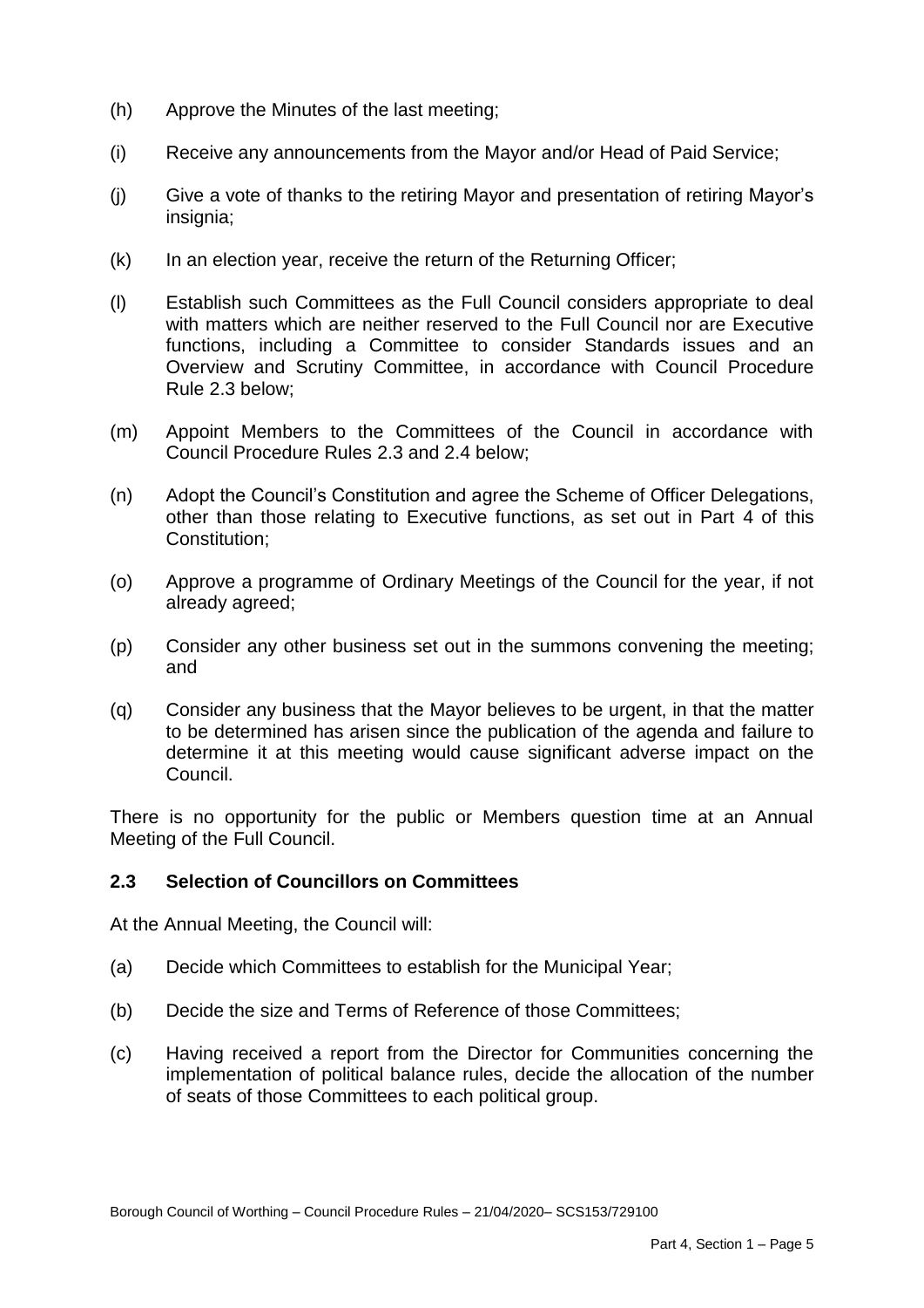(h) Approve the Minutes of the last meeting;

(i) Receive any announcements from the Mayor and/or Head of Paid Service;

(j) Give a vote of thanks to the retiring Mayor and presentation of retiring Mayor's insignia;

(k) In an election year, receive the return of the Returning Officer;

(l) Establish such Committees as the Full Council considers appropriate to deal with matters which are neither reserved to the Full Council nor are Executive functions, including a Committee to consider Standards issues and an Overview and Scrutiny Committee, in accordance with Council Procedure Rule 2.3 below;

(m) Appoint Members to the Committees of the Council in accordance with Council Procedure Rules 2.3 and 2.4 below;

(n) Adopt the Council's Constitution and agree the Scheme of Officer Delegations, other than those relating to Executive functions, as set out in Part 4 of this Constitution;

(o) Approve a programme of Ordinary Meetings of the Council for the year, if not already agreed;

(p) Consider any other business set out in the summons convening the meeting; and

(q) Consider any business that the Mayor believes to be urgent, in that the matter to be determined has arisen since the publication of the agenda and failure to determine it at this meeting would cause significant adverse impact on the Council.

There is no opportunity for the public or Members question time at an Annual Meeting of the Full Council.

### 2.3 Selection of Councillors on Committees

At the Annual Meeting, the Council will:

(a) Decide which Committees to establish for the Municipal Year;

(b) Decide the size and Terms of Reference of those Committees;

(c) Having received a report from the Director for Communities concerning the implementation of political balance rules, decide the allocation of the number of seats of those Committees to each political group.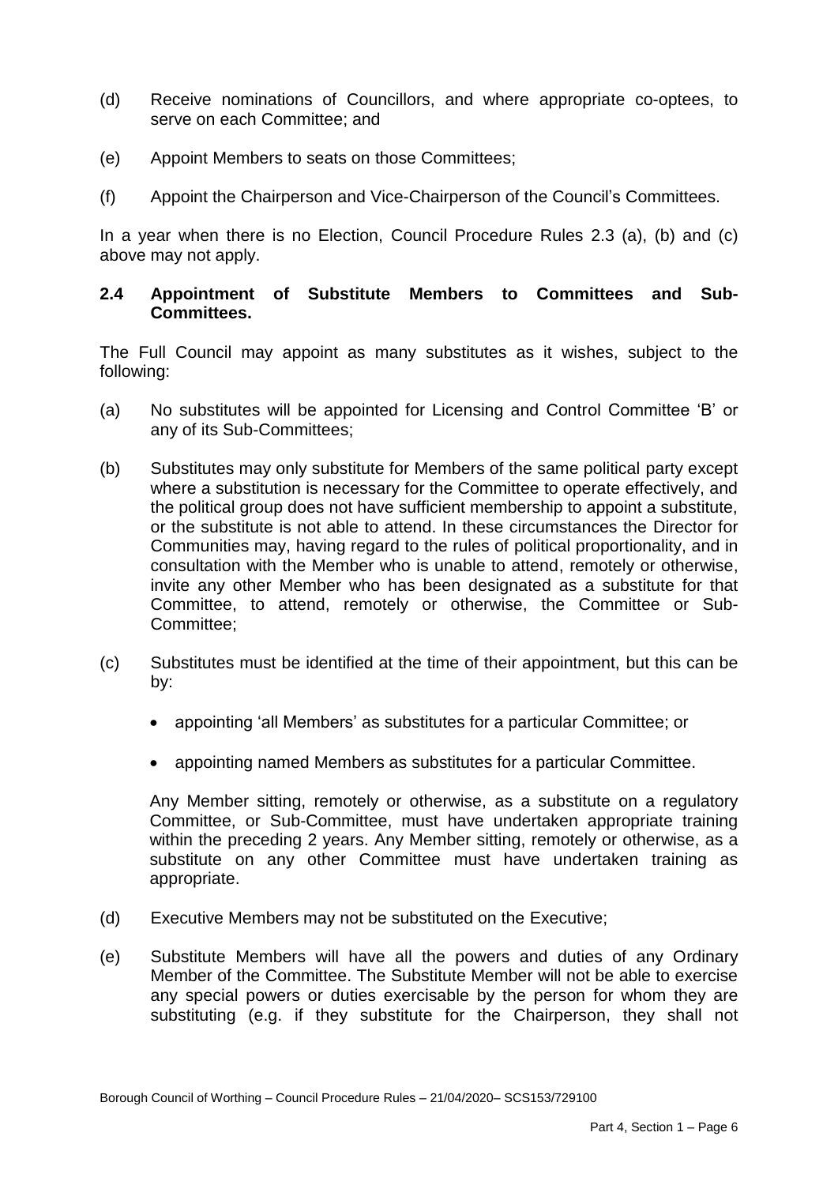(d) Receive nominations of Councillors, and where appropriate co-optees, to serve on each Committee; and

(e) Appoint Members to seats on those Committees;

(f) Appoint the Chairperson and Vice-Chairperson of the Council's Committees.

In a year when there is no Election, Council Procedure Rules 2.3 (a), (b) and (c) above may not apply.

### 2.4 Appointment of Substitute Members to Committees and Sub-Committees.

The Full Council may appoint as many substitutes as it wishes, subject to the following:

(a) No substitutes will be appointed for Licensing and Control Committee 'B' or any of its Sub-Committees;

(b) Substitutes may only substitute for Members of the same political party except where a substitution is necessary for the Committee to operate effectively, and the political group does not have sufficient membership to appoint a substitute, or the substitute is not able to attend. In these circumstances the Director for Communities may, having regard to the rules of political proportionality, and in consultation with the Member who is unable to attend, remotely or otherwise, invite any other Member who has been designated as a substitute for that Committee, to attend, remotely or otherwise, the Committee or Sub-Committee;

(c) Substitutes must be identified at the time of their appointment, but this can be by:

- appointing 'all Members' as substitutes for a particular Committee; or
- appointing named Members as substitutes for a particular Committee.

Any Member sitting, remotely or otherwise, as a substitute on a regulatory Committee, or Sub-Committee, must have undertaken appropriate training within the preceding 2 years. Any Member sitting, remotely or otherwise, as a substitute on any other Committee must have undertaken training as appropriate.

(d) Executive Members may not be substituted on the Executive;

(e) Substitute Members will have all the powers and duties of any Ordinary Member of the Committee. The Substitute Member will not be able to exercise any special powers or duties exercisable by the person for whom they are substituting (e.g. if they substitute for the Chairperson, they shall not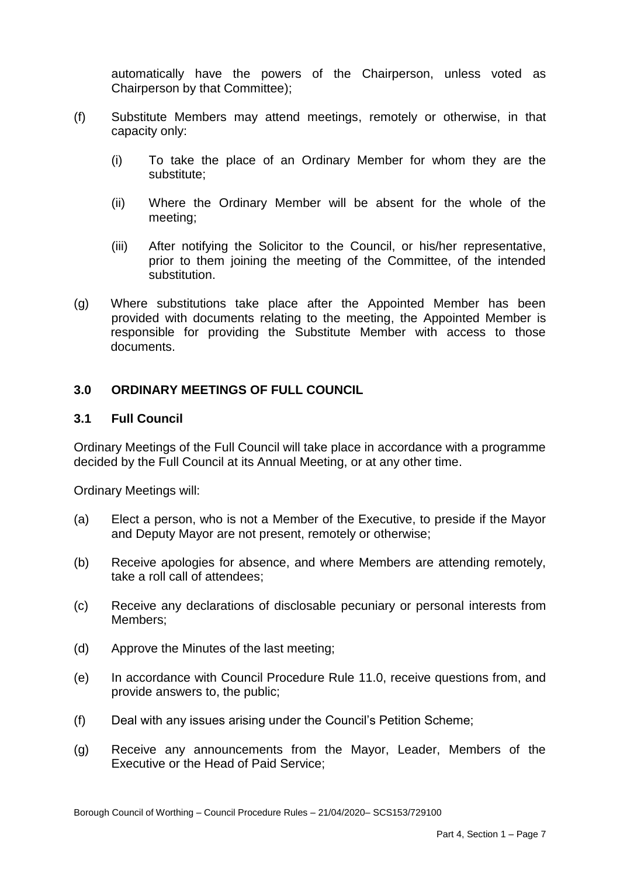automatically have the powers of the Chairperson, unless voted as Chairperson by that Committee);

(f) Substitute Members may attend meetings, remotely or otherwise, in that capacity only:

  (i) To take the place of an Ordinary Member for whom they are the substitute;

  (ii) Where the Ordinary Member will be absent for the whole of the meeting;

  (iii) After notifying the Solicitor to the Council, or his/her representative, prior to them joining the meeting of the Committee, of the intended substitution.

(g) Where substitutions take place after the Appointed Member has been provided with documents relating to the meeting, the Appointed Member is responsible for providing the Substitute Member with access to those documents.

## 3.0 ORDINARY MEETINGS OF FULL COUNCIL

### 3.1 Full Council

Ordinary Meetings of the Full Council will take place in accordance with a programme decided by the Full Council at its Annual Meeting, or at any other time.

Ordinary Meetings will:

(a) Elect a person, who is not a Member of the Executive, to preside if the Mayor and Deputy Mayor are not present, remotely or otherwise;

(b) Receive apologies for absence, and where Members are attending remotely, take a roll call of attendees;

(c) Receive any declarations of disclosable pecuniary or personal interests from Members;

(d) Approve the Minutes of the last meeting;

(e) In accordance with Council Procedure Rule 11.0, receive questions from, and provide answers to, the public;

(f) Deal with any issues arising under the Council's Petition Scheme;

(g) Receive any announcements from the Mayor, Leader, Members of the Executive or the Head of Paid Service;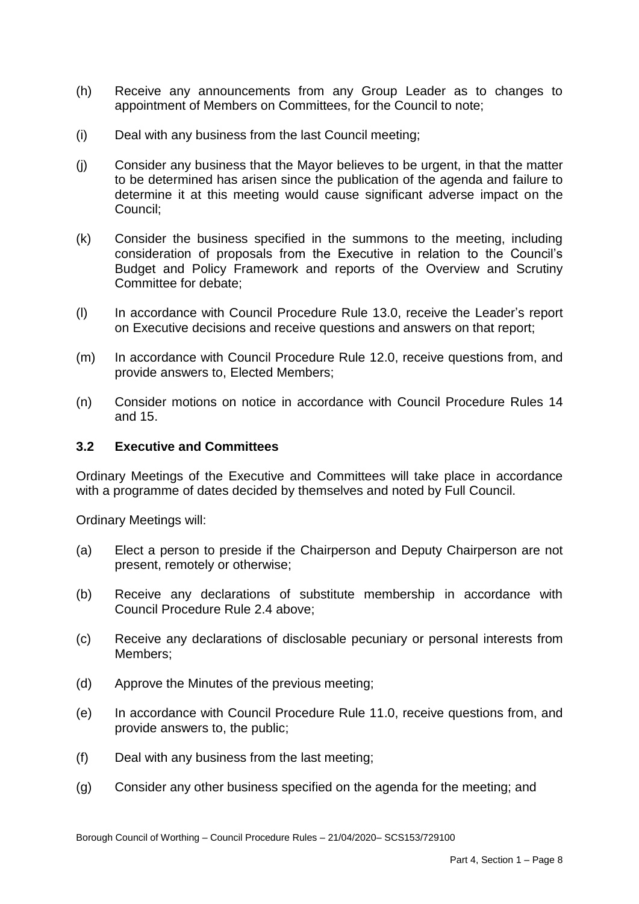(h) Receive any announcements from any Group Leader as to changes to appointment of Members on Committees, for the Council to note;

(i) Deal with any business from the last Council meeting;

(j) Consider any business that the Mayor believes to be urgent, in that the matter to be determined has arisen since the publication of the agenda and failure to determine it at this meeting would cause significant adverse impact on the Council;

(k) Consider the business specified in the summons to the meeting, including consideration of proposals from the Executive in relation to the Council's Budget and Policy Framework and reports of the Overview and Scrutiny Committee for debate;

(l) In accordance with Council Procedure Rule 13.0, receive the Leader's report on Executive decisions and receive questions and answers on that report;

(m) In accordance with Council Procedure Rule 12.0, receive questions from, and provide answers to, Elected Members;

(n) Consider motions on notice in accordance with Council Procedure Rules 14 and 15.

### 3.2 Executive and Committees

Ordinary Meetings of the Executive and Committees will take place in accordance with a programme of dates decided by themselves and noted by Full Council.

Ordinary Meetings will:

(a) Elect a person to preside if the Chairperson and Deputy Chairperson are not present, remotely or otherwise;

(b) Receive any declarations of substitute membership in accordance with Council Procedure Rule 2.4 above;

(c) Receive any declarations of disclosable pecuniary or personal interests from Members;

(d) Approve the Minutes of the previous meeting;

(e) In accordance with Council Procedure Rule 11.0, receive questions from, and provide answers to, the public;

(f) Deal with any business from the last meeting;

(g) Consider any other business specified on the agenda for the meeting; and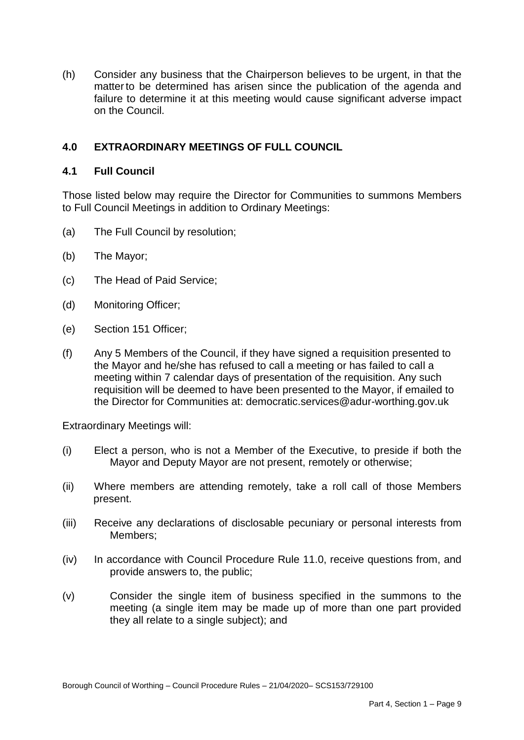(h) Consider any business that the Chairperson believes to be urgent, in that the matter to be determined has arisen since the publication of the agenda and failure to determine it at this meeting would cause significant adverse impact on the Council.

## 4.0 EXTRAORDINARY MEETINGS OF FULL COUNCIL

### 4.1 Full Council

Those listed below may require the Director for Communities to summons Members to Full Council Meetings in addition to Ordinary Meetings:

(a) The Full Council by resolution;

(b) The Mayor;

(c) The Head of Paid Service;

(d) Monitoring Officer;

(e) Section 151 Officer;

(f) Any 5 Members of the Council, if they have signed a requisition presented to the Mayor and he/she has refused to call a meeting or has failed to call a meeting within 7 calendar days of presentation of the requisition. Any such requisition will be deemed to have been presented to the Mayor, if emailed to the Director for Communities at: democratic.services@adur-worthing.gov.uk

Extraordinary Meetings will:

(i) Elect a person, who is not a Member of the Executive, to preside if both the Mayor and Deputy Mayor are not present, remotely or otherwise;

(ii) Where members are attending remotely, take a roll call of those Members present.

(iii) Receive any declarations of disclosable pecuniary or personal interests from Members;

(iv) In accordance with Council Procedure Rule 11.0, receive questions from, and provide answers to, the public;

(v) Consider the single item of business specified in the summons to the meeting (a single item may be made up of more than one part provided they all relate to a single subject); and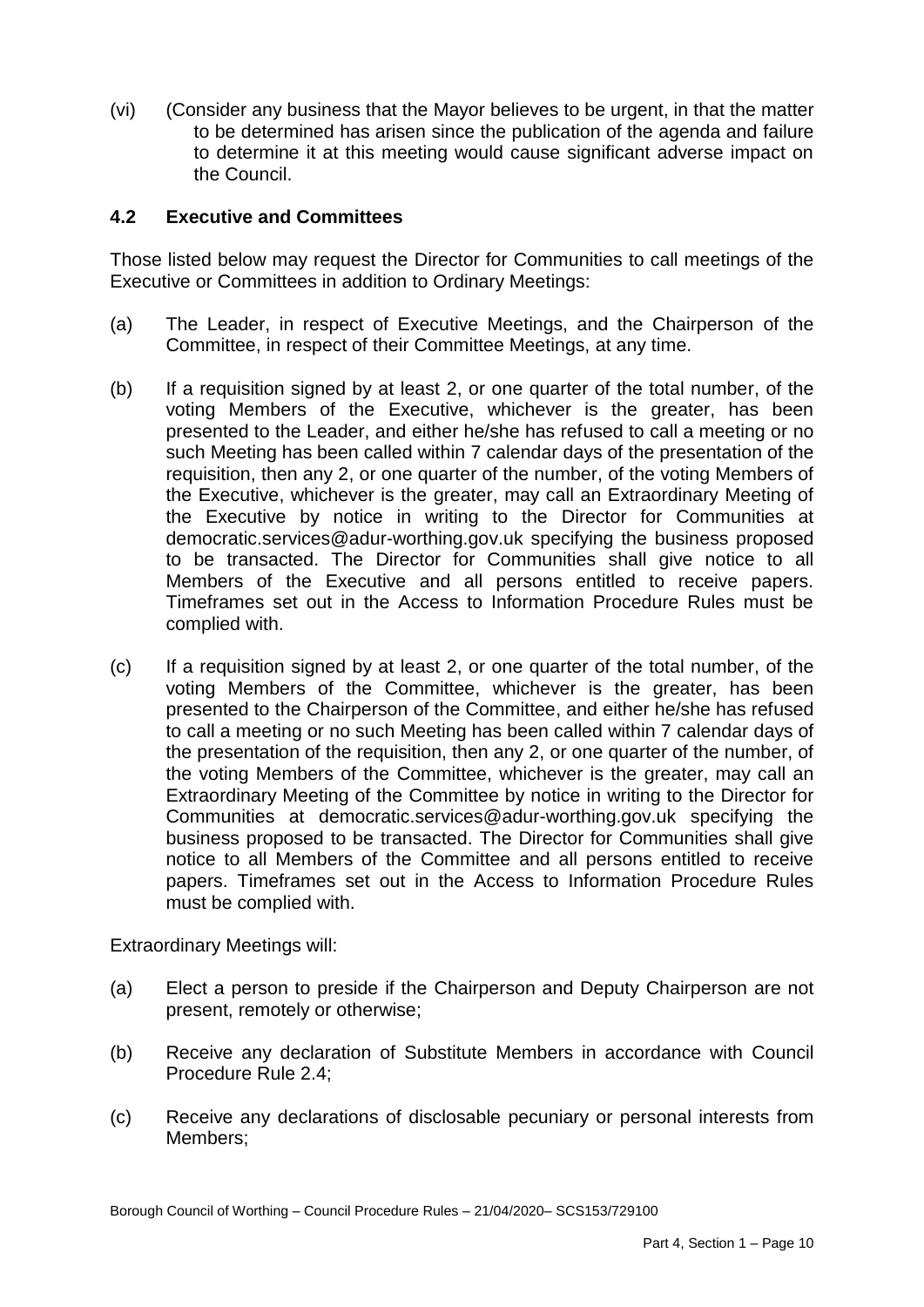(vi) (Consider any business that the Mayor believes to be urgent, in that the matter to be determined has arisen since the publication of the agenda and failure to determine it at this meeting would cause significant adverse impact on the Council.

## 4.2 Executive and Committees

Those listed below may request the Director for Communities to call meetings of the Executive or Committees in addition to Ordinary Meetings:

(a) The Leader, in respect of Executive Meetings, and the Chairperson of the Committee, in respect of their Committee Meetings, at any time.

(b) If a requisition signed by at least 2, or one quarter of the total number, of the voting Members of the Executive, whichever is the greater, has been presented to the Leader, and either he/she has refused to call a meeting or no such Meeting has been called within 7 calendar days of the presentation of the requisition, then any 2, or one quarter of the number, of the voting Members of the Executive, whichever is the greater, may call an Extraordinary Meeting of the Executive by notice in writing to the Director for Communities at democratic.services@adur-worthing.gov.uk specifying the business proposed to be transacted. The Director for Communities shall give notice to all Members of the Executive and all persons entitled to receive papers. Timeframes set out in the Access to Information Procedure Rules must be complied with.

(c) If a requisition signed by at least 2, or one quarter of the total number, of the voting Members of the Committee, whichever is the greater, has been presented to the Chairperson of the Committee, and either he/she has refused to call a meeting or no such Meeting has been called within 7 calendar days of the presentation of the requisition, then any 2, or one quarter of the number, of the voting Members of the Committee, whichever is the greater, may call an Extraordinary Meeting of the Committee by notice in writing to the Director for Communities at democratic.services@adur-worthing.gov.uk specifying the business proposed to be transacted. The Director for Communities shall give notice to all Members of the Committee and all persons entitled to receive papers. Timeframes set out in the Access to Information Procedure Rules must be complied with.

Extraordinary Meetings will:

(a) Elect a person to preside if the Chairperson and Deputy Chairperson are not present, remotely or otherwise;

(b) Receive any declaration of Substitute Members in accordance with Council Procedure Rule 2.4;

(c) Receive any declarations of disclosable pecuniary or personal interests from Members;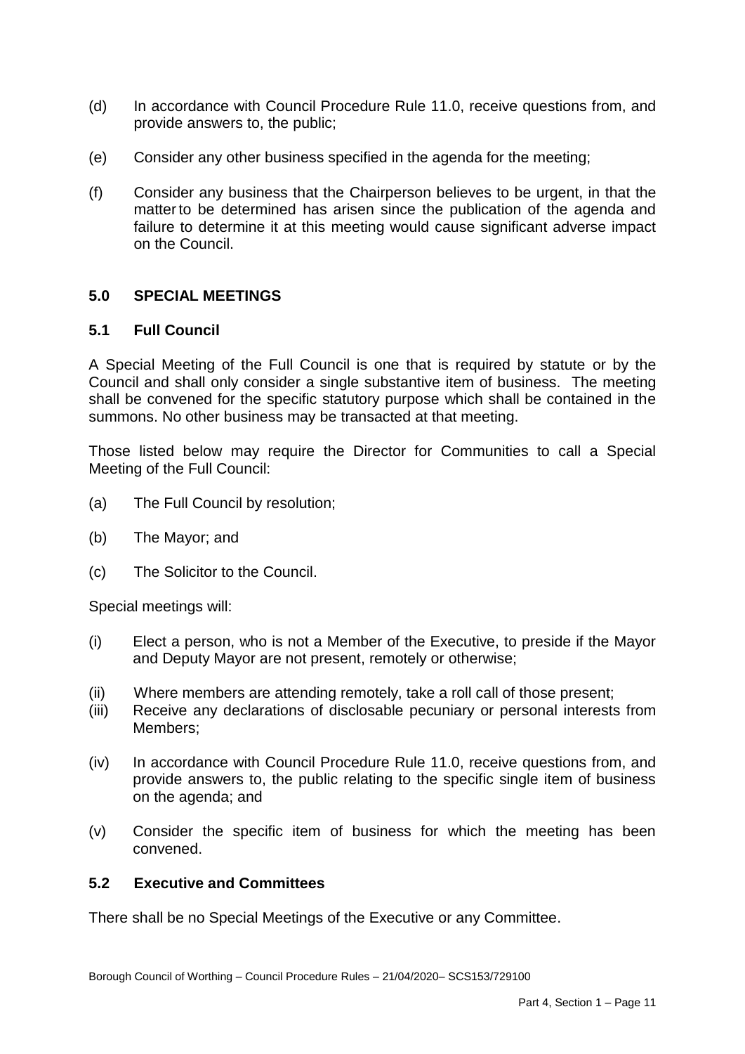(d) In accordance with Council Procedure Rule 11.0, receive questions from, and provide answers to, the public;

(e) Consider any other business specified in the agenda for the meeting;

(f) Consider any business that the Chairperson believes to be urgent, in that the matter to be determined has arisen since the publication of the agenda and failure to determine it at this meeting would cause significant adverse impact on the Council.

## 5.0 SPECIAL MEETINGS

### 5.1 Full Council

A Special Meeting of the Full Council is one that is required by statute or by the Council and shall only consider a single substantive item of business. The meeting shall be convened for the specific statutory purpose which shall be contained in the summons. No other business may be transacted at that meeting.

Those listed below may require the Director for Communities to call a Special Meeting of the Full Council:

(a) The Full Council by resolution;

(b) The Mayor; and

(c) The Solicitor to the Council.

Special meetings will:

(i) Elect a person, who is not a Member of the Executive, to preside if the Mayor and Deputy Mayor are not present, remotely or otherwise;

(ii) Where members are attending remotely, take a roll call of those present;

(iii) Receive any declarations of disclosable pecuniary or personal interests from Members;

(iv) In accordance with Council Procedure Rule 11.0, receive questions from, and provide answers to, the public relating to the specific single item of business on the agenda; and

(v) Consider the specific item of business for which the meeting has been convened.

### 5.2 Executive and Committees

There shall be no Special Meetings of the Executive or any Committee.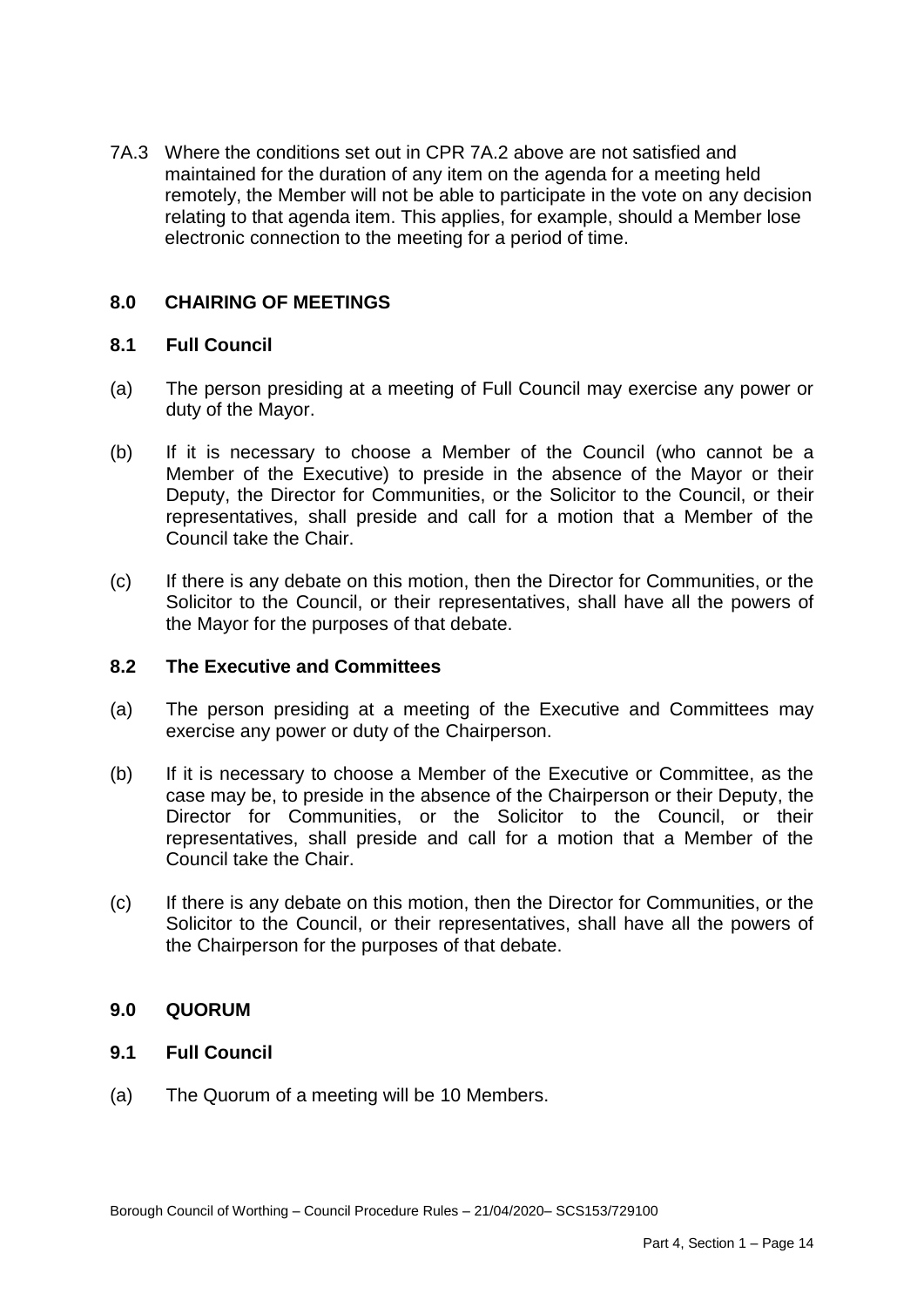7A.3 Where the conditions set out in CPR 7A.2 above are not satisfied and maintained for the duration of any item on the agenda for a meeting held remotely, the Member will not be able to participate in the vote on any decision relating to that agenda item. This applies, for example, should a Member lose electronic connection to the meeting for a period of time.

## 8.0 CHAIRING OF MEETINGS

### 8.1 Full Council

(a) The person presiding at a meeting of Full Council may exercise any power or duty of the Mayor.

(b) If it is necessary to choose a Member of the Council (who cannot be a Member of the Executive) to preside in the absence of the Mayor or their Deputy, the Director for Communities, or the Solicitor to the Council, or their representatives, shall preside and call for a motion that a Member of the Council take the Chair.

(c) If there is any debate on this motion, then the Director for Communities, or the Solicitor to the Council, or their representatives, shall have all the powers of the Mayor for the purposes of that debate.

### 8.2 The Executive and Committees

(a) The person presiding at a meeting of the Executive and Committees may exercise any power or duty of the Chairperson.

(b) If it is necessary to choose a Member of the Executive or Committee, as the case may be, to preside in the absence of the Chairperson or their Deputy, the Director for Communities, or the Solicitor to the Council, or their representatives, shall preside and call for a motion that a Member of the Council take the Chair.

(c) If there is any debate on this motion, then the Director for Communities, or the Solicitor to the Council, or their representatives, shall have all the powers of the Chairperson for the purposes of that debate.

## 9.0 QUORUM

### 9.1 Full Council

(a) The Quorum of a meeting will be 10 Members.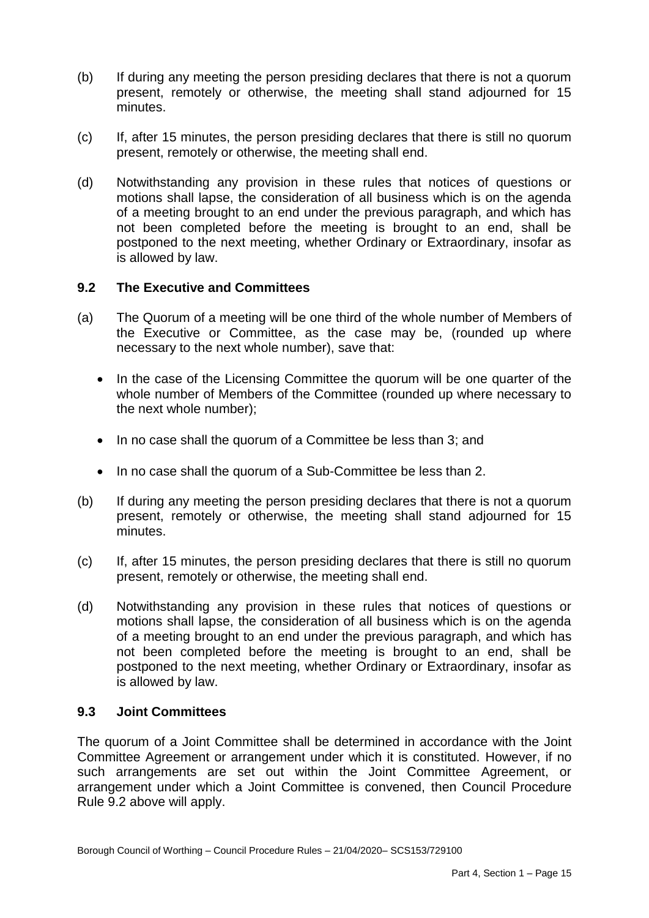(b) If during any meeting the person presiding declares that there is not a quorum present, remotely or otherwise, the meeting shall stand adjourned for 15 minutes.

(c) If, after 15 minutes, the person presiding declares that there is still no quorum present, remotely or otherwise, the meeting shall end.

(d) Notwithstanding any provision in these rules that notices of questions or motions shall lapse, the consideration of all business which is on the agenda of a meeting brought to an end under the previous paragraph, and which has not been completed before the meeting is brought to an end, shall be postponed to the next meeting, whether Ordinary or Extraordinary, insofar as is allowed by law.

### 9.2 The Executive and Committees

(a) The Quorum of a meeting will be one third of the whole number of Members of the Executive or Committee, as the case may be, (rounded up where necessary to the next whole number), save that:

- In the case of the Licensing Committee the quorum will be one quarter of the whole number of Members of the Committee (rounded up where necessary to the next whole number);
- In no case shall the quorum of a Committee be less than 3; and
- In no case shall the quorum of a Sub-Committee be less than 2.

(b) If during any meeting the person presiding declares that there is not a quorum present, remotely or otherwise, the meeting shall stand adjourned for 15 minutes.

(c) If, after 15 minutes, the person presiding declares that there is still no quorum present, remotely or otherwise, the meeting shall end.

(d) Notwithstanding any provision in these rules that notices of questions or motions shall lapse, the consideration of all business which is on the agenda of a meeting brought to an end under the previous paragraph, and which has not been completed before the meeting is brought to an end, shall be postponed to the next meeting, whether Ordinary or Extraordinary, insofar as is allowed by law.

### 9.3 Joint Committees

The quorum of a Joint Committee shall be determined in accordance with the Joint Committee Agreement or arrangement under which it is constituted. However, if no such arrangements are set out within the Joint Committee Agreement, or arrangement under which a Joint Committee is convened, then Council Procedure Rule 9.2 above will apply.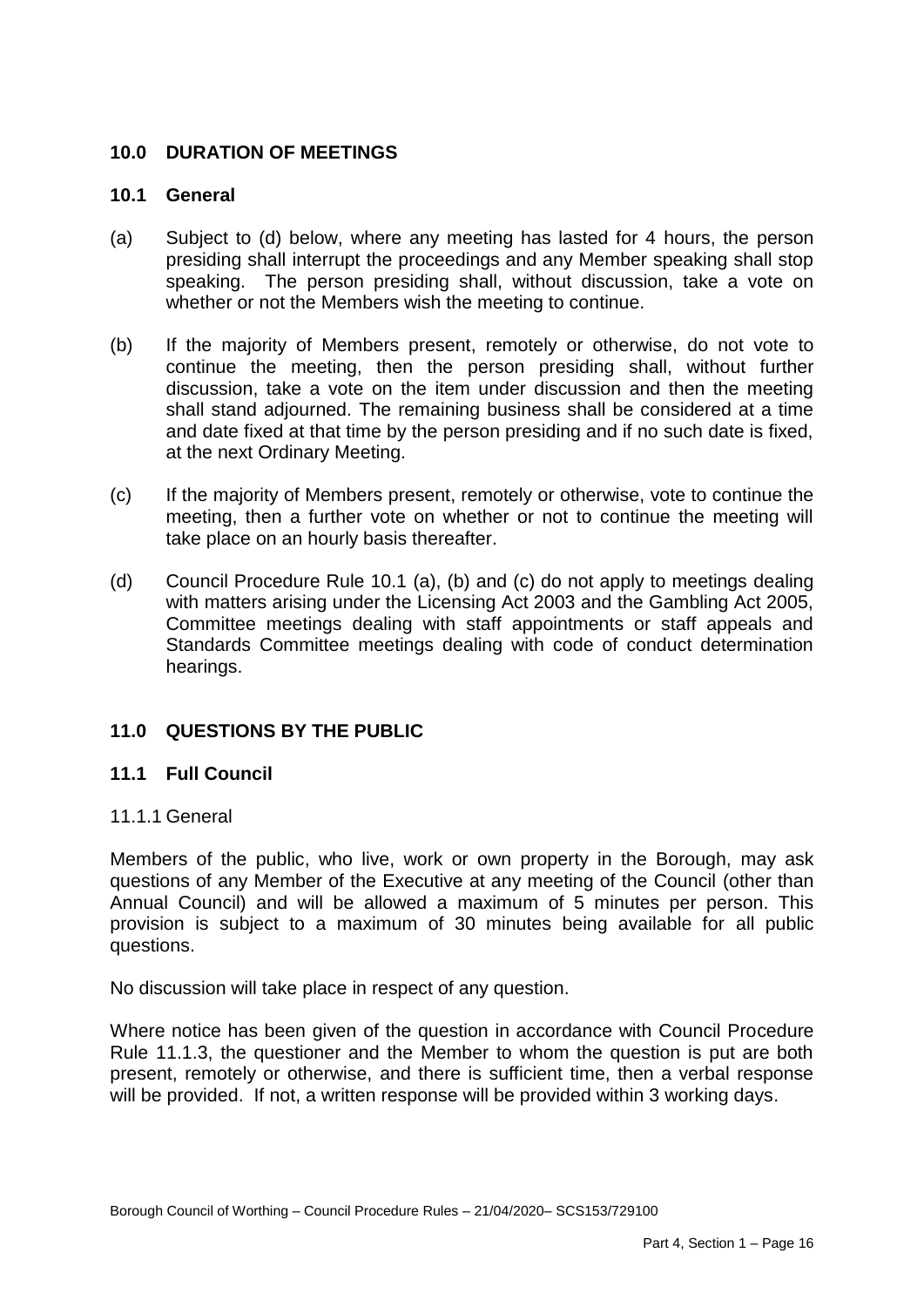## 10.0 DURATION OF MEETINGS

### 10.1 General

(a) Subject to (d) below, where any meeting has lasted for 4 hours, the person presiding shall interrupt the proceedings and any Member speaking shall stop speaking. The person presiding shall, without discussion, take a vote on whether or not the Members wish the meeting to continue.

(b) If the majority of Members present, remotely or otherwise, do not vote to continue the meeting, then the person presiding shall, without further discussion, take a vote on the item under discussion and then the meeting shall stand adjourned. The remaining business shall be considered at a time and date fixed at that time by the person presiding and if no such date is fixed, at the next Ordinary Meeting.

(c) If the majority of Members present, remotely or otherwise, vote to continue the meeting, then a further vote on whether or not to continue the meeting will take place on an hourly basis thereafter.

(d) Council Procedure Rule 10.1 (a), (b) and (c) do not apply to meetings dealing with matters arising under the Licensing Act 2003 and the Gambling Act 2005, Committee meetings dealing with staff appointments or staff appeals and Standards Committee meetings dealing with code of conduct determination hearings.

## 11.0 QUESTIONS BY THE PUBLIC

### 11.1 Full Council

11.1.1 General

Members of the public, who live, work or own property in the Borough, may ask questions of any Member of the Executive at any meeting of the Council (other than Annual Council) and will be allowed a maximum of 5 minutes per person. This provision is subject to a maximum of 30 minutes being available for all public questions.

No discussion will take place in respect of any question.

Where notice has been given of the question in accordance with Council Procedure Rule 11.1.3, the questioner and the Member to whom the question is put are both present, remotely or otherwise, and there is sufficient time, then a verbal response will be provided. If not, a written response will be provided within 3 working days.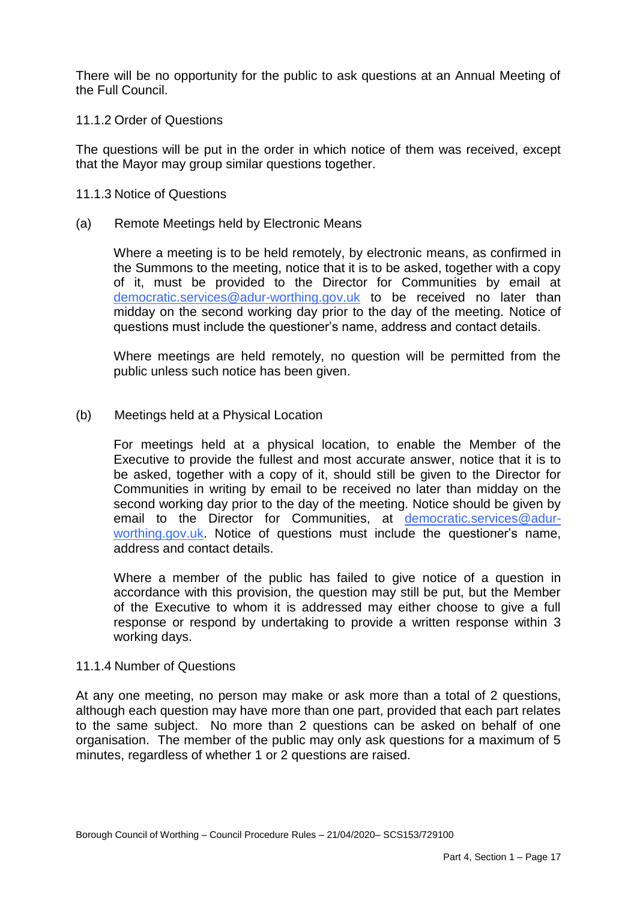There will be no opportunity for the public to ask questions at an Annual Meeting of the Full Council.

#### 11.1.2 Order of Questions

The questions will be put in the order in which notice of them was received, except that the Mayor may group similar questions together.

#### 11.1.3 Notice of Questions

(a) Remote Meetings held by Electronic Means

Where a meeting is to be held remotely, by electronic means, as confirmed in the Summons to the meeting, notice that it is to be asked, together with a copy of it, must be provided to the Director for Communities by email at democratic.services@adur-worthing.gov.uk to be received no later than midday on the second working day prior to the day of the meeting. Notice of questions must include the questioner's name, address and contact details.

Where meetings are held remotely, no question will be permitted from the public unless such notice has been given.

(b) Meetings held at a Physical Location

For meetings held at a physical location, to enable the Member of the Executive to provide the fullest and most accurate answer, notice that it is to be asked, together with a copy of it, should still be given to the Director for Communities in writing by email to be received no later than midday on the second working day prior to the day of the meeting. Notice should be given by email to the Director for Communities, at democratic.services@adur-worthing.gov.uk. Notice of questions must include the questioner's name, address and contact details.

Where a member of the public has failed to give notice of a question in accordance with this provision, the question may still be put, but the Member of the Executive to whom it is addressed may either choose to give a full response or respond by undertaking to provide a written response within 3 working days.

#### 11.1.4 Number of Questions

At any one meeting, no person may make or ask more than a total of 2 questions, although each question may have more than one part, provided that each part relates to the same subject. No more than 2 questions can be asked on behalf of one organisation. The member of the public may only ask questions for a maximum of 5 minutes, regardless of whether 1 or 2 questions are raised.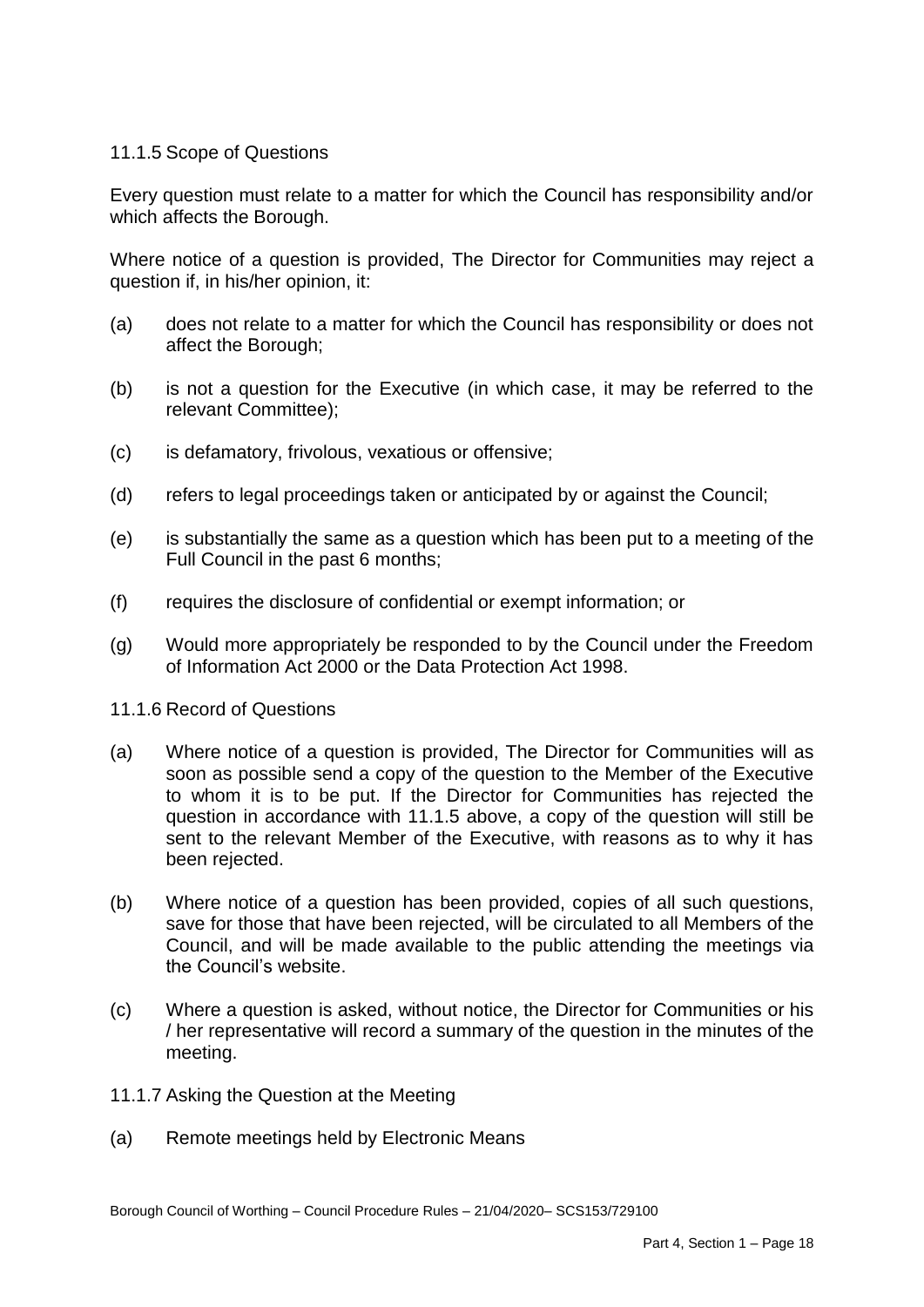### 11.1.5 Scope of Questions

Every question must relate to a matter for which the Council has responsibility and/or which affects the Borough.

Where notice of a question is provided, The Director for Communities may reject a question if, in his/her opinion, it:

(a) does not relate to a matter for which the Council has responsibility or does not affect the Borough;

(b) is not a question for the Executive (in which case, it may be referred to the relevant Committee);

(c) is defamatory, frivolous, vexatious or offensive;

(d) refers to legal proceedings taken or anticipated by or against the Council;

(e) is substantially the same as a question which has been put to a meeting of the Full Council in the past 6 months;

(f) requires the disclosure of confidential or exempt information; or

(g) Would more appropriately be responded to by the Council under the Freedom of Information Act 2000 or the Data Protection Act 1998.

### 11.1.6 Record of Questions

(a) Where notice of a question is provided, The Director for Communities will as soon as possible send a copy of the question to the Member of the Executive to whom it is to be put. If the Director for Communities has rejected the question in accordance with 11.1.5 above, a copy of the question will still be sent to the relevant Member of the Executive, with reasons as to why it has been rejected.

(b) Where notice of a question has been provided, copies of all such questions, save for those that have been rejected, will be circulated to all Members of the Council, and will be made available to the public attending the meetings via the Council's website.

(c) Where a question is asked, without notice, the Director for Communities or his / her representative will record a summary of the question in the minutes of the meeting.

### 11.1.7 Asking the Question at the Meeting

(a) Remote meetings held by Electronic Means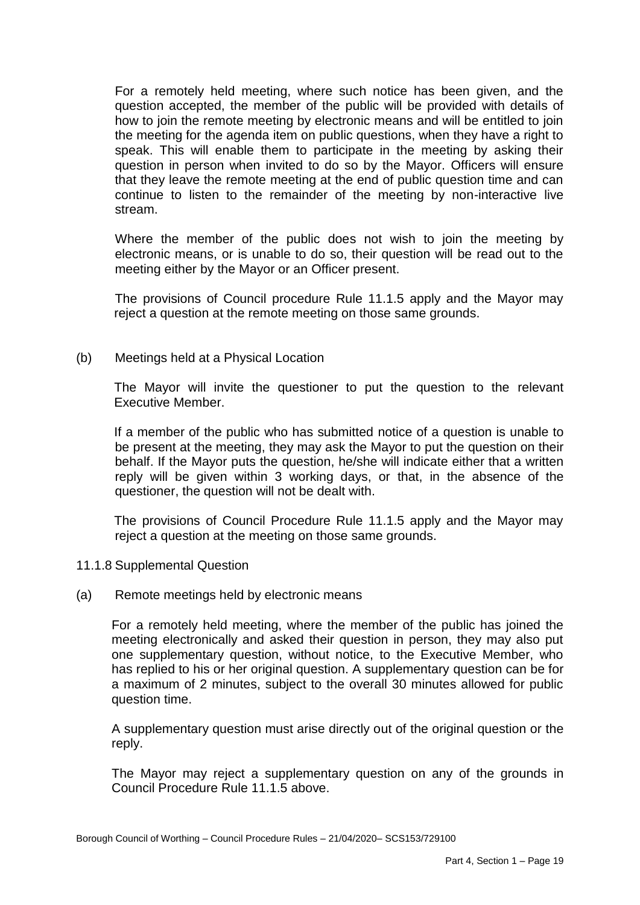For a remotely held meeting, where such notice has been given, and the question accepted, the member of the public will be provided with details of how to join the remote meeting by electronic means and will be entitled to join the meeting for the agenda item on public questions, when they have a right to speak. This will enable them to participate in the meeting by asking their question in person when invited to do so by the Mayor. Officers will ensure that they leave the remote meeting at the end of public question time and can continue to listen to the remainder of the meeting by non-interactive live stream.

Where the member of the public does not wish to join the meeting by electronic means, or is unable to do so, their question will be read out to the meeting either by the Mayor or an Officer present.

The provisions of Council procedure Rule 11.1.5 apply and the Mayor may reject a question at the remote meeting on those same grounds.

(b) Meetings held at a Physical Location

The Mayor will invite the questioner to put the question to the relevant Executive Member.

If a member of the public who has submitted notice of a question is unable to be present at the meeting, they may ask the Mayor to put the question on their behalf. If the Mayor puts the question, he/she will indicate either that a written reply will be given within 3 working days, or that, in the absence of the questioner, the question will not be dealt with.

The provisions of Council Procedure Rule 11.1.5 apply and the Mayor may reject a question at the meeting on those same grounds.

11.1.8 Supplemental Question

(a) Remote meetings held by electronic means

For a remotely held meeting, where the member of the public has joined the meeting electronically and asked their question in person, they may also put one supplementary question, without notice, to the Executive Member, who has replied to his or her original question. A supplementary question can be for a maximum of 2 minutes, subject to the overall 30 minutes allowed for public question time.

A supplementary question must arise directly out of the original question or the reply.

The Mayor may reject a supplementary question on any of the grounds in Council Procedure Rule 11.1.5 above.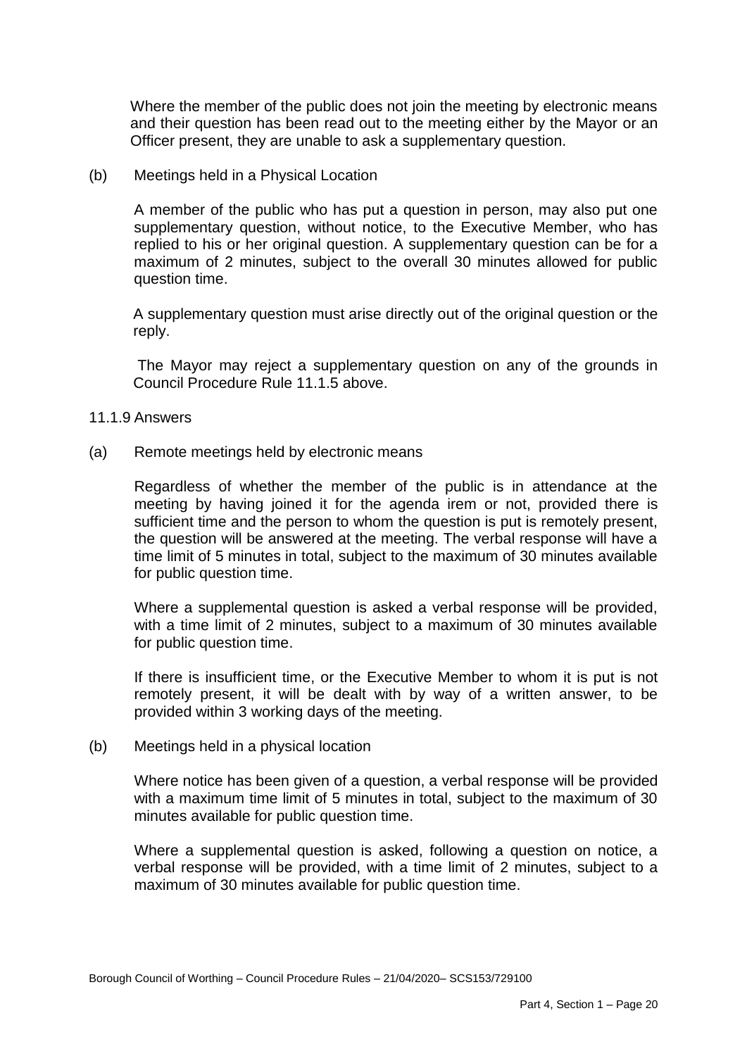Where the member of the public does not join the meeting by electronic means and their question has been read out to the meeting either by the Mayor or an Officer present, they are unable to ask a supplementary question.

(b) Meetings held in a Physical Location

A member of the public who has put a question in person, may also put one supplementary question, without notice, to the Executive Member, who has replied to his or her original question. A supplementary question can be for a maximum of 2 minutes, subject to the overall 30 minutes allowed for public question time.

A supplementary question must arise directly out of the original question or the reply.

The Mayor may reject a supplementary question on any of the grounds in Council Procedure Rule 11.1.5 above.

11.1.9 Answers

(a) Remote meetings held by electronic means

Regardless of whether the member of the public is in attendance at the meeting by having joined it for the agenda irem or not, provided there is sufficient time and the person to whom the question is put is remotely present, the question will be answered at the meeting. The verbal response will have a time limit of 5 minutes in total, subject to the maximum of 30 minutes available for public question time.

Where a supplemental question is asked a verbal response will be provided, with a time limit of 2 minutes, subject to a maximum of 30 minutes available for public question time.

If there is insufficient time, or the Executive Member to whom it is put is not remotely present, it will be dealt with by way of a written answer, to be provided within 3 working days of the meeting.

(b) Meetings held in a physical location

Where notice has been given of a question, a verbal response will be provided with a maximum time limit of 5 minutes in total, subject to the maximum of 30 minutes available for public question time.

Where a supplemental question is asked, following a question on notice, a verbal response will be provided, with a time limit of 2 minutes, subject to a maximum of 30 minutes available for public question time.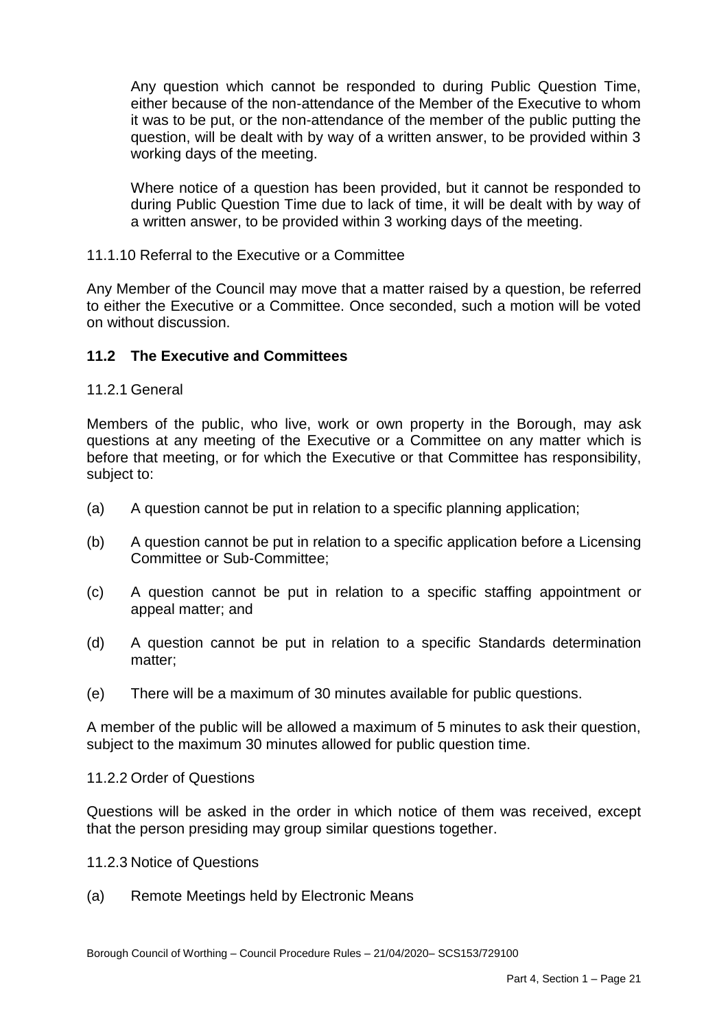Any question which cannot be responded to during Public Question Time, either because of the non-attendance of the Member of the Executive to whom it was to be put, or the non-attendance of the member of the public putting the question, will be dealt with by way of a written answer, to be provided within 3 working days of the meeting.

Where notice of a question has been provided, but it cannot be responded to during Public Question Time due to lack of time, it will be dealt with by way of a written answer, to be provided within 3 working days of the meeting.

11.1.10 Referral to the Executive or a Committee

Any Member of the Council may move that a matter raised by a question, be referred to either the Executive or a Committee. Once seconded, such a motion will be voted on without discussion.

### 11.2 The Executive and Committees

11.2.1 General

Members of the public, who live, work or own property in the Borough, may ask questions at any meeting of the Executive or a Committee on any matter which is before that meeting, or for which the Executive or that Committee has responsibility, subject to:

(a) A question cannot be put in relation to a specific planning application;

(b) A question cannot be put in relation to a specific application before a Licensing Committee or Sub-Committee;

(c) A question cannot be put in relation to a specific staffing appointment or appeal matter; and

(d) A question cannot be put in relation to a specific Standards determination matter;

(e) There will be a maximum of 30 minutes available for public questions.

A member of the public will be allowed a maximum of 5 minutes to ask their question, subject to the maximum 30 minutes allowed for public question time.

11.2.2 Order of Questions

Questions will be asked in the order in which notice of them was received, except that the person presiding may group similar questions together.

11.2.3 Notice of Questions

(a) Remote Meetings held by Electronic Means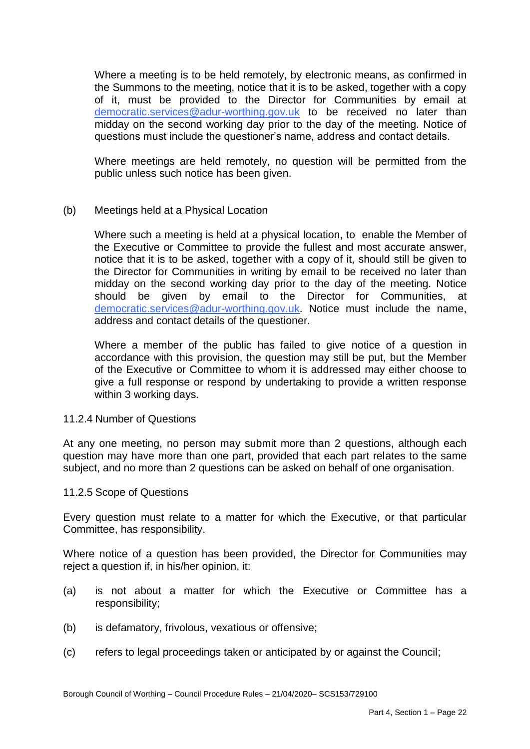Where a meeting is to be held remotely, by electronic means, as confirmed in the Summons to the meeting, notice that it is to be asked, together with a copy of it, must be provided to the Director for Communities by email at democratic.services@adur-worthing.gov.uk to be received no later than midday on the second working day prior to the day of the meeting. Notice of questions must include the questioner's name, address and contact details.

Where meetings are held remotely, no question will be permitted from the public unless such notice has been given.

(b) Meetings held at a Physical Location

Where such a meeting is held at a physical location, to enable the Member of the Executive or Committee to provide the fullest and most accurate answer, notice that it is to be asked, together with a copy of it, should still be given to the Director for Communities in writing by email to be received no later than midday on the second working day prior to the day of the meeting. Notice should be given by email to the Director for Communities, at democratic.services@adur-worthing.gov.uk. Notice must include the name, address and contact details of the questioner.

Where a member of the public has failed to give notice of a question in accordance with this provision, the question may still be put, but the Member of the Executive or Committee to whom it is addressed may either choose to give a full response or respond by undertaking to provide a written response within 3 working days.

11.2.4 Number of Questions

At any one meeting, no person may submit more than 2 questions, although each question may have more than one part, provided that each part relates to the same subject, and no more than 2 questions can be asked on behalf of one organisation.

11.2.5 Scope of Questions

Every question must relate to a matter for which the Executive, or that particular Committee, has responsibility.

Where notice of a question has been provided, the Director for Communities may reject a question if, in his/her opinion, it:

(a) is not about a matter for which the Executive or Committee has a responsibility;

(b) is defamatory, frivolous, vexatious or offensive;

(c) refers to legal proceedings taken or anticipated by or against the Council;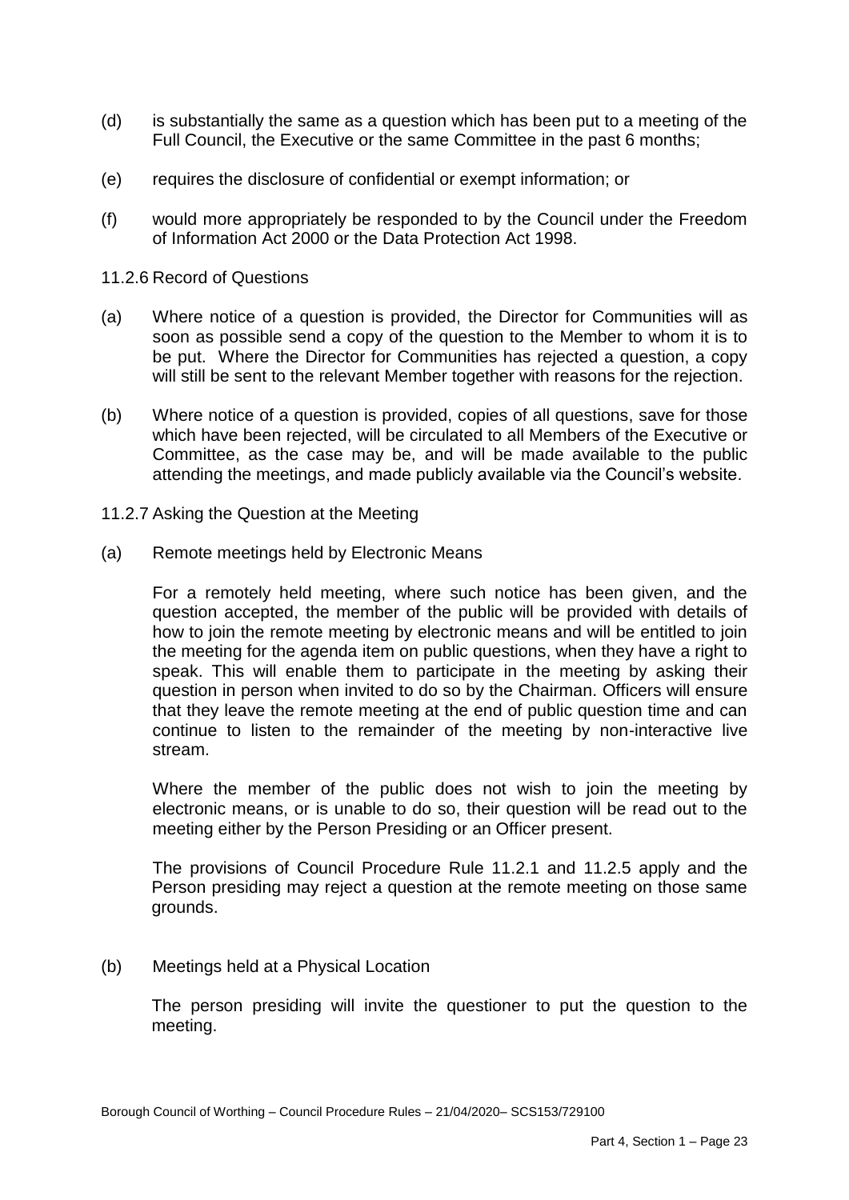(d) is substantially the same as a question which has been put to a meeting of the Full Council, the Executive or the same Committee in the past 6 months;

(e) requires the disclosure of confidential or exempt information; or

(f) would more appropriately be responded to by the Council under the Freedom of Information Act 2000 or the Data Protection Act 1998.

11.2.6 Record of Questions

(a) Where notice of a question is provided, the Director for Communities will as soon as possible send a copy of the question to the Member to whom it is to be put. Where the Director for Communities has rejected a question, a copy will still be sent to the relevant Member together with reasons for the rejection.

(b) Where notice of a question is provided, copies of all questions, save for those which have been rejected, will be circulated to all Members of the Executive or Committee, as the case may be, and will be made available to the public attending the meetings, and made publicly available via the Council's website.

11.2.7 Asking the Question at the Meeting

(a) Remote meetings held by Electronic Means

For a remotely held meeting, where such notice has been given, and the question accepted, the member of the public will be provided with details of how to join the remote meeting by electronic means and will be entitled to join the meeting for the agenda item on public questions, when they have a right to speak. This will enable them to participate in the meeting by asking their question in person when invited to do so by the Chairman. Officers will ensure that they leave the remote meeting at the end of public question time and can continue to listen to the remainder of the meeting by non-interactive live stream.

Where the member of the public does not wish to join the meeting by electronic means, or is unable to do so, their question will be read out to the meeting either by the Person Presiding or an Officer present.

The provisions of Council Procedure Rule 11.2.1 and 11.2.5 apply and the Person presiding may reject a question at the remote meeting on those same grounds.

(b) Meetings held at a Physical Location

The person presiding will invite the questioner to put the question to the meeting.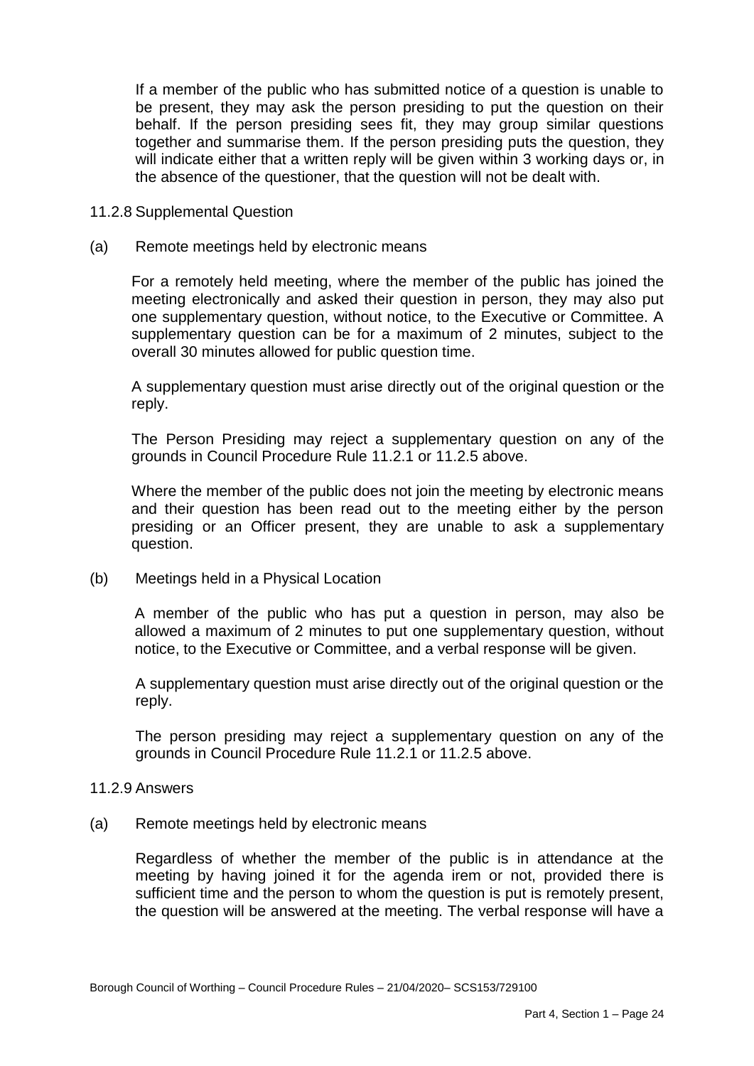If a member of the public who has submitted notice of a question is unable to be present, they may ask the person presiding to put the question on their behalf. If the person presiding sees fit, they may group similar questions together and summarise them. If the person presiding puts the question, they will indicate either that a written reply will be given within 3 working days or, in the absence of the questioner, that the question will not be dealt with.

11.2.8 Supplemental Question

(a) Remote meetings held by electronic means

For a remotely held meeting, where the member of the public has joined the meeting electronically and asked their question in person, they may also put one supplementary question, without notice, to the Executive or Committee. A supplementary question can be for a maximum of 2 minutes, subject to the overall 30 minutes allowed for public question time.

A supplementary question must arise directly out of the original question or the reply.

The Person Presiding may reject a supplementary question on any of the grounds in Council Procedure Rule 11.2.1 or 11.2.5 above.

Where the member of the public does not join the meeting by electronic means and their question has been read out to the meeting either by the person presiding or an Officer present, they are unable to ask a supplementary question.

(b) Meetings held in a Physical Location

A member of the public who has put a question in person, may also be allowed a maximum of 2 minutes to put one supplementary question, without notice, to the Executive or Committee, and a verbal response will be given.

A supplementary question must arise directly out of the original question or the reply.

The person presiding may reject a supplementary question on any of the grounds in Council Procedure Rule 11.2.1 or 11.2.5 above.

11.2.9 Answers

(a) Remote meetings held by electronic means

Regardless of whether the member of the public is in attendance at the meeting by having joined it for the agenda irem or not, provided there is sufficient time and the person to whom the question is put is remotely present, the question will be answered at the meeting. The verbal response will have a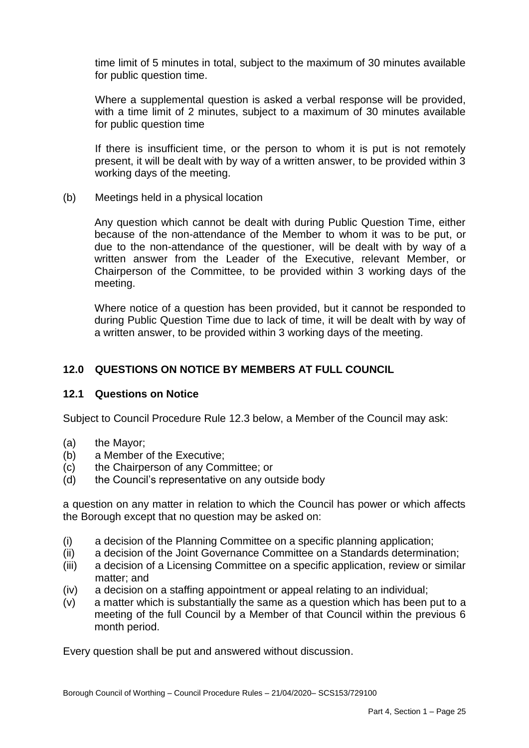time limit of 5 minutes in total, subject to the maximum of 30 minutes available for public question time.

Where a supplemental question is asked a verbal response will be provided, with a time limit of 2 minutes, subject to a maximum of 30 minutes available for public question time

If there is insufficient time, or the person to whom it is put is not remotely present, it will be dealt with by way of a written answer, to be provided within 3 working days of the meeting.

(b) Meetings held in a physical location

Any question which cannot be dealt with during Public Question Time, either because of the non-attendance of the Member to whom it was to be put, or due to the non-attendance of the questioner, will be dealt with by way of a written answer from the Leader of the Executive, relevant Member, or Chairperson of the Committee, to be provided within 3 working days of the meeting.

Where notice of a question has been provided, but it cannot be responded to during Public Question Time due to lack of time, it will be dealt with by way of a written answer, to be provided within 3 working days of the meeting.

## 12.0 QUESTIONS ON NOTICE BY MEMBERS AT FULL COUNCIL

### 12.1 Questions on Notice

Subject to Council Procedure Rule 12.3 below, a Member of the Council may ask:

(a) the Mayor;
(b) a Member of the Executive;
(c) the Chairperson of any Committee; or
(d) the Council's representative on any outside body

a question on any matter in relation to which the Council has power or which affects the Borough except that no question may be asked on:

(i) a decision of the Planning Committee on a specific planning application;
(ii) a decision of the Joint Governance Committee on a Standards determination;
(iii) a decision of a Licensing Committee on a specific application, review or similar matter; and
(iv) a decision on a staffing appointment or appeal relating to an individual;
(v) a matter which is substantially the same as a question which has been put to a meeting of the full Council by a Member of that Council within the previous 6 month period.

Every question shall be put and answered without discussion.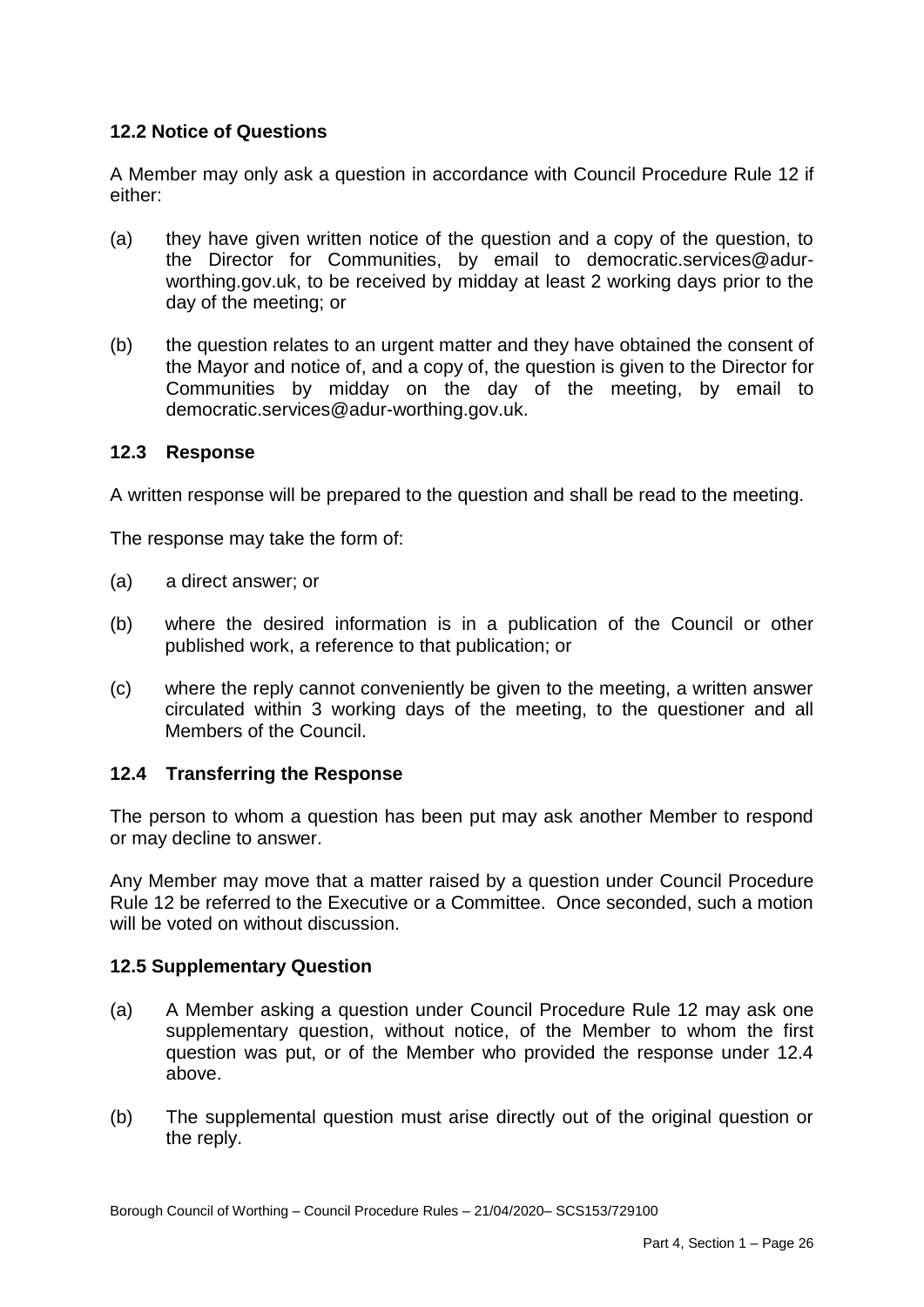### 12.2 Notice of Questions

A Member may only ask a question in accordance with Council Procedure Rule 12 if either:

(a) they have given written notice of the question and a copy of the question, to the Director for Communities, by email to democratic.services@adur-worthing.gov.uk, to be received by midday at least 2 working days prior to the day of the meeting; or

(b) the question relates to an urgent matter and they have obtained the consent of the Mayor and notice of, and a copy of, the question is given to the Director for Communities by midday on the day of the meeting, by email to democratic.services@adur-worthing.gov.uk.

### 12.3 Response

A written response will be prepared to the question and shall be read to the meeting.

The response may take the form of:

(a) a direct answer; or

(b) where the desired information is in a publication of the Council or other published work, a reference to that publication; or

(c) where the reply cannot conveniently be given to the meeting, a written answer circulated within 3 working days of the meeting, to the questioner and all Members of the Council.

### 12.4 Transferring the Response

The person to whom a question has been put may ask another Member to respond or may decline to answer.

Any Member may move that a matter raised by a question under Council Procedure Rule 12 be referred to the Executive or a Committee. Once seconded, such a motion will be voted on without discussion.

### 12.5 Supplementary Question

(a) A Member asking a question under Council Procedure Rule 12 may ask one supplementary question, without notice, of the Member to whom the first question was put, or of the Member who provided the response under 12.4 above.

(b) The supplemental question must arise directly out of the original question or the reply.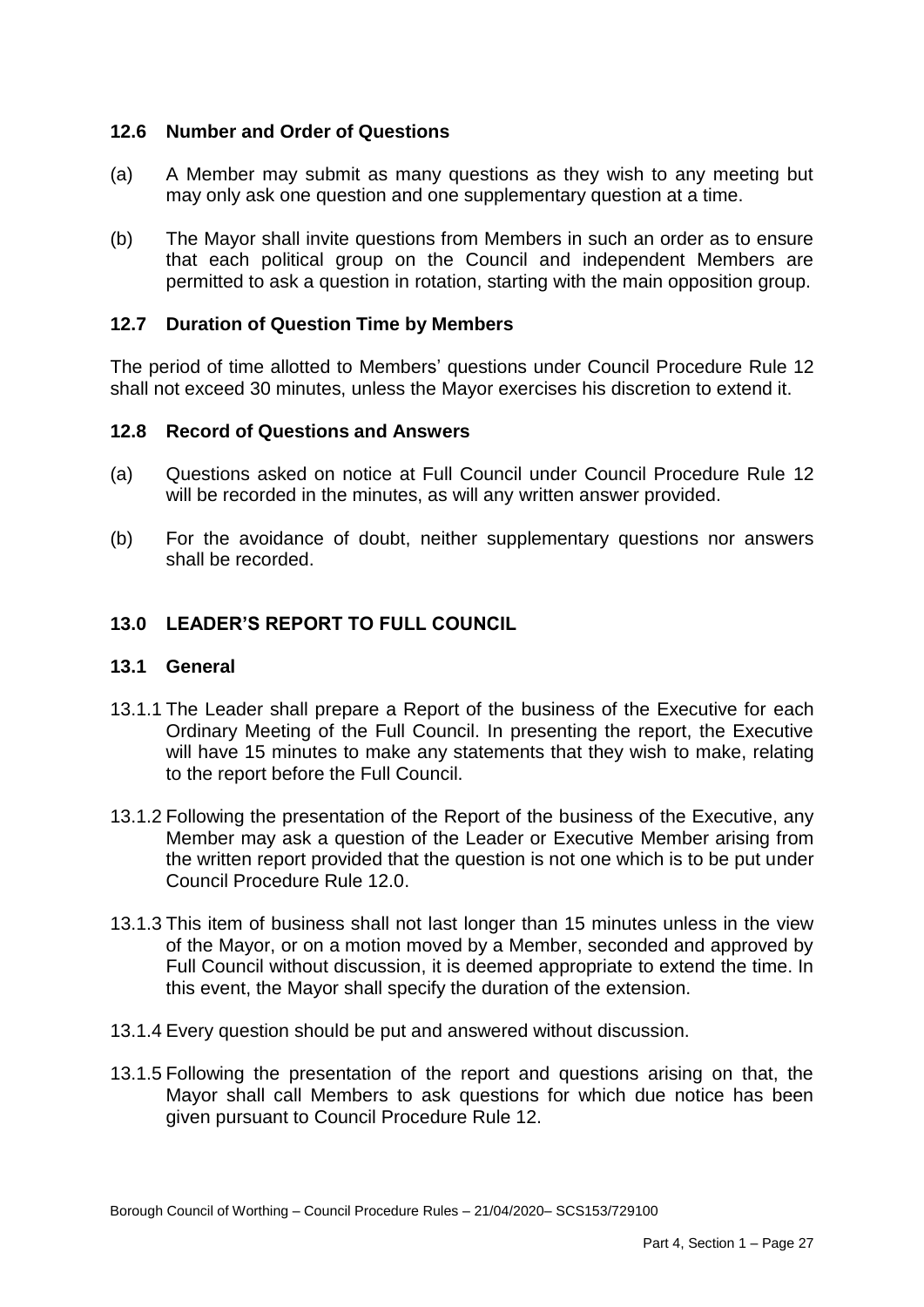### 12.6 Number and Order of Questions

(a) A Member may submit as many questions as they wish to any meeting but may only ask one question and one supplementary question at a time.

(b) The Mayor shall invite questions from Members in such an order as to ensure that each political group on the Council and independent Members are permitted to ask a question in rotation, starting with the main opposition group.

### 12.7 Duration of Question Time by Members

The period of time allotted to Members' questions under Council Procedure Rule 12 shall not exceed 30 minutes, unless the Mayor exercises his discretion to extend it.

### 12.8 Record of Questions and Answers

(a) Questions asked on notice at Full Council under Council Procedure Rule 12 will be recorded in the minutes, as will any written answer provided.

(b) For the avoidance of doubt, neither supplementary questions nor answers shall be recorded.

## 13.0 LEADER'S REPORT TO FULL COUNCIL

### 13.1 General

13.1.1 The Leader shall prepare a Report of the business of the Executive for each Ordinary Meeting of the Full Council. In presenting the report, the Executive will have 15 minutes to make any statements that they wish to make, relating to the report before the Full Council.

13.1.2 Following the presentation of the Report of the business of the Executive, any Member may ask a question of the Leader or Executive Member arising from the written report provided that the question is not one which is to be put under Council Procedure Rule 12.0.

13.1.3 This item of business shall not last longer than 15 minutes unless in the view of the Mayor, or on a motion moved by a Member, seconded and approved by Full Council without discussion, it is deemed appropriate to extend the time. In this event, the Mayor shall specify the duration of the extension.

13.1.4 Every question should be put and answered without discussion.

13.1.5 Following the presentation of the report and questions arising on that, the Mayor shall call Members to ask questions for which due notice has been given pursuant to Council Procedure Rule 12.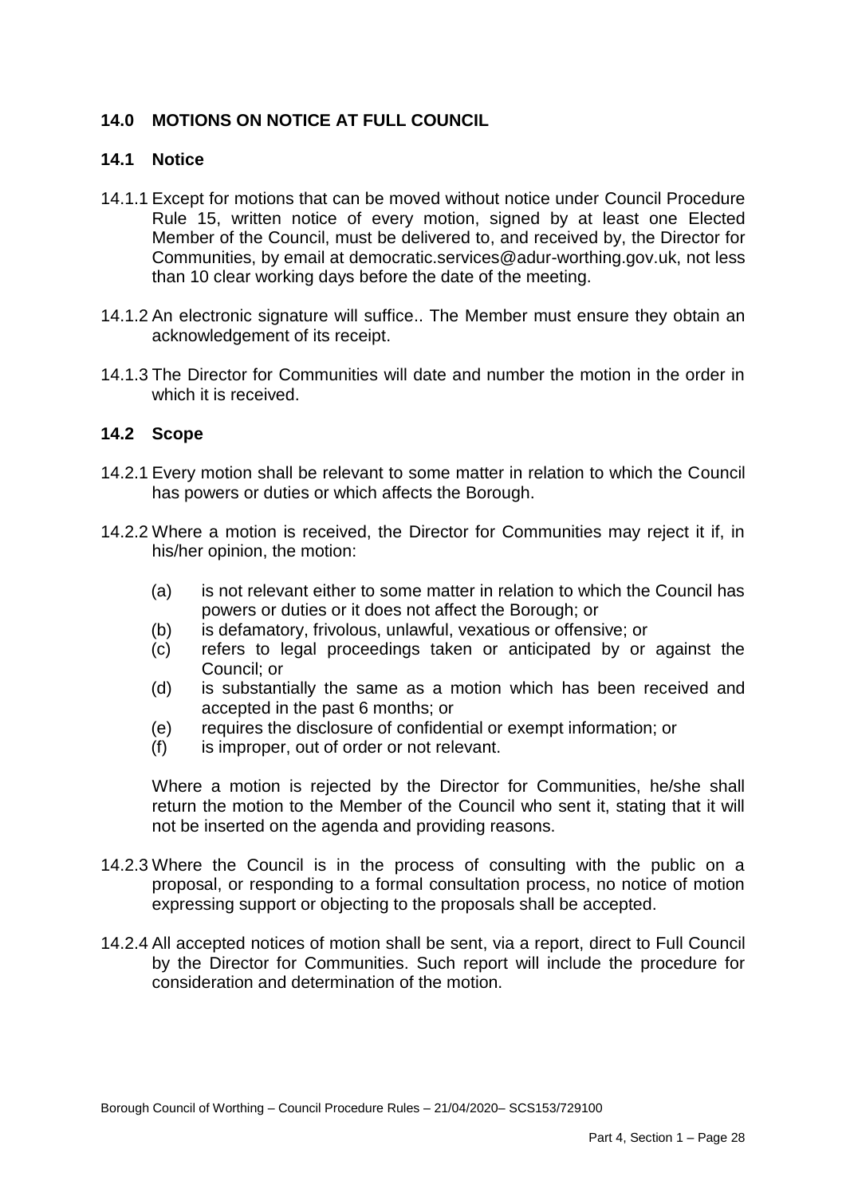## 14.0 MOTIONS ON NOTICE AT FULL COUNCIL

### 14.1 Notice

14.1.1 Except for motions that can be moved without notice under Council Procedure Rule 15, written notice of every motion, signed by at least one Elected Member of the Council, must be delivered to, and received by, the Director for Communities, by email at democratic.services@adur-worthing.gov.uk, not less than 10 clear working days before the date of the meeting.

14.1.2 An electronic signature will suffice.. The Member must ensure they obtain an acknowledgement of its receipt.

14.1.3 The Director for Communities will date and number the motion in the order in which it is received.

### 14.2 Scope

14.2.1 Every motion shall be relevant to some matter in relation to which the Council has powers or duties or which affects the Borough.

14.2.2 Where a motion is received, the Director for Communities may reject it if, in his/her opinion, the motion:

(a) is not relevant either to some matter in relation to which the Council has powers or duties or it does not affect the Borough; or
(b) is defamatory, frivolous, unlawful, vexatious or offensive; or
(c) refers to legal proceedings taken or anticipated by or against the Council; or
(d) is substantially the same as a motion which has been received and accepted in the past 6 months; or
(e) requires the disclosure of confidential or exempt information; or
(f) is improper, out of order or not relevant.

Where a motion is rejected by the Director for Communities, he/she shall return the motion to the Member of the Council who sent it, stating that it will not be inserted on the agenda and providing reasons.

14.2.3 Where the Council is in the process of consulting with the public on a proposal, or responding to a formal consultation process, no notice of motion expressing support or objecting to the proposals shall be accepted.

14.2.4 All accepted notices of motion shall be sent, via a report, direct to Full Council by the Director for Communities. Such report will include the procedure for consideration and determination of the motion.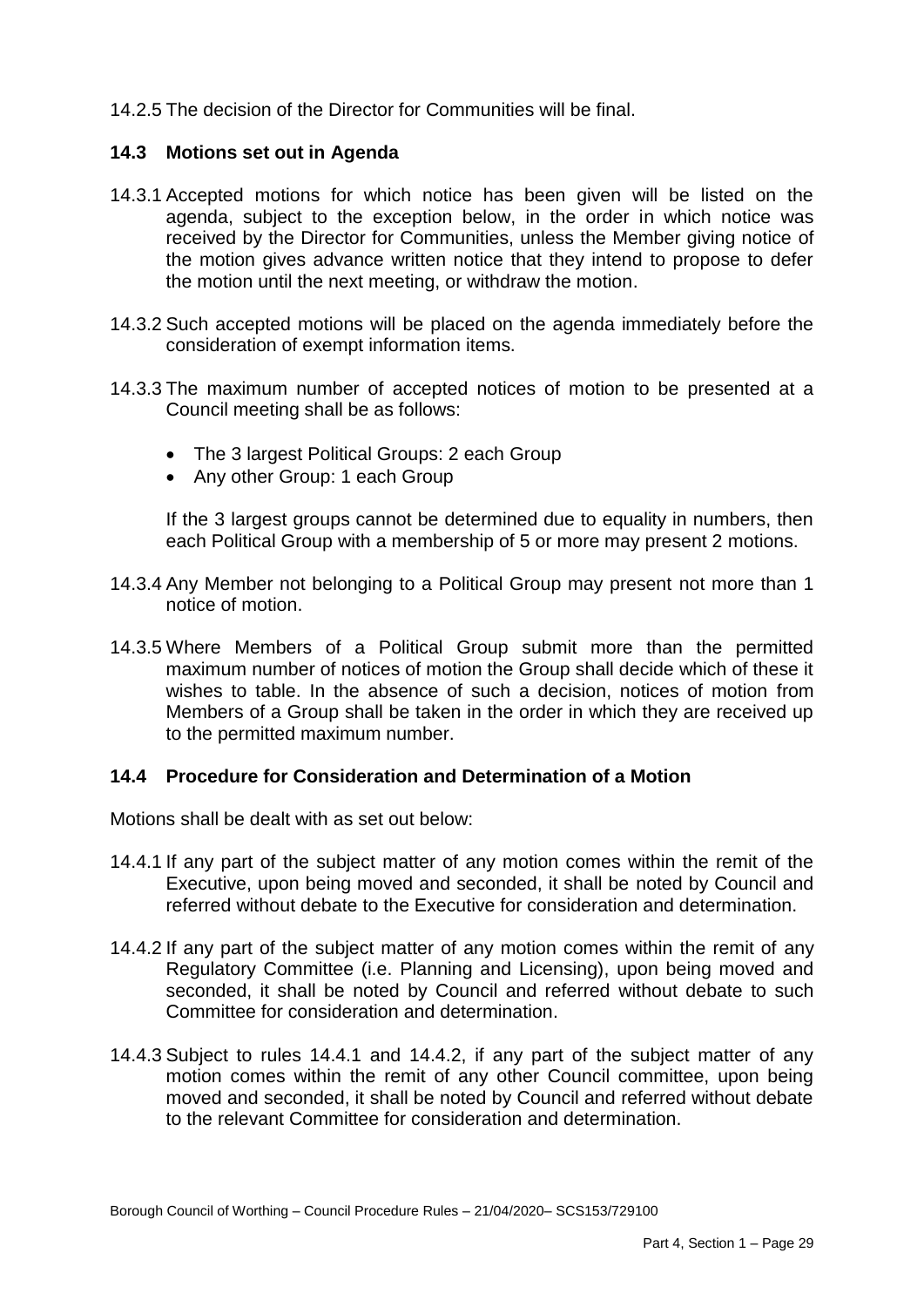14.2.5 The decision of the Director for Communities will be final.

### 14.3 Motions set out in Agenda

14.3.1 Accepted motions for which notice has been given will be listed on the agenda, subject to the exception below, in the order in which notice was received by the Director for Communities, unless the Member giving notice of the motion gives advance written notice that they intend to propose to defer the motion until the next meeting, or withdraw the motion.

14.3.2 Such accepted motions will be placed on the agenda immediately before the consideration of exempt information items.

14.3.3 The maximum number of accepted notices of motion to be presented at a Council meeting shall be as follows:

- The 3 largest Political Groups: 2 each Group
- Any other Group: 1 each Group

If the 3 largest groups cannot be determined due to equality in numbers, then each Political Group with a membership of 5 or more may present 2 motions.

14.3.4 Any Member not belonging to a Political Group may present not more than 1 notice of motion.

14.3.5 Where Members of a Political Group submit more than the permitted maximum number of notices of motion the Group shall decide which of these it wishes to table. In the absence of such a decision, notices of motion from Members of a Group shall be taken in the order in which they are received up to the permitted maximum number.

### 14.4 Procedure for Consideration and Determination of a Motion

Motions shall be dealt with as set out below:

14.4.1 If any part of the subject matter of any motion comes within the remit of the Executive, upon being moved and seconded, it shall be noted by Council and referred without debate to the Executive for consideration and determination.

14.4.2 If any part of the subject matter of any motion comes within the remit of any Regulatory Committee (i.e. Planning and Licensing), upon being moved and seconded, it shall be noted by Council and referred without debate to such Committee for consideration and determination.

14.4.3 Subject to rules 14.4.1 and 14.4.2, if any part of the subject matter of any motion comes within the remit of any other Council committee, upon being moved and seconded, it shall be noted by Council and referred without debate to the relevant Committee for consideration and determination.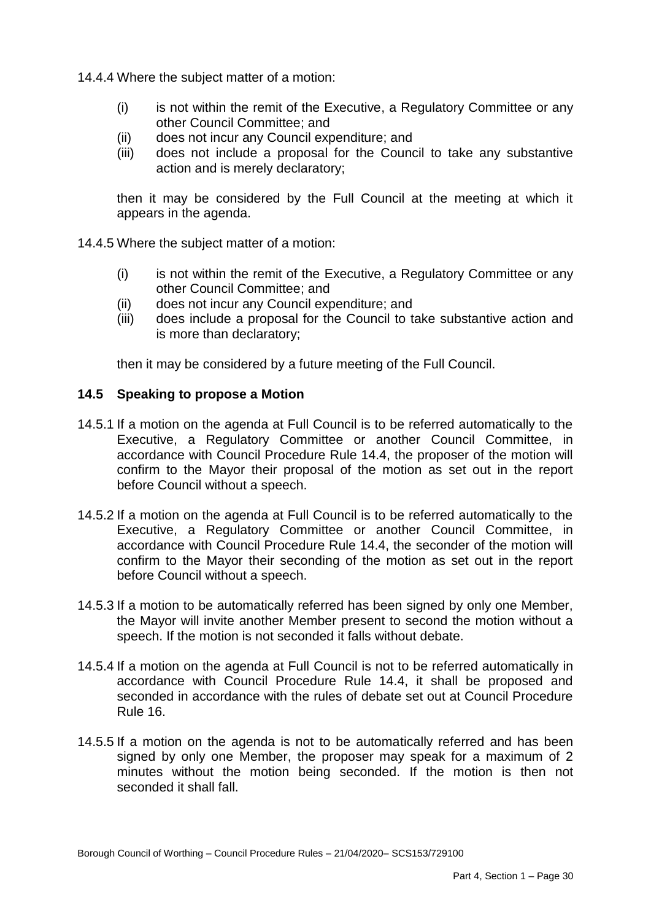14.4.4 Where the subject matter of a motion:

- (i) is not within the remit of the Executive, a Regulatory Committee or any other Council Committee; and
- (ii) does not incur any Council expenditure; and
- (iii) does not include a proposal for the Council to take any substantive action and is merely declaratory;

then it may be considered by the Full Council at the meeting at which it appears in the agenda.

14.4.5 Where the subject matter of a motion:

- (i) is not within the remit of the Executive, a Regulatory Committee or any other Council Committee; and
- (ii) does not incur any Council expenditure; and
- (iii) does include a proposal for the Council to take substantive action and is more than declaratory;

then it may be considered by a future meeting of the Full Council.

### 14.5 Speaking to propose a Motion

14.5.1 If a motion on the agenda at Full Council is to be referred automatically to the Executive, a Regulatory Committee or another Council Committee, in accordance with Council Procedure Rule 14.4, the proposer of the motion will confirm to the Mayor their proposal of the motion as set out in the report before Council without a speech.

14.5.2 If a motion on the agenda at Full Council is to be referred automatically to the Executive, a Regulatory Committee or another Council Committee, in accordance with Council Procedure Rule 14.4, the seconder of the motion will confirm to the Mayor their seconding of the motion as set out in the report before Council without a speech.

14.5.3 If a motion to be automatically referred has been signed by only one Member, the Mayor will invite another Member present to second the motion without a speech. If the motion is not seconded it falls without debate.

14.5.4 If a motion on the agenda at Full Council is not to be referred automatically in accordance with Council Procedure Rule 14.4, it shall be proposed and seconded in accordance with the rules of debate set out at Council Procedure Rule 16.

14.5.5 If a motion on the agenda is not to be automatically referred and has been signed by only one Member, the proposer may speak for a maximum of 2 minutes without the motion being seconded. If the motion is then not seconded it shall fall.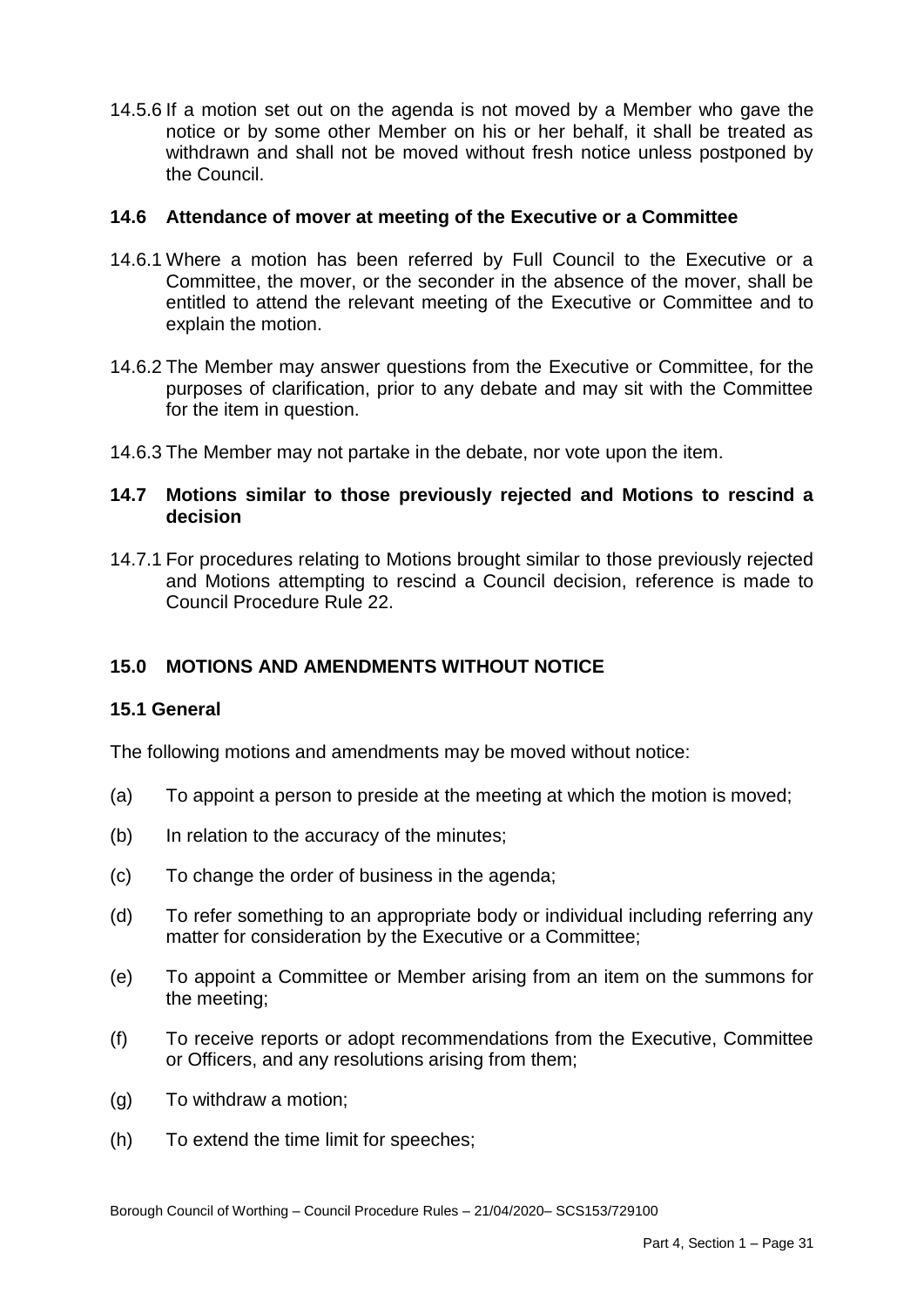14.5.6 If a motion set out on the agenda is not moved by a Member who gave the notice or by some other Member on his or her behalf, it shall be treated as withdrawn and shall not be moved without fresh notice unless postponed by the Council.

### 14.6 Attendance of mover at meeting of the Executive or a Committee

14.6.1 Where a motion has been referred by Full Council to the Executive or a Committee, the mover, or the seconder in the absence of the mover, shall be entitled to attend the relevant meeting of the Executive or Committee and to explain the motion.

14.6.2 The Member may answer questions from the Executive or Committee, for the purposes of clarification, prior to any debate and may sit with the Committee for the item in question.

14.6.3 The Member may not partake in the debate, nor vote upon the item.

### 14.7 Motions similar to those previously rejected and Motions to rescind a decision

14.7.1 For procedures relating to Motions brought similar to those previously rejected and Motions attempting to rescind a Council decision, reference is made to Council Procedure Rule 22.

## 15.0 MOTIONS AND AMENDMENTS WITHOUT NOTICE

### 15.1 General

The following motions and amendments may be moved without notice:

(a) To appoint a person to preside at the meeting at which the motion is moved;

(b) In relation to the accuracy of the minutes;

(c) To change the order of business in the agenda;

(d) To refer something to an appropriate body or individual including referring any matter for consideration by the Executive or a Committee;

(e) To appoint a Committee or Member arising from an item on the summons for the meeting;

(f) To receive reports or adopt recommendations from the Executive, Committee or Officers, and any resolutions arising from them;

(g) To withdraw a motion;

(h) To extend the time limit for speeches;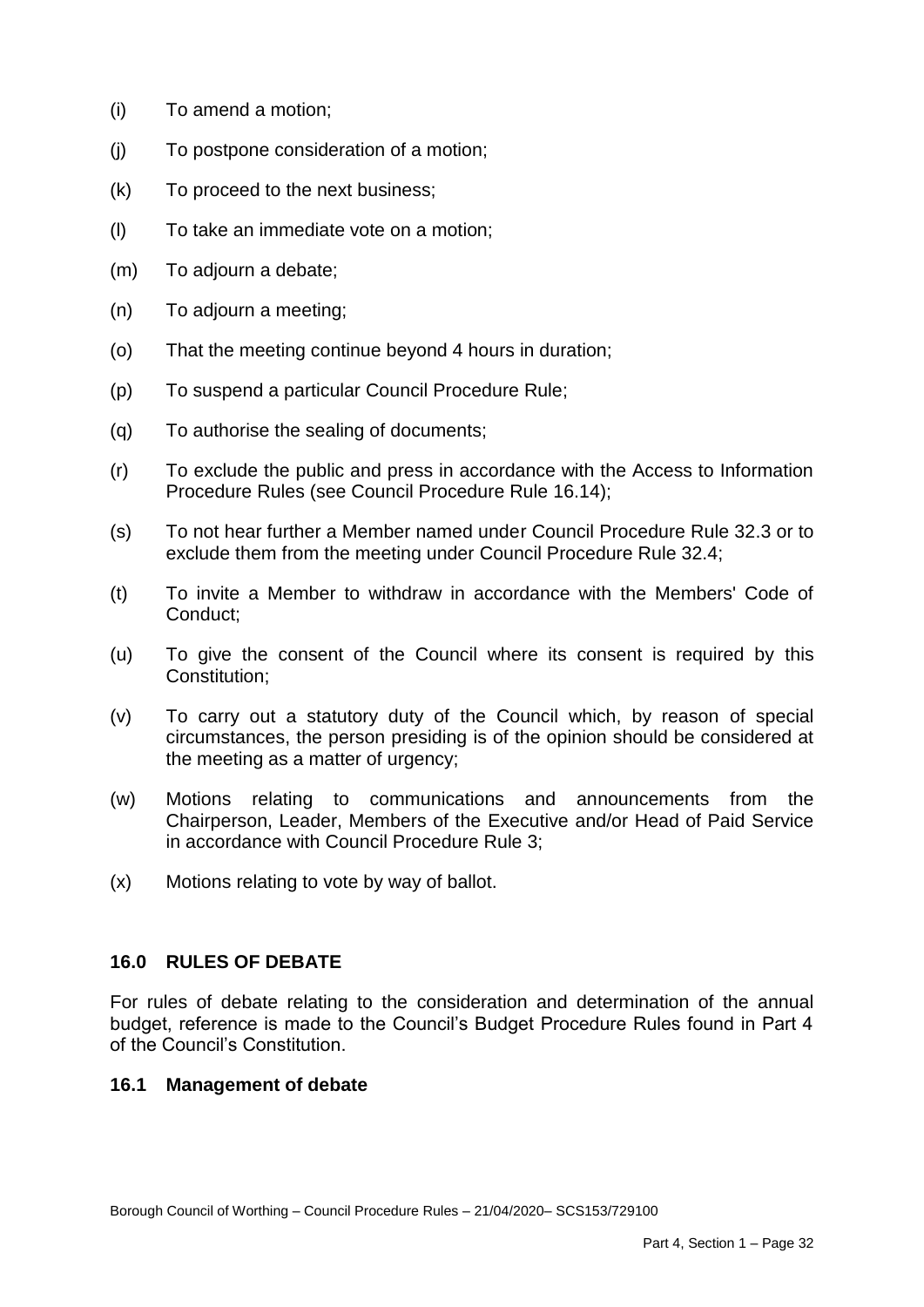(i) To amend a motion;

(j) To postpone consideration of a motion;

(k) To proceed to the next business;

(l) To take an immediate vote on a motion;

(m) To adjourn a debate;

(n) To adjourn a meeting;

(o) That the meeting continue beyond 4 hours in duration;

(p) To suspend a particular Council Procedure Rule;

(q) To authorise the sealing of documents;

(r) To exclude the public and press in accordance with the Access to Information Procedure Rules (see Council Procedure Rule 16.14);

(s) To not hear further a Member named under Council Procedure Rule 32.3 or to exclude them from the meeting under Council Procedure Rule 32.4;

(t) To invite a Member to withdraw in accordance with the Members' Code of Conduct;

(u) To give the consent of the Council where its consent is required by this Constitution;

(v) To carry out a statutory duty of the Council which, by reason of special circumstances, the person presiding is of the opinion should be considered at the meeting as a matter of urgency;

(w) Motions relating to communications and announcements from the Chairperson, Leader, Members of the Executive and/or Head of Paid Service in accordance with Council Procedure Rule 3;

(x) Motions relating to vote by way of ballot.

## 16.0 RULES OF DEBATE

For rules of debate relating to the consideration and determination of the annual budget, reference is made to the Council's Budget Procedure Rules found in Part 4 of the Council's Constitution.

### 16.1 Management of debate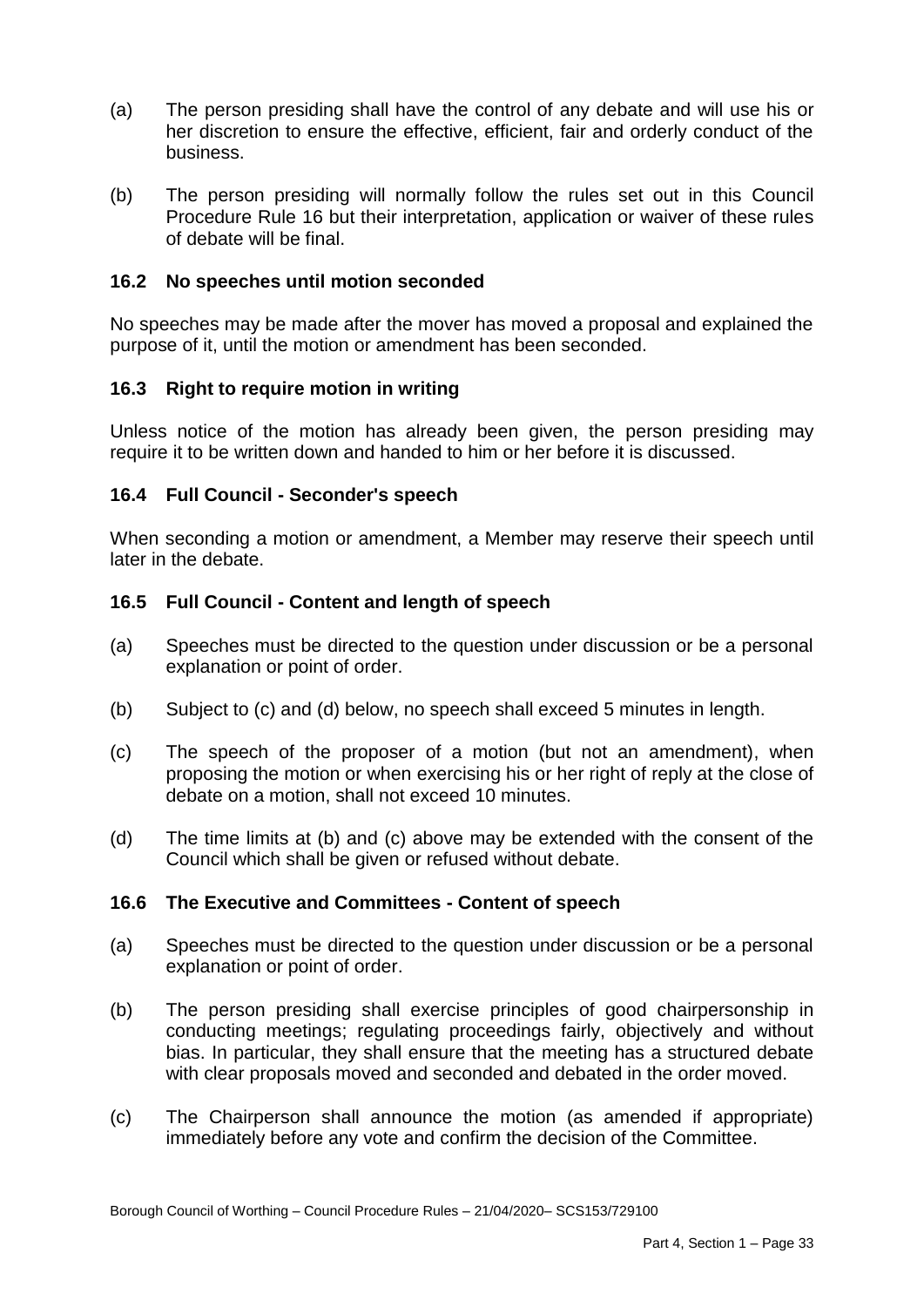(a) The person presiding shall have the control of any debate and will use his or her discretion to ensure the effective, efficient, fair and orderly conduct of the business.

(b) The person presiding will normally follow the rules set out in this Council Procedure Rule 16 but their interpretation, application or waiver of these rules of debate will be final.

### 16.2 No speeches until motion seconded

No speeches may be made after the mover has moved a proposal and explained the purpose of it, until the motion or amendment has been seconded.

### 16.3 Right to require motion in writing

Unless notice of the motion has already been given, the person presiding may require it to be written down and handed to him or her before it is discussed.

### 16.4 Full Council - Seconder's speech

When seconding a motion or amendment, a Member may reserve their speech until later in the debate.

### 16.5 Full Council - Content and length of speech

(a) Speeches must be directed to the question under discussion or be a personal explanation or point of order.

(b) Subject to (c) and (d) below, no speech shall exceed 5 minutes in length.

(c) The speech of the proposer of a motion (but not an amendment), when proposing the motion or when exercising his or her right of reply at the close of debate on a motion, shall not exceed 10 minutes.

(d) The time limits at (b) and (c) above may be extended with the consent of the Council which shall be given or refused without debate.

### 16.6 The Executive and Committees - Content of speech

(a) Speeches must be directed to the question under discussion or be a personal explanation or point of order.

(b) The person presiding shall exercise principles of good chairpersonship in conducting meetings; regulating proceedings fairly, objectively and without bias. In particular, they shall ensure that the meeting has a structured debate with clear proposals moved and seconded and debated in the order moved.

(c) The Chairperson shall announce the motion (as amended if appropriate) immediately before any vote and confirm the decision of the Committee.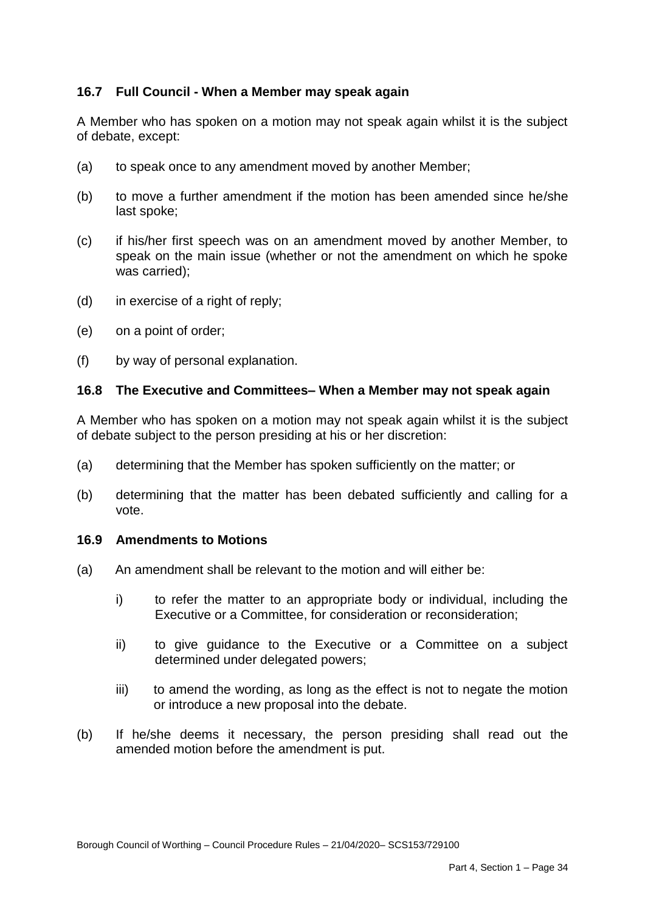### 16.7 Full Council - When a Member may speak again

A Member who has spoken on a motion may not speak again whilst it is the subject of debate, except:

(a) to speak once to any amendment moved by another Member;

(b) to move a further amendment if the motion has been amended since he/she last spoke;

(c) if his/her first speech was on an amendment moved by another Member, to speak on the main issue (whether or not the amendment on which he spoke was carried);

(d) in exercise of a right of reply;

(e) on a point of order;

(f) by way of personal explanation.

### 16.8 The Executive and Committees– When a Member may not speak again

A Member who has spoken on a motion may not speak again whilst it is the subject of debate subject to the person presiding at his or her discretion:

(a) determining that the Member has spoken sufficiently on the matter; or

(b) determining that the matter has been debated sufficiently and calling for a vote.

### 16.9 Amendments to Motions

(a) An amendment shall be relevant to the motion and will either be:

   i) to refer the matter to an appropriate body or individual, including the Executive or a Committee, for consideration or reconsideration;

   ii) to give guidance to the Executive or a Committee on a subject determined under delegated powers;

   iii) to amend the wording, as long as the effect is not to negate the motion or introduce a new proposal into the debate.

(b) If he/she deems it necessary, the person presiding shall read out the amended motion before the amendment is put.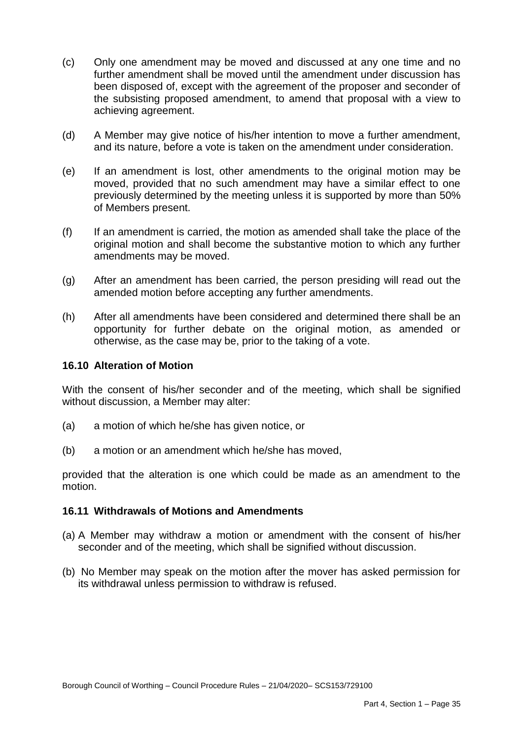(c) Only one amendment may be moved and discussed at any one time and no further amendment shall be moved until the amendment under discussion has been disposed of, except with the agreement of the proposer and seconder of the subsisting proposed amendment, to amend that proposal with a view to achieving agreement.

(d) A Member may give notice of his/her intention to move a further amendment, and its nature, before a vote is taken on the amendment under consideration.

(e) If an amendment is lost, other amendments to the original motion may be moved, provided that no such amendment may have a similar effect to one previously determined by the meeting unless it is supported by more than 50% of Members present.

(f) If an amendment is carried, the motion as amended shall take the place of the original motion and shall become the substantive motion to which any further amendments may be moved.

(g) After an amendment has been carried, the person presiding will read out the amended motion before accepting any further amendments.

(h) After all amendments have been considered and determined there shall be an opportunity for further debate on the original motion, as amended or otherwise, as the case may be, prior to the taking of a vote.

### 16.10 Alteration of Motion

With the consent of his/her seconder and of the meeting, which shall be signified without discussion, a Member may alter:

(a) a motion of which he/she has given notice, or

(b) a motion or an amendment which he/she has moved,

provided that the alteration is one which could be made as an amendment to the motion.

### 16.11 Withdrawals of Motions and Amendments

(a) A Member may withdraw a motion or amendment with the consent of his/her seconder and of the meeting, which shall be signified without discussion.

(b) No Member may speak on the motion after the mover has asked permission for its withdrawal unless permission to withdraw is refused.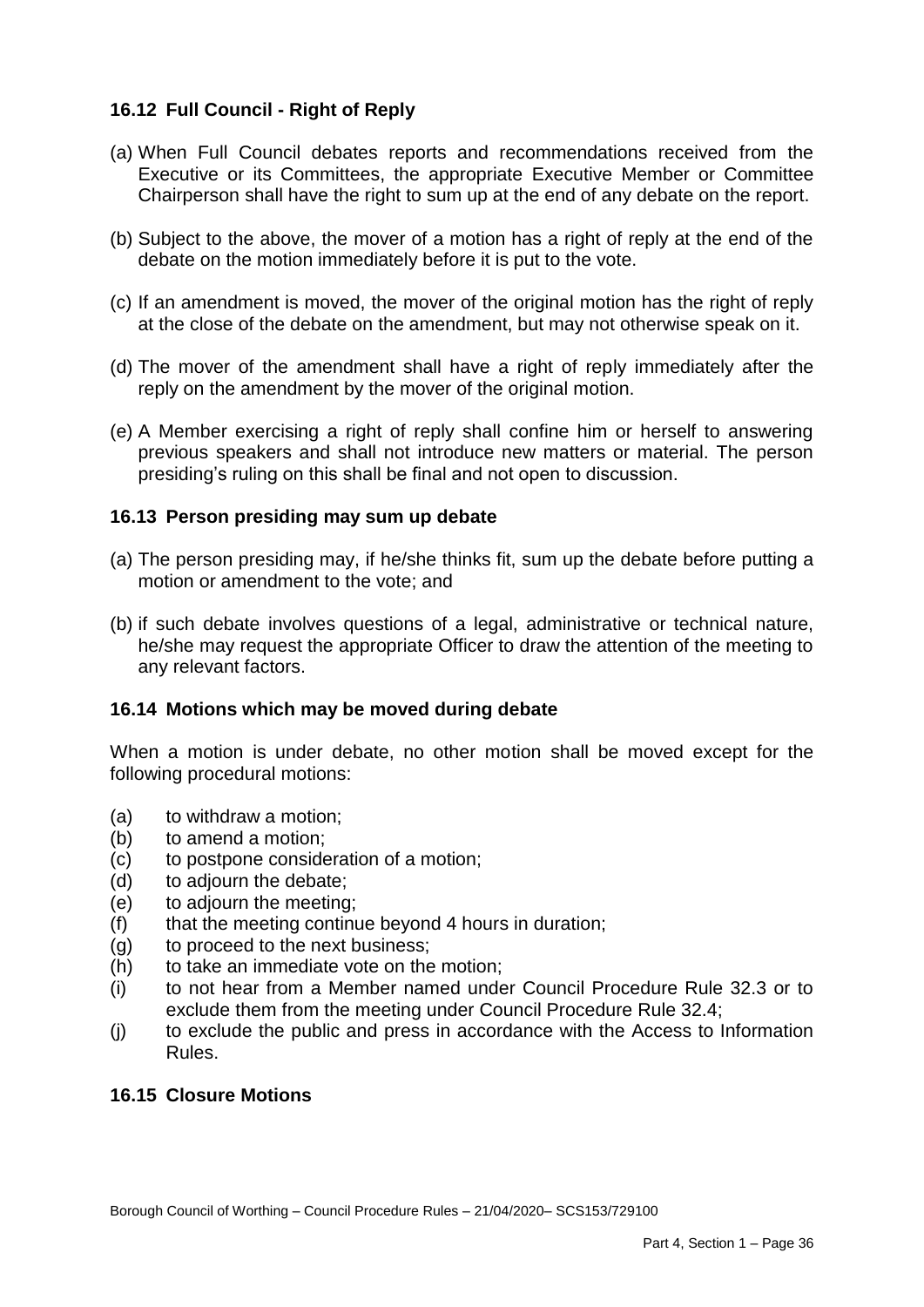### 16.12 Full Council - Right of Reply

(a) When Full Council debates reports and recommendations received from the Executive or its Committees, the appropriate Executive Member or Committee Chairperson shall have the right to sum up at the end of any debate on the report.

(b) Subject to the above, the mover of a motion has a right of reply at the end of the debate on the motion immediately before it is put to the vote.

(c) If an amendment is moved, the mover of the original motion has the right of reply at the close of the debate on the amendment, but may not otherwise speak on it.

(d) The mover of the amendment shall have a right of reply immediately after the reply on the amendment by the mover of the original motion.

(e) A Member exercising a right of reply shall confine him or herself to answering previous speakers and shall not introduce new matters or material. The person presiding's ruling on this shall be final and not open to discussion.

### 16.13 Person presiding may sum up debate

(a) The person presiding may, if he/she thinks fit, sum up the debate before putting a motion or amendment to the vote; and

(b) if such debate involves questions of a legal, administrative or technical nature, he/she may request the appropriate Officer to draw the attention of the meeting to any relevant factors.

### 16.14 Motions which may be moved during debate

When a motion is under debate, no other motion shall be moved except for the following procedural motions:

(a) to withdraw a motion;
(b) to amend a motion;
(c) to postpone consideration of a motion;
(d) to adjourn the debate;
(e) to adjourn the meeting;
(f) that the meeting continue beyond 4 hours in duration;
(g) to proceed to the next business;
(h) to take an immediate vote on the motion;
(i) to not hear from a Member named under Council Procedure Rule 32.3 or to exclude them from the meeting under Council Procedure Rule 32.4;
(j) to exclude the public and press in accordance with the Access to Information Rules.

### 16.15 Closure Motions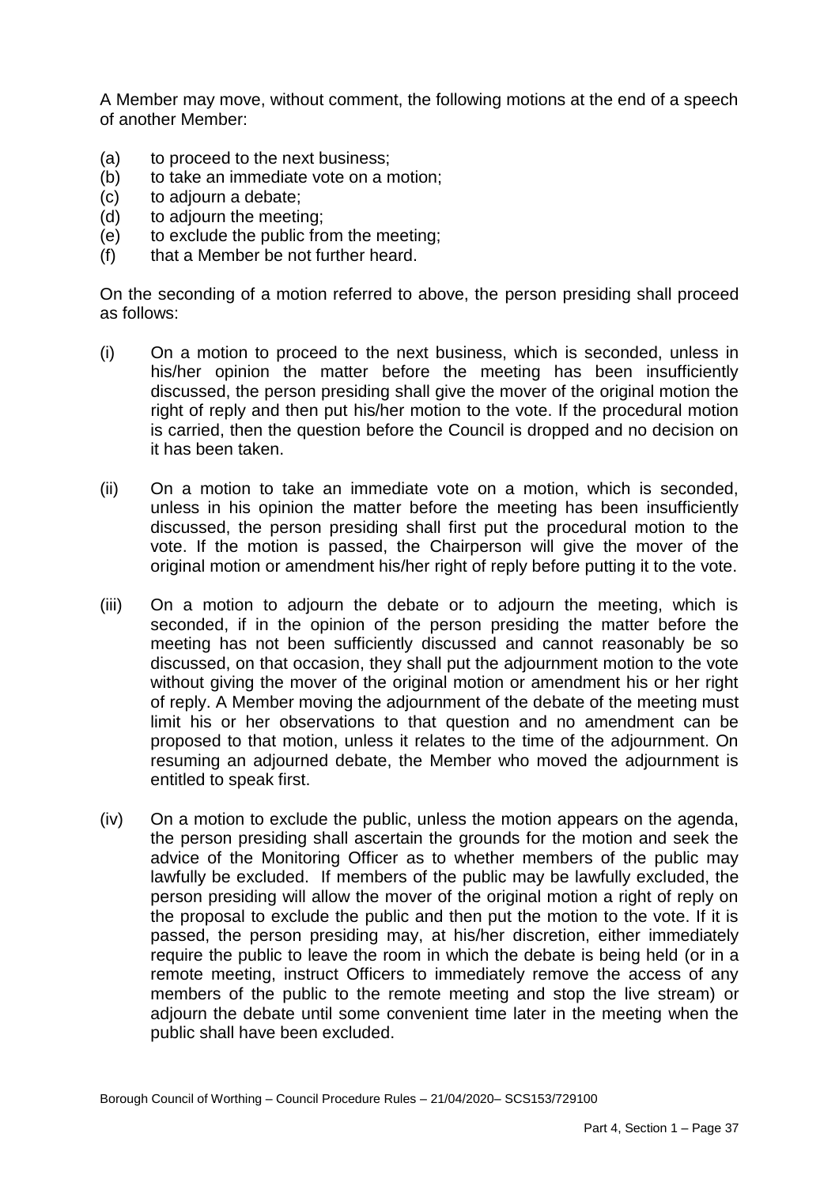A Member may move, without comment, the following motions at the end of a speech of another Member:

(a) to proceed to the next business;
(b) to take an immediate vote on a motion;
(c) to adjourn a debate;
(d) to adjourn the meeting;
(e) to exclude the public from the meeting;
(f) that a Member be not further heard.

On the seconding of a motion referred to above, the person presiding shall proceed as follows:

(i) On a motion to proceed to the next business, which is seconded, unless in his/her opinion the matter before the meeting has been insufficiently discussed, the person presiding shall give the mover of the original motion the right of reply and then put his/her motion to the vote. If the procedural motion is carried, then the question before the Council is dropped and no decision on it has been taken.

(ii) On a motion to take an immediate vote on a motion, which is seconded, unless in his opinion the matter before the meeting has been insufficiently discussed, the person presiding shall first put the procedural motion to the vote. If the motion is passed, the Chairperson will give the mover of the original motion or amendment his/her right of reply before putting it to the vote.

(iii) On a motion to adjourn the debate or to adjourn the meeting, which is seconded, if in the opinion of the person presiding the matter before the meeting has not been sufficiently discussed and cannot reasonably be so discussed, on that occasion, they shall put the adjournment motion to the vote without giving the mover of the original motion or amendment his or her right of reply. A Member moving the adjournment of the debate of the meeting must limit his or her observations to that question and no amendment can be proposed to that motion, unless it relates to the time of the adjournment. On resuming an adjourned debate, the Member who moved the adjournment is entitled to speak first.

(iv) On a motion to exclude the public, unless the motion appears on the agenda, the person presiding shall ascertain the grounds for the motion and seek the advice of the Monitoring Officer as to whether members of the public may lawfully be excluded. If members of the public may be lawfully excluded, the person presiding will allow the mover of the original motion a right of reply on the proposal to exclude the public and then put the motion to the vote. If it is passed, the person presiding may, at his/her discretion, either immediately require the public to leave the room in which the debate is being held (or in a remote meeting, instruct Officers to immediately remove the access of any members of the public to the remote meeting and stop the live stream) or adjourn the debate until some convenient time later in the meeting when the public shall have been excluded.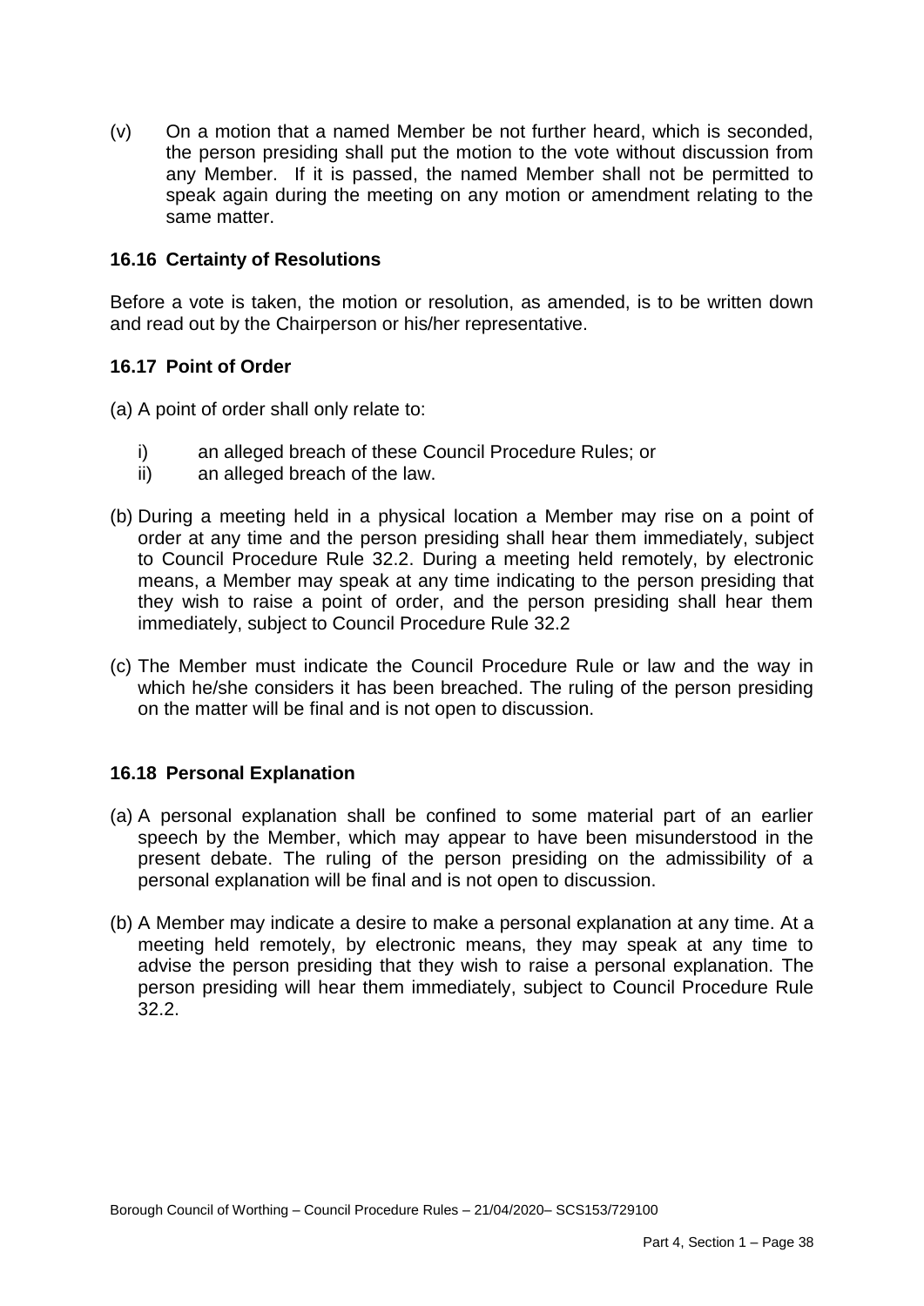(v) On a motion that a named Member be not further heard, which is seconded, the person presiding shall put the motion to the vote without discussion from any Member. If it is passed, the named Member shall not be permitted to speak again during the meeting on any motion or amendment relating to the same matter.

### 16.16 Certainty of Resolutions

Before a vote is taken, the motion or resolution, as amended, is to be written down and read out by the Chairperson or his/her representative.

### 16.17 Point of Order

(a) A point of order shall only relate to:

i) an alleged breach of these Council Procedure Rules; or
ii) an alleged breach of the law.

(b) During a meeting held in a physical location a Member may rise on a point of order at any time and the person presiding shall hear them immediately, subject to Council Procedure Rule 32.2. During a meeting held remotely, by electronic means, a Member may speak at any time indicating to the person presiding that they wish to raise a point of order, and the person presiding shall hear them immediately, subject to Council Procedure Rule 32.2

(c) The Member must indicate the Council Procedure Rule or law and the way in which he/she considers it has been breached. The ruling of the person presiding on the matter will be final and is not open to discussion.

### 16.18 Personal Explanation

(a) A personal explanation shall be confined to some material part of an earlier speech by the Member, which may appear to have been misunderstood in the present debate. The ruling of the person presiding on the admissibility of a personal explanation will be final and is not open to discussion.

(b) A Member may indicate a desire to make a personal explanation at any time. At a meeting held remotely, by electronic means, they may speak at any time to advise the person presiding that they wish to raise a personal explanation. The person presiding will hear them immediately, subject to Council Procedure Rule 32.2.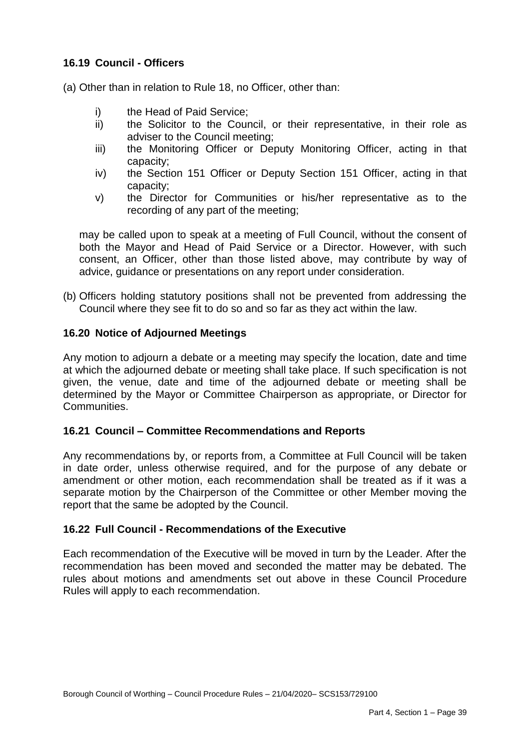### 16.19 Council - Officers

(a) Other than in relation to Rule 18, no Officer, other than:

   i) the Head of Paid Service;
   ii) the Solicitor to the Council, or their representative, in their role as adviser to the Council meeting;
   iii) the Monitoring Officer or Deputy Monitoring Officer, acting in that capacity;
   iv) the Section 151 Officer or Deputy Section 151 Officer, acting in that capacity;
   v) the Director for Communities or his/her representative as to the recording of any part of the meeting;

   may be called upon to speak at a meeting of Full Council, without the consent of both the Mayor and Head of Paid Service or a Director. However, with such consent, an Officer, other than those listed above, may contribute by way of advice, guidance or presentations on any report under consideration.

(b) Officers holding statutory positions shall not be prevented from addressing the Council where they see fit to do so and so far as they act within the law.

### 16.20 Notice of Adjourned Meetings

Any motion to adjourn a debate or a meeting may specify the location, date and time at which the adjourned debate or meeting shall take place. If such specification is not given, the venue, date and time of the adjourned debate or meeting shall be determined by the Mayor or Committee Chairperson as appropriate, or Director for Communities.

### 16.21 Council – Committee Recommendations and Reports

Any recommendations by, or reports from, a Committee at Full Council will be taken in date order, unless otherwise required, and for the purpose of any debate or amendment or other motion, each recommendation shall be treated as if it was a separate motion by the Chairperson of the Committee or other Member moving the report that the same be adopted by the Council.

### 16.22 Full Council - Recommendations of the Executive

Each recommendation of the Executive will be moved in turn by the Leader. After the recommendation has been moved and seconded the matter may be debated. The rules about motions and amendments set out above in these Council Procedure Rules will apply to each recommendation.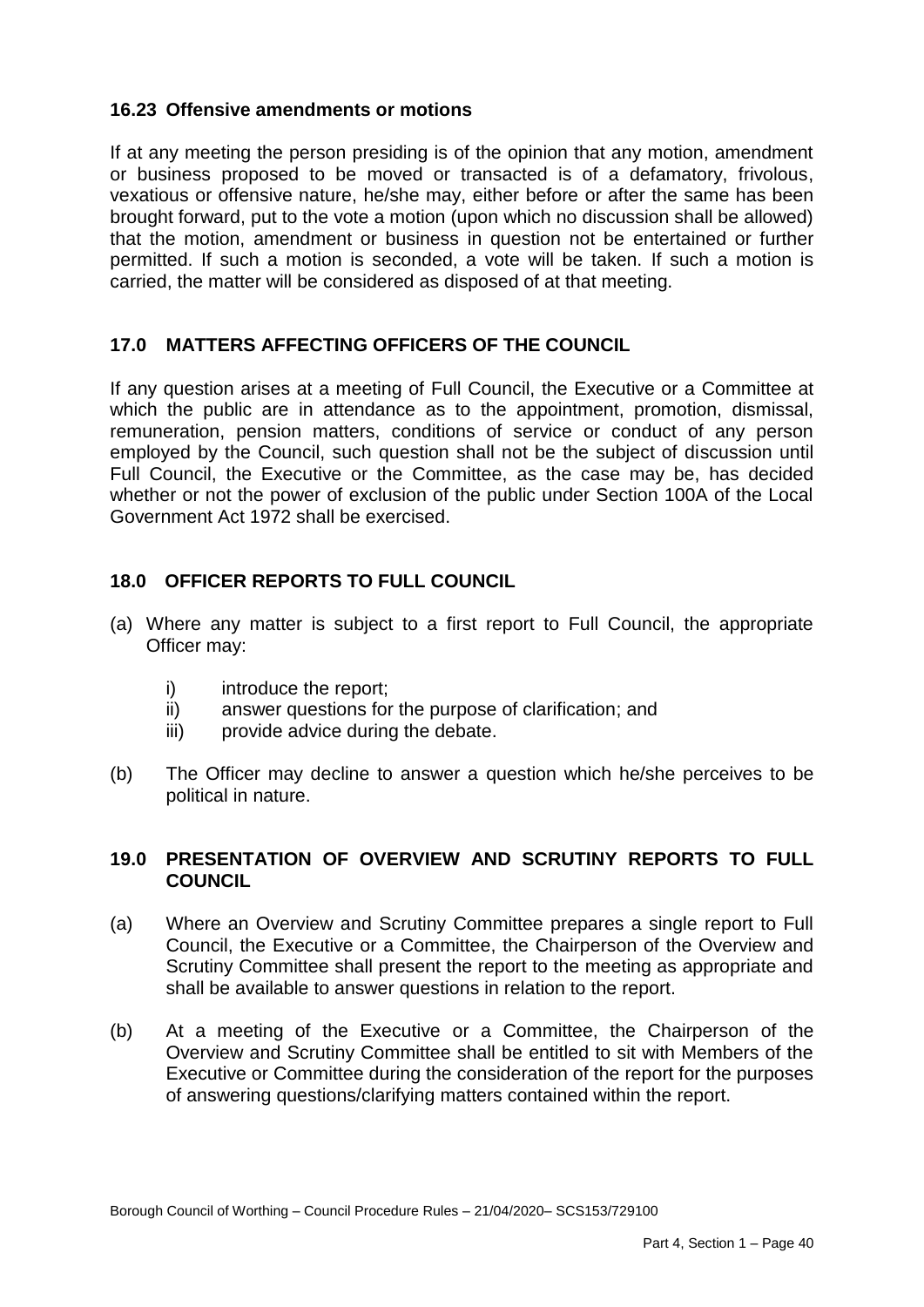### 16.23 Offensive amendments or motions

If at any meeting the person presiding is of the opinion that any motion, amendment or business proposed to be moved or transacted is of a defamatory, frivolous, vexatious or offensive nature, he/she may, either before or after the same has been brought forward, put to the vote a motion (upon which no discussion shall be allowed) that the motion, amendment or business in question not be entertained or further permitted. If such a motion is seconded, a vote will be taken. If such a motion is carried, the matter will be considered as disposed of at that meeting.

## 17.0 MATTERS AFFECTING OFFICERS OF THE COUNCIL

If any question arises at a meeting of Full Council, the Executive or a Committee at which the public are in attendance as to the appointment, promotion, dismissal, remuneration, pension matters, conditions of service or conduct of any person employed by the Council, such question shall not be the subject of discussion until Full Council, the Executive or the Committee, as the case may be, has decided whether or not the power of exclusion of the public under Section 100A of the Local Government Act 1972 shall be exercised.

## 18.0 OFFICER REPORTS TO FULL COUNCIL

(a) Where any matter is subject to a first report to Full Council, the appropriate Officer may:

   i) introduce the report;
   ii) answer questions for the purpose of clarification; and
   iii) provide advice during the debate.

(b) The Officer may decline to answer a question which he/she perceives to be political in nature.

## 19.0 PRESENTATION OF OVERVIEW AND SCRUTINY REPORTS TO FULL COUNCIL

(a) Where an Overview and Scrutiny Committee prepares a single report to Full Council, the Executive or a Committee, the Chairperson of the Overview and Scrutiny Committee shall present the report to the meeting as appropriate and shall be available to answer questions in relation to the report.

(b) At a meeting of the Executive or a Committee, the Chairperson of the Overview and Scrutiny Committee shall be entitled to sit with Members of the Executive or Committee during the consideration of the report for the purposes of answering questions/clarifying matters contained within the report.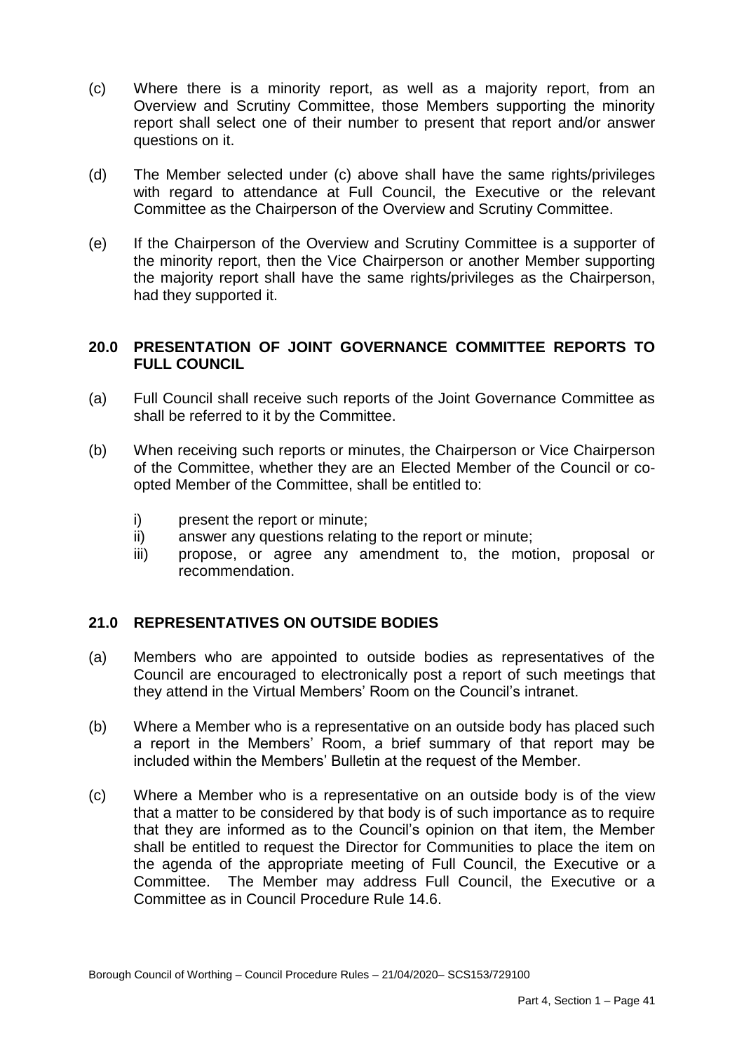(c) Where there is a minority report, as well as a majority report, from an Overview and Scrutiny Committee, those Members supporting the minority report shall select one of their number to present that report and/or answer questions on it.

(d) The Member selected under (c) above shall have the same rights/privileges with regard to attendance at Full Council, the Executive or the relevant Committee as the Chairperson of the Overview and Scrutiny Committee.

(e) If the Chairperson of the Overview and Scrutiny Committee is a supporter of the minority report, then the Vice Chairperson or another Member supporting the majority report shall have the same rights/privileges as the Chairperson, had they supported it.

## 20.0 PRESENTATION OF JOINT GOVERNANCE COMMITTEE REPORTS TO FULL COUNCIL

(a) Full Council shall receive such reports of the Joint Governance Committee as shall be referred to it by the Committee.

(b) When receiving such reports or minutes, the Chairperson or Vice Chairperson of the Committee, whether they are an Elected Member of the Council or co-opted Member of the Committee, shall be entitled to:

   i) present the report or minute;
   ii) answer any questions relating to the report or minute;
   iii) propose, or agree any amendment to, the motion, proposal or recommendation.

## 21.0 REPRESENTATIVES ON OUTSIDE BODIES

(a) Members who are appointed to outside bodies as representatives of the Council are encouraged to electronically post a report of such meetings that they attend in the Virtual Members' Room on the Council's intranet.

(b) Where a Member who is a representative on an outside body has placed such a report in the Members' Room, a brief summary of that report may be included within the Members' Bulletin at the request of the Member.

(c) Where a Member who is a representative on an outside body is of the view that a matter to be considered by that body is of such importance as to require that they are informed as to the Council's opinion on that item, the Member shall be entitled to request the Director for Communities to place the item on the agenda of the appropriate meeting of Full Council, the Executive or a Committee. The Member may address Full Council, the Executive or a Committee as in Council Procedure Rule 14.6.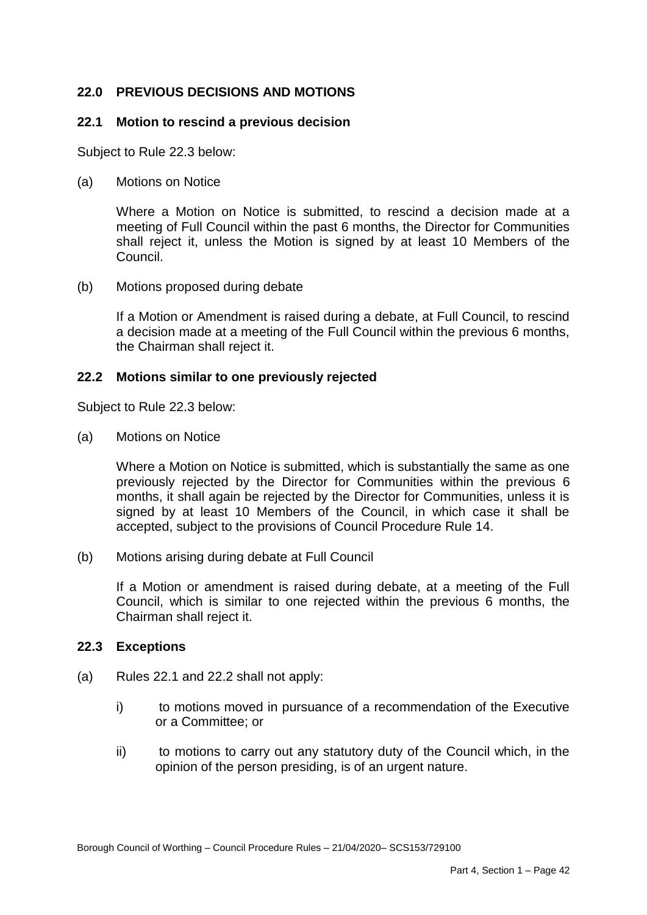## 22.0 PREVIOUS DECISIONS AND MOTIONS

### 22.1 Motion to rescind a previous decision

Subject to Rule 22.3 below:

(a) Motions on Notice

Where a Motion on Notice is submitted, to rescind a decision made at a meeting of Full Council within the past 6 months, the Director for Communities shall reject it, unless the Motion is signed by at least 10 Members of the Council.

(b) Motions proposed during debate

If a Motion or Amendment is raised during a debate, at Full Council, to rescind a decision made at a meeting of the Full Council within the previous 6 months, the Chairman shall reject it.

### 22.2 Motions similar to one previously rejected

Subject to Rule 22.3 below:

(a) Motions on Notice

Where a Motion on Notice is submitted, which is substantially the same as one previously rejected by the Director for Communities within the previous 6 months, it shall again be rejected by the Director for Communities, unless it is signed by at least 10 Members of the Council, in which case it shall be accepted, subject to the provisions of Council Procedure Rule 14.

(b) Motions arising during debate at Full Council

If a Motion or amendment is raised during debate, at a meeting of the Full Council, which is similar to one rejected within the previous 6 months, the Chairman shall reject it.

### 22.3 Exceptions

(a) Rules 22.1 and 22.2 shall not apply:

i) to motions moved in pursuance of a recommendation of the Executive or a Committee; or

ii) to motions to carry out any statutory duty of the Council which, in the opinion of the person presiding, is of an urgent nature.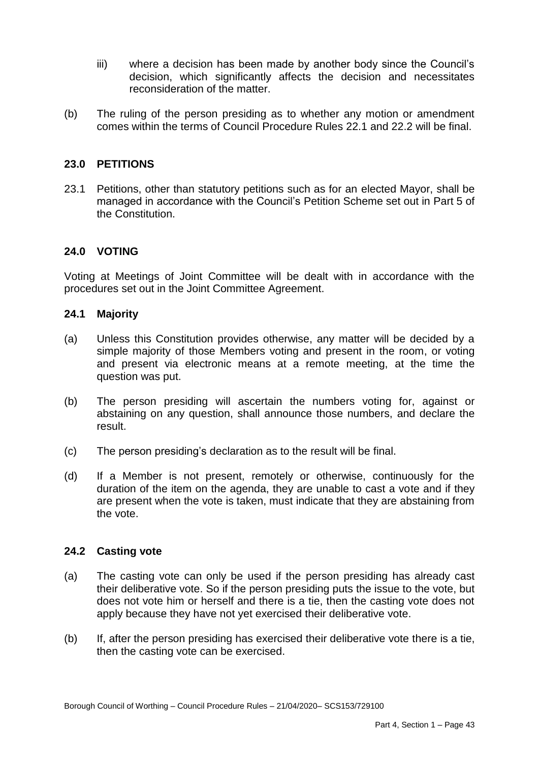iii) where a decision has been made by another body since the Council's decision, which significantly affects the decision and necessitates reconsideration of the matter.

(b) The ruling of the person presiding as to whether any motion or amendment comes within the terms of Council Procedure Rules 22.1 and 22.2 will be final.

## 23.0 PETITIONS

23.1 Petitions, other than statutory petitions such as for an elected Mayor, shall be managed in accordance with the Council's Petition Scheme set out in Part 5 of the Constitution.

## 24.0 VOTING

Voting at Meetings of Joint Committee will be dealt with in accordance with the procedures set out in the Joint Committee Agreement.

### 24.1 Majority

(a) Unless this Constitution provides otherwise, any matter will be decided by a simple majority of those Members voting and present in the room, or voting and present via electronic means at a remote meeting, at the time the question was put.

(b) The person presiding will ascertain the numbers voting for, against or abstaining on any question, shall announce those numbers, and declare the result.

(c) The person presiding's declaration as to the result will be final.

(d) If a Member is not present, remotely or otherwise, continuously for the duration of the item on the agenda, they are unable to cast a vote and if they are present when the vote is taken, must indicate that they are abstaining from the vote.

### 24.2 Casting vote

(a) The casting vote can only be used if the person presiding has already cast their deliberative vote. So if the person presiding puts the issue to the vote, but does not vote him or herself and there is a tie, then the casting vote does not apply because they have not yet exercised their deliberative vote.

(b) If, after the person presiding has exercised their deliberative vote there is a tie, then the casting vote can be exercised.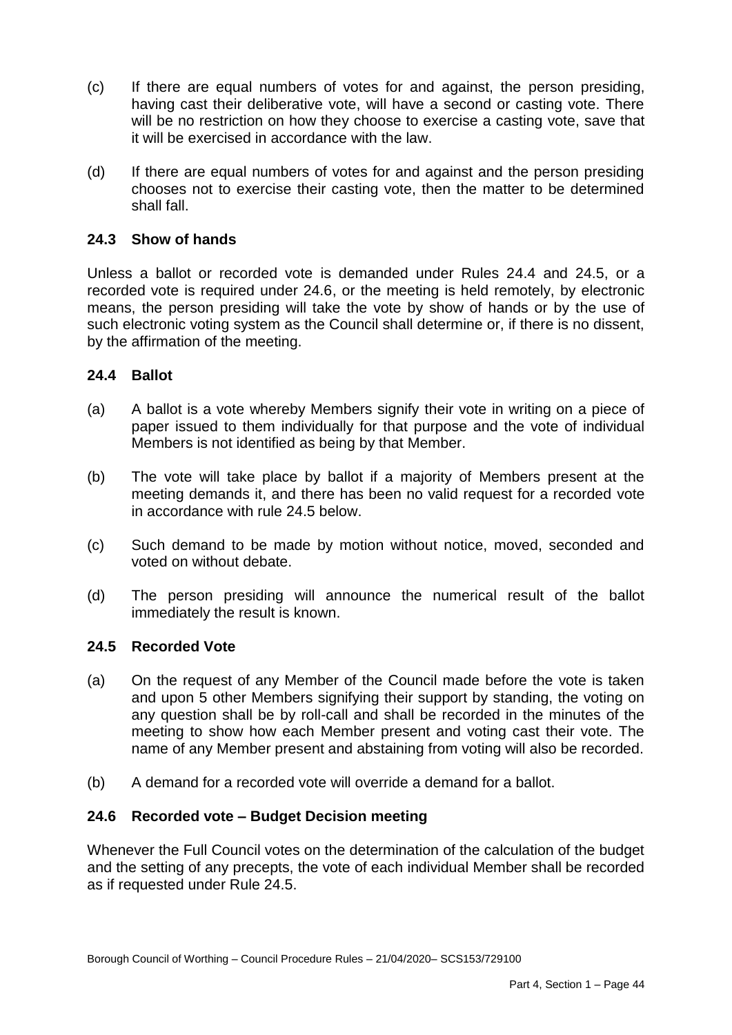(c) If there are equal numbers of votes for and against, the person presiding, having cast their deliberative vote, will have a second or casting vote. There will be no restriction on how they choose to exercise a casting vote, save that it will be exercised in accordance with the law.

(d) If there are equal numbers of votes for and against and the person presiding chooses not to exercise their casting vote, then the matter to be determined shall fall.

### 24.3 Show of hands

Unless a ballot or recorded vote is demanded under Rules 24.4 and 24.5, or a recorded vote is required under 24.6, or the meeting is held remotely, by electronic means, the person presiding will take the vote by show of hands or by the use of such electronic voting system as the Council shall determine or, if there is no dissent, by the affirmation of the meeting.

### 24.4 Ballot

(a) A ballot is a vote whereby Members signify their vote in writing on a piece of paper issued to them individually for that purpose and the vote of individual Members is not identified as being by that Member.

(b) The vote will take place by ballot if a majority of Members present at the meeting demands it, and there has been no valid request for a recorded vote in accordance with rule 24.5 below.

(c) Such demand to be made by motion without notice, moved, seconded and voted on without debate.

(d) The person presiding will announce the numerical result of the ballot immediately the result is known.

### 24.5 Recorded Vote

(a) On the request of any Member of the Council made before the vote is taken and upon 5 other Members signifying their support by standing, the voting on any question shall be by roll-call and shall be recorded in the minutes of the meeting to show how each Member present and voting cast their vote. The name of any Member present and abstaining from voting will also be recorded.

(b) A demand for a recorded vote will override a demand for a ballot.

### 24.6 Recorded vote – Budget Decision meeting

Whenever the Full Council votes on the determination of the calculation of the budget and the setting of any precepts, the vote of each individual Member shall be recorded as if requested under Rule 24.5.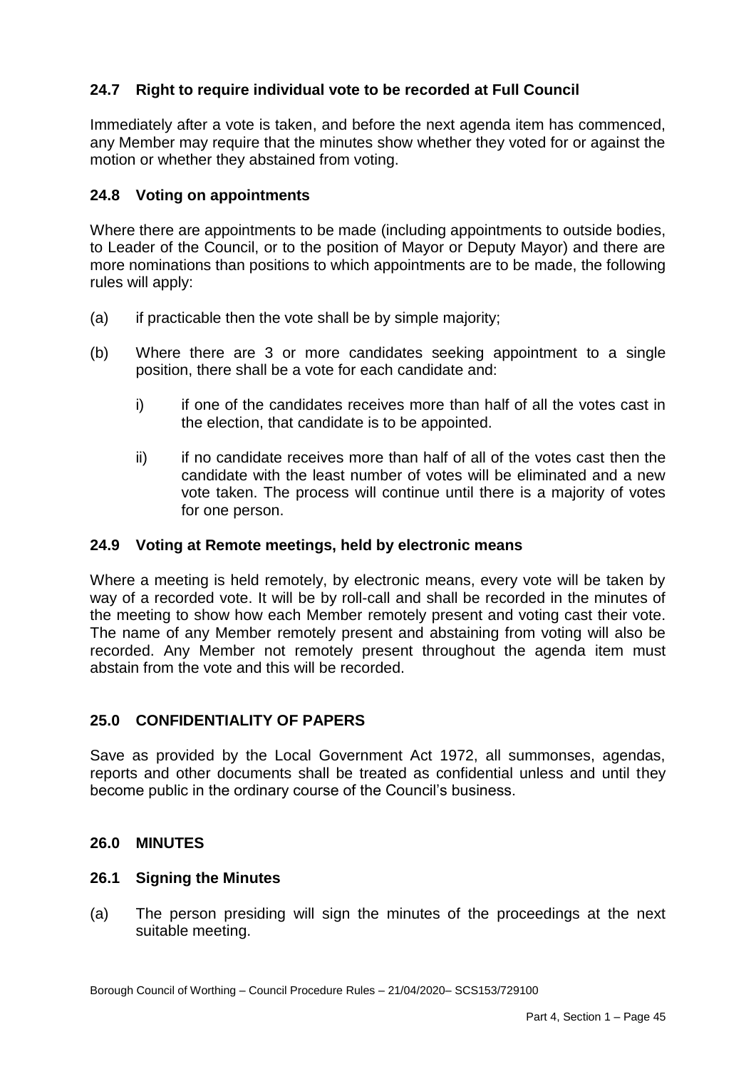### 24.7 Right to require individual vote to be recorded at Full Council

Immediately after a vote is taken, and before the next agenda item has commenced, any Member may require that the minutes show whether they voted for or against the motion or whether they abstained from voting.

### 24.8 Voting on appointments

Where there are appointments to be made (including appointments to outside bodies, to Leader of the Council, or to the position of Mayor or Deputy Mayor) and there are more nominations than positions to which appointments are to be made, the following rules will apply:

(a) if practicable then the vote shall be by simple majority;

(b) Where there are 3 or more candidates seeking appointment to a single position, there shall be a vote for each candidate and:

  i) if one of the candidates receives more than half of all the votes cast in the election, that candidate is to be appointed.

  ii) if no candidate receives more than half of all of the votes cast then the candidate with the least number of votes will be eliminated and a new vote taken. The process will continue until there is a majority of votes for one person.

### 24.9 Voting at Remote meetings, held by electronic means

Where a meeting is held remotely, by electronic means, every vote will be taken by way of a recorded vote. It will be by roll-call and shall be recorded in the minutes of the meeting to show how each Member remotely present and voting cast their vote. The name of any Member remotely present and abstaining from voting will also be recorded. Any Member not remotely present throughout the agenda item must abstain from the vote and this will be recorded.

## 25.0 CONFIDENTIALITY OF PAPERS

Save as provided by the Local Government Act 1972, all summonses, agendas, reports and other documents shall be treated as confidential unless and until they become public in the ordinary course of the Council's business.

## 26.0 MINUTES

### 26.1 Signing the Minutes

(a) The person presiding will sign the minutes of the proceedings at the next suitable meeting.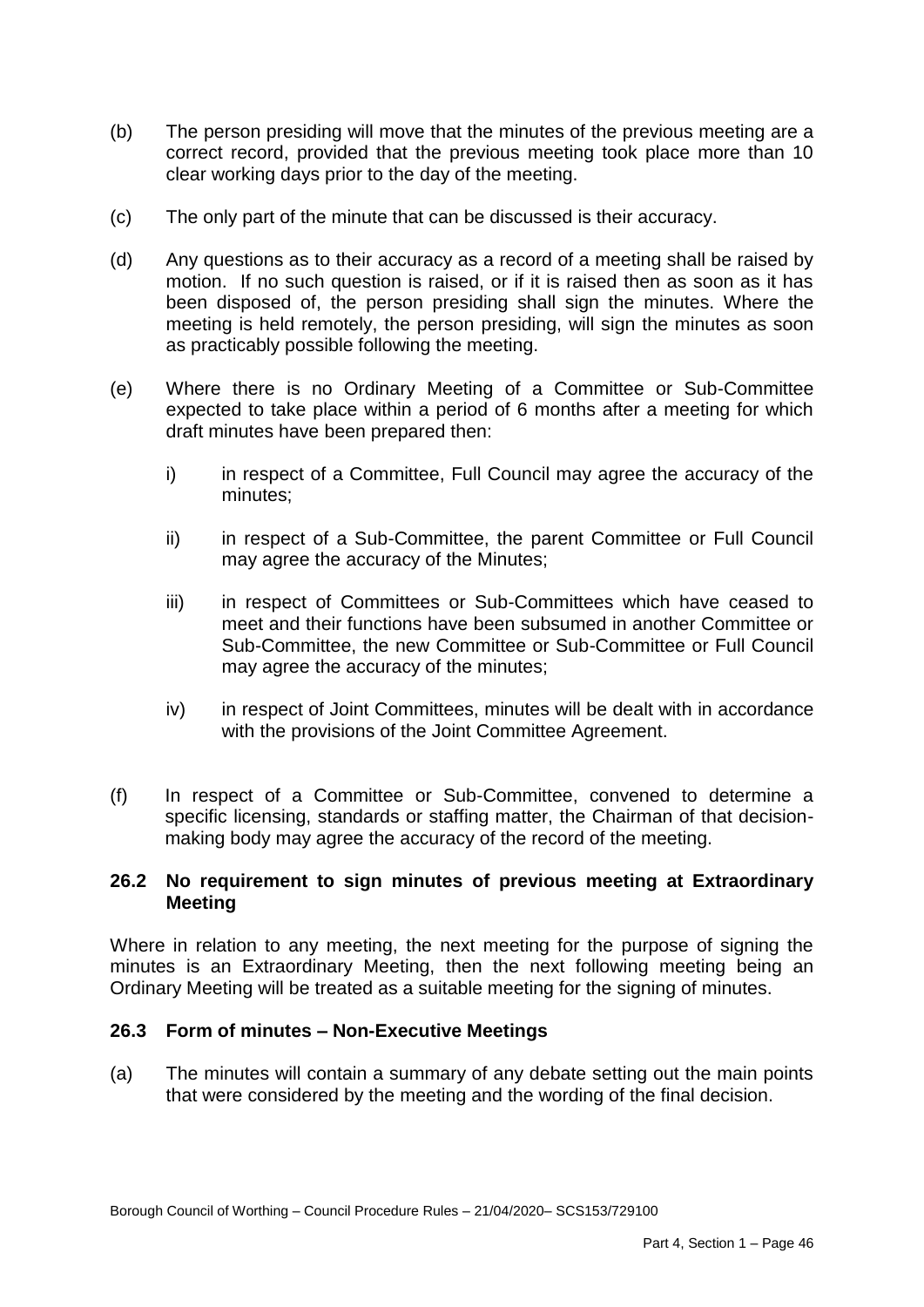(b) The person presiding will move that the minutes of the previous meeting are a correct record, provided that the previous meeting took place more than 10 clear working days prior to the day of the meeting.

(c) The only part of the minute that can be discussed is their accuracy.

(d) Any questions as to their accuracy as a record of a meeting shall be raised by motion. If no such question is raised, or if it is raised then as soon as it has been disposed of, the person presiding shall sign the minutes. Where the meeting is held remotely, the person presiding, will sign the minutes as soon as practicably possible following the meeting.

(e) Where there is no Ordinary Meeting of a Committee or Sub-Committee expected to take place within a period of 6 months after a meeting for which draft minutes have been prepared then:

   i) in respect of a Committee, Full Council may agree the accuracy of the minutes;

   ii) in respect of a Sub-Committee, the parent Committee or Full Council may agree the accuracy of the Minutes;

   iii) in respect of Committees or Sub-Committees which have ceased to meet and their functions have been subsumed in another Committee or Sub-Committee, the new Committee or Sub-Committee or Full Council may agree the accuracy of the minutes;

   iv) in respect of Joint Committees, minutes will be dealt with in accordance with the provisions of the Joint Committee Agreement.

(f) In respect of a Committee or Sub-Committee, convened to determine a specific licensing, standards or staffing matter, the Chairman of that decision-making body may agree the accuracy of the record of the meeting.

### 26.2 No requirement to sign minutes of previous meeting at Extraordinary Meeting

Where in relation to any meeting, the next meeting for the purpose of signing the minutes is an Extraordinary Meeting, then the next following meeting being an Ordinary Meeting will be treated as a suitable meeting for the signing of minutes.

### 26.3 Form of minutes – Non-Executive Meetings

(a) The minutes will contain a summary of any debate setting out the main points that were considered by the meeting and the wording of the final decision.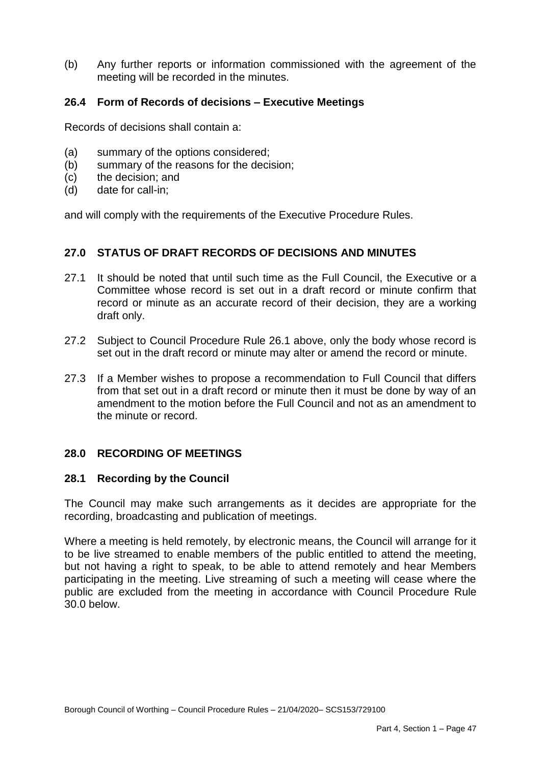(b) Any further reports or information commissioned with the agreement of the meeting will be recorded in the minutes.

### 26.4 Form of Records of decisions – Executive Meetings

Records of decisions shall contain a:

(a) summary of the options considered;
(b) summary of the reasons for the decision;
(c) the decision; and
(d) date for call-in;

and will comply with the requirements of the Executive Procedure Rules.

## 27.0 STATUS OF DRAFT RECORDS OF DECISIONS AND MINUTES

27.1 It should be noted that until such time as the Full Council, the Executive or a Committee whose record is set out in a draft record or minute confirm that record or minute as an accurate record of their decision, they are a working draft only.

27.2 Subject to Council Procedure Rule 26.1 above, only the body whose record is set out in the draft record or minute may alter or amend the record or minute.

27.3 If a Member wishes to propose a recommendation to Full Council that differs from that set out in a draft record or minute then it must be done by way of an amendment to the motion before the Full Council and not as an amendment to the minute or record.

## 28.0 RECORDING OF MEETINGS

### 28.1 Recording by the Council

The Council may make such arrangements as it decides are appropriate for the recording, broadcasting and publication of meetings.

Where a meeting is held remotely, by electronic means, the Council will arrange for it to be live streamed to enable members of the public entitled to attend the meeting, but not having a right to speak, to be able to attend remotely and hear Members participating in the meeting. Live streaming of such a meeting will cease where the public are excluded from the meeting in accordance with Council Procedure Rule 30.0 below.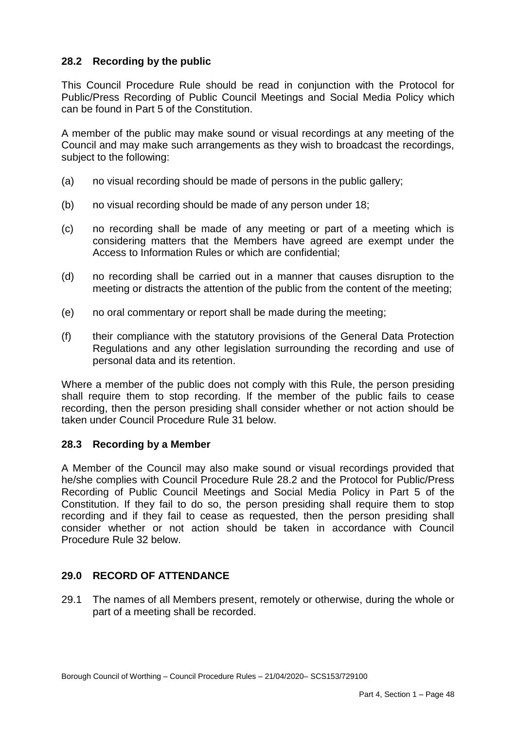### 28.2 Recording by the public

This Council Procedure Rule should be read in conjunction with the Protocol for Public/Press Recording of Public Council Meetings and Social Media Policy which can be found in Part 5 of the Constitution.

A member of the public may make sound or visual recordings at any meeting of the Council and may make such arrangements as they wish to broadcast the recordings, subject to the following:

(a) no visual recording should be made of persons in the public gallery;

(b) no visual recording should be made of any person under 18;

(c) no recording shall be made of any meeting or part of a meeting which is considering matters that the Members have agreed are exempt under the Access to Information Rules or which are confidential;

(d) no recording shall be carried out in a manner that causes disruption to the meeting or distracts the attention of the public from the content of the meeting;

(e) no oral commentary or report shall be made during the meeting;

(f) their compliance with the statutory provisions of the General Data Protection Regulations and any other legislation surrounding the recording and use of personal data and its retention.

Where a member of the public does not comply with this Rule, the person presiding shall require them to stop recording. If the member of the public fails to cease recording, then the person presiding shall consider whether or not action should be taken under Council Procedure Rule 31 below.

### 28.3 Recording by a Member

A Member of the Council may also make sound or visual recordings provided that he/she complies with Council Procedure Rule 28.2 and the Protocol for Public/Press Recording of Public Council Meetings and Social Media Policy in Part 5 of the Constitution. If they fail to do so, the person presiding shall require them to stop recording and if they fail to cease as requested, then the person presiding shall consider whether or not action should be taken in accordance with Council Procedure Rule 32 below.

## 29.0 RECORD OF ATTENDANCE

29.1 The names of all Members present, remotely or otherwise, during the whole or part of a meeting shall be recorded.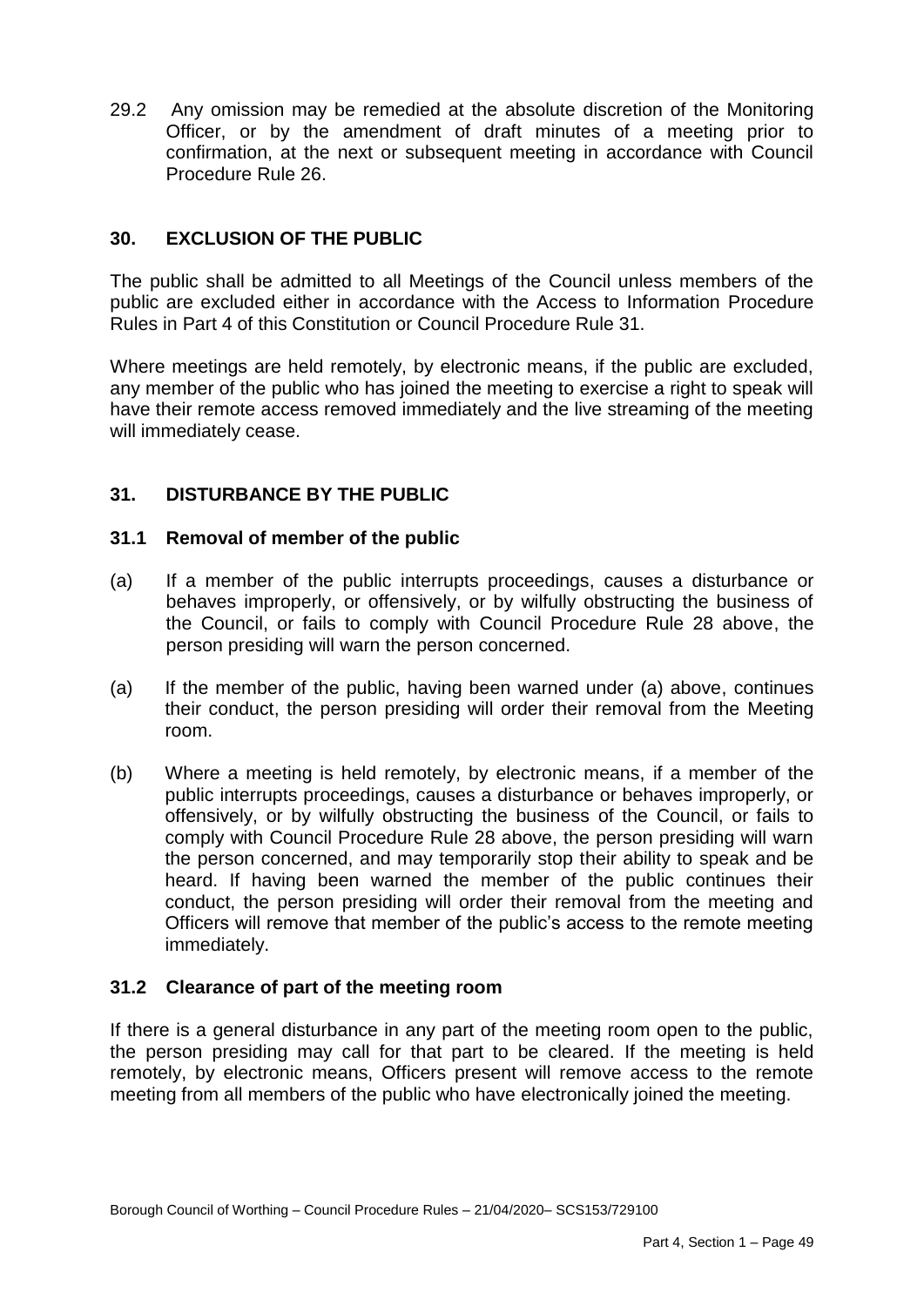29.2 Any omission may be remedied at the absolute discretion of the Monitoring Officer, or by the amendment of draft minutes of a meeting prior to confirmation, at the next or subsequent meeting in accordance with Council Procedure Rule 26.

## 30. EXCLUSION OF THE PUBLIC

The public shall be admitted to all Meetings of the Council unless members of the public are excluded either in accordance with the Access to Information Procedure Rules in Part 4 of this Constitution or Council Procedure Rule 31.

Where meetings are held remotely, by electronic means, if the public are excluded, any member of the public who has joined the meeting to exercise a right to speak will have their remote access removed immediately and the live streaming of the meeting will immediately cease.

## 31. DISTURBANCE BY THE PUBLIC

### 31.1 Removal of member of the public

(a) If a member of the public interrupts proceedings, causes a disturbance or behaves improperly, or offensively, or by wilfully obstructing the business of the Council, or fails to comply with Council Procedure Rule 28 above, the person presiding will warn the person concerned.

(a) If the member of the public, having been warned under (a) above, continues their conduct, the person presiding will order their removal from the Meeting room.

(b) Where a meeting is held remotely, by electronic means, if a member of the public interrupts proceedings, causes a disturbance or behaves improperly, or offensively, or by wilfully obstructing the business of the Council, or fails to comply with Council Procedure Rule 28 above, the person presiding will warn the person concerned, and may temporarily stop their ability to speak and be heard. If having been warned the member of the public continues their conduct, the person presiding will order their removal from the meeting and Officers will remove that member of the public's access to the remote meeting immediately.

### 31.2 Clearance of part of the meeting room

If there is a general disturbance in any part of the meeting room open to the public, the person presiding may call for that part to be cleared. If the meeting is held remotely, by electronic means, Officers present will remove access to the remote meeting from all members of the public who have electronically joined the meeting.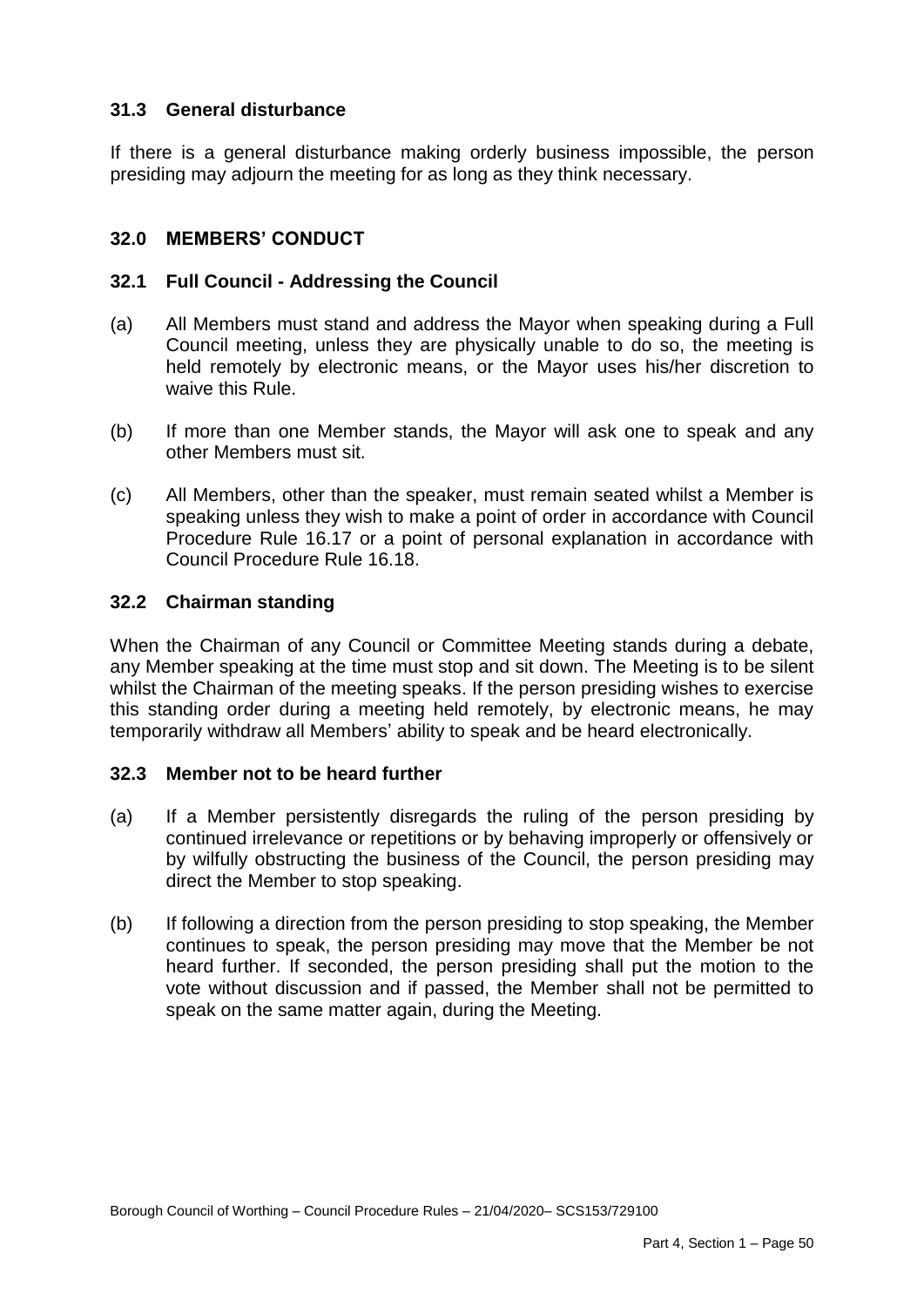### 31.3 General disturbance

If there is a general disturbance making orderly business impossible, the person presiding may adjourn the meeting for as long as they think necessary.

## 32.0 MEMBERS' CONDUCT

### 32.1 Full Council - Addressing the Council

(a) All Members must stand and address the Mayor when speaking during a Full Council meeting, unless they are physically unable to do so, the meeting is held remotely by electronic means, or the Mayor uses his/her discretion to waive this Rule.

(b) If more than one Member stands, the Mayor will ask one to speak and any other Members must sit.

(c) All Members, other than the speaker, must remain seated whilst a Member is speaking unless they wish to make a point of order in accordance with Council Procedure Rule 16.17 or a point of personal explanation in accordance with Council Procedure Rule 16.18.

### 32.2 Chairman standing

When the Chairman of any Council or Committee Meeting stands during a debate, any Member speaking at the time must stop and sit down. The Meeting is to be silent whilst the Chairman of the meeting speaks. If the person presiding wishes to exercise this standing order during a meeting held remotely, by electronic means, he may temporarily withdraw all Members' ability to speak and be heard electronically.

### 32.3 Member not to be heard further

(a) If a Member persistently disregards the ruling of the person presiding by continued irrelevance or repetitions or by behaving improperly or offensively or by wilfully obstructing the business of the Council, the person presiding may direct the Member to stop speaking.

(b) If following a direction from the person presiding to stop speaking, the Member continues to speak, the person presiding may move that the Member be not heard further. If seconded, the person presiding shall put the motion to the vote without discussion and if passed, the Member shall not be permitted to speak on the same matter again, during the Meeting.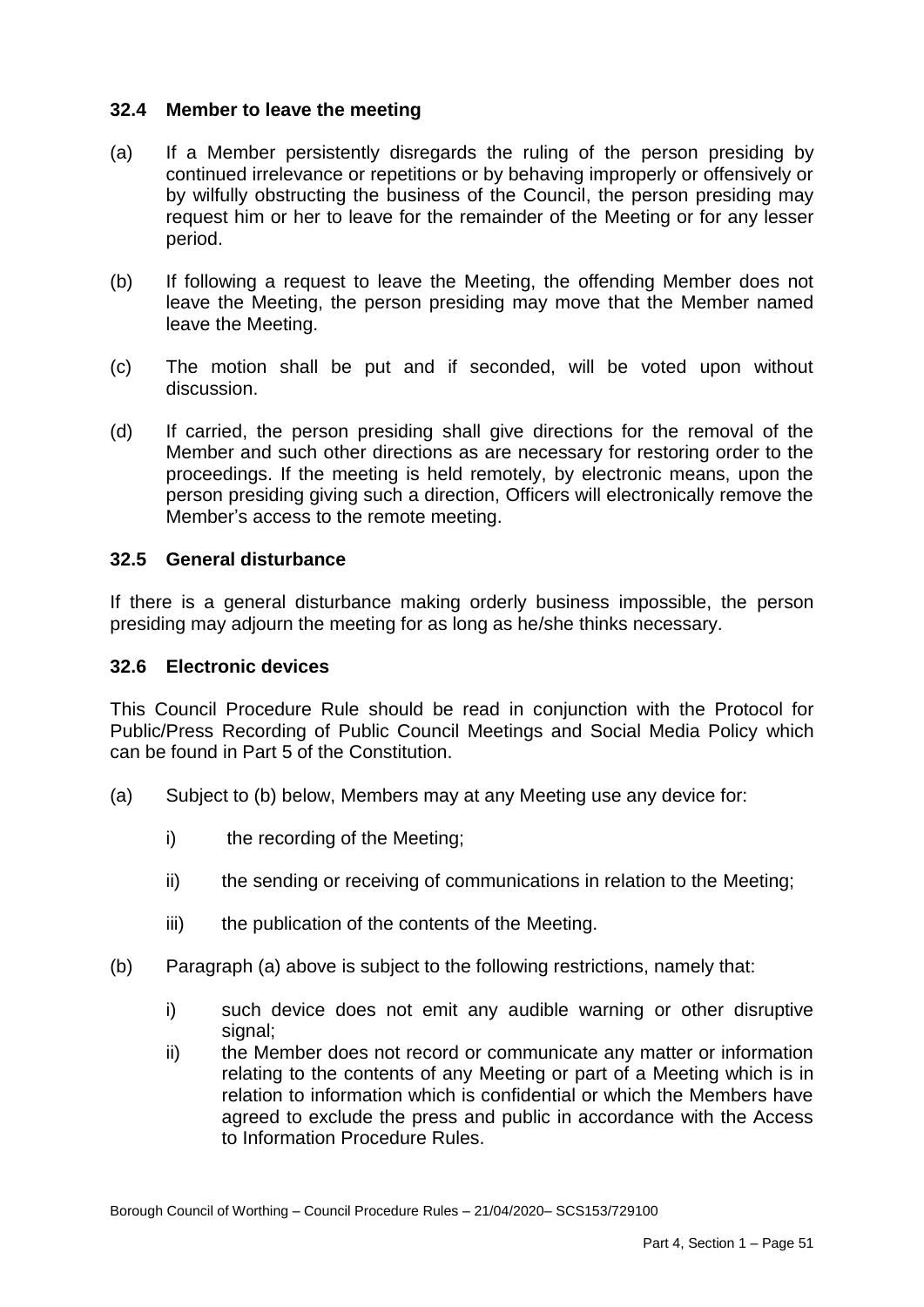### 32.4 Member to leave the meeting

(a) If a Member persistently disregards the ruling of the person presiding by continued irrelevance or repetitions or by behaving improperly or offensively or by wilfully obstructing the business of the Council, the person presiding may request him or her to leave for the remainder of the Meeting or for any lesser period.

(b) If following a request to leave the Meeting, the offending Member does not leave the Meeting, the person presiding may move that the Member named leave the Meeting.

(c) The motion shall be put and if seconded, will be voted upon without discussion.

(d) If carried, the person presiding shall give directions for the removal of the Member and such other directions as are necessary for restoring order to the proceedings. If the meeting is held remotely, by electronic means, upon the person presiding giving such a direction, Officers will electronically remove the Member's access to the remote meeting.

### 32.5 General disturbance

If there is a general disturbance making orderly business impossible, the person presiding may adjourn the meeting for as long as he/she thinks necessary.

### 32.6 Electronic devices

This Council Procedure Rule should be read in conjunction with the Protocol for Public/Press Recording of Public Council Meetings and Social Media Policy which can be found in Part 5 of the Constitution.

(a) Subject to (b) below, Members may at any Meeting use any device for:

   i) the recording of the Meeting;

   ii) the sending or receiving of communications in relation to the Meeting;

   iii) the publication of the contents of the Meeting.

(b) Paragraph (a) above is subject to the following restrictions, namely that:

   i) such device does not emit any audible warning or other disruptive signal;

   ii) the Member does not record or communicate any matter or information relating to the contents of any Meeting or part of a Meeting which is in relation to information which is confidential or which the Members have agreed to exclude the press and public in accordance with the Access to Information Procedure Rules.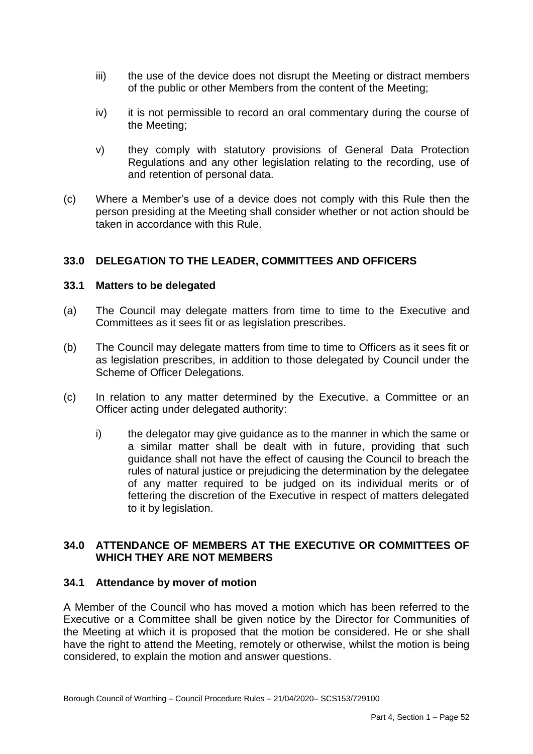iii) the use of the device does not disrupt the Meeting or distract members of the public or other Members from the content of the Meeting;

iv) it is not permissible to record an oral commentary during the course of the Meeting;

v) they comply with statutory provisions of General Data Protection Regulations and any other legislation relating to the recording, use of and retention of personal data.

(c) Where a Member's use of a device does not comply with this Rule then the person presiding at the Meeting shall consider whether or not action should be taken in accordance with this Rule.

## 33.0 DELEGATION TO THE LEADER, COMMITTEES AND OFFICERS

### 33.1 Matters to be delegated

(a) The Council may delegate matters from time to time to the Executive and Committees as it sees fit or as legislation prescribes.

(b) The Council may delegate matters from time to time to Officers as it sees fit or as legislation prescribes, in addition to those delegated by Council under the Scheme of Officer Delegations.

(c) In relation to any matter determined by the Executive, a Committee or an Officer acting under delegated authority:

i) the delegator may give guidance as to the manner in which the same or a similar matter shall be dealt with in future, providing that such guidance shall not have the effect of causing the Council to breach the rules of natural justice or prejudicing the determination by the delegatee of any matter required to be judged on its individual merits or of fettering the discretion of the Executive in respect of matters delegated to it by legislation.

## 34.0 ATTENDANCE OF MEMBERS AT THE EXECUTIVE OR COMMITTEES OF WHICH THEY ARE NOT MEMBERS

### 34.1 Attendance by mover of motion

A Member of the Council who has moved a motion which has been referred to the Executive or a Committee shall be given notice by the Director for Communities of the Meeting at which it is proposed that the motion be considered. He or she shall have the right to attend the Meeting, remotely or otherwise, whilst the motion is being considered, to explain the motion and answer questions.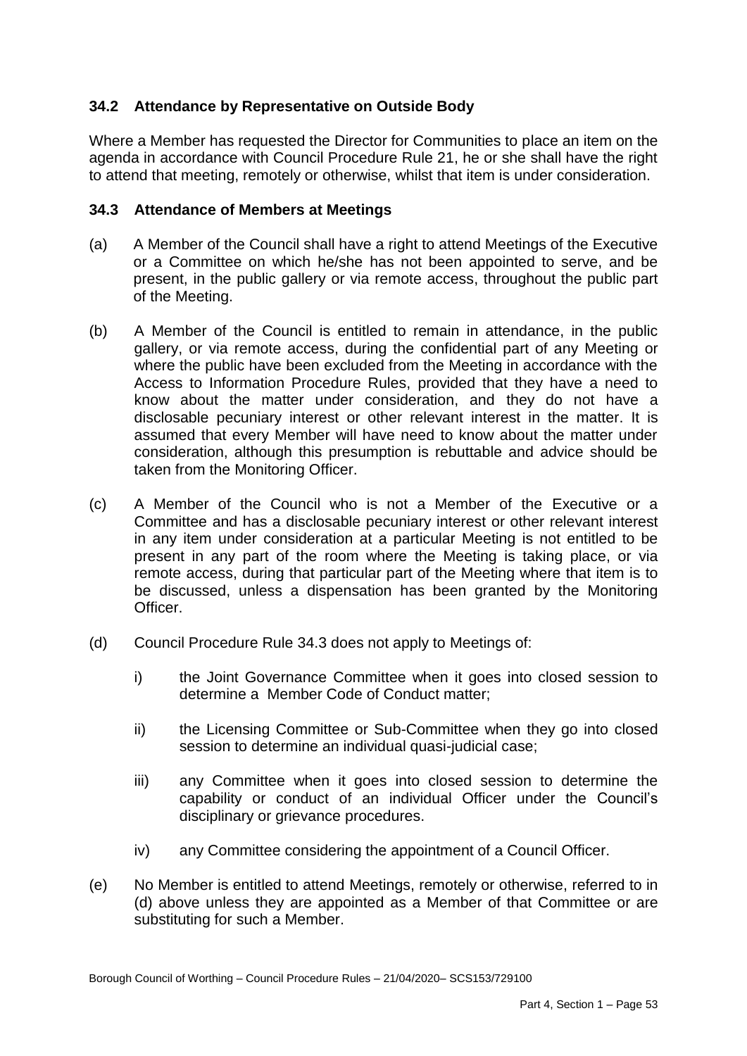### 34.2 Attendance by Representative on Outside Body

Where a Member has requested the Director for Communities to place an item on the agenda in accordance with Council Procedure Rule 21, he or she shall have the right to attend that meeting, remotely or otherwise, whilst that item is under consideration.

### 34.3 Attendance of Members at Meetings

(a) A Member of the Council shall have a right to attend Meetings of the Executive or a Committee on which he/she has not been appointed to serve, and be present, in the public gallery or via remote access, throughout the public part of the Meeting.

(b) A Member of the Council is entitled to remain in attendance, in the public gallery, or via remote access, during the confidential part of any Meeting or where the public have been excluded from the Meeting in accordance with the Access to Information Procedure Rules, provided that they have a need to know about the matter under consideration, and they do not have a disclosable pecuniary interest or other relevant interest in the matter. It is assumed that every Member will have need to know about the matter under consideration, although this presumption is rebuttable and advice should be taken from the Monitoring Officer.

(c) A Member of the Council who is not a Member of the Executive or a Committee and has a disclosable pecuniary interest or other relevant interest in any item under consideration at a particular Meeting is not entitled to be present in any part of the room where the Meeting is taking place, or via remote access, during that particular part of the Meeting where that item is to be discussed, unless a dispensation has been granted by the Monitoring Officer.

(d) Council Procedure Rule 34.3 does not apply to Meetings of:

i) the Joint Governance Committee when it goes into closed session to determine a Member Code of Conduct matter;

ii) the Licensing Committee or Sub-Committee when they go into closed session to determine an individual quasi-judicial case;

iii) any Committee when it goes into closed session to determine the capability or conduct of an individual Officer under the Council's disciplinary or grievance procedures.

iv) any Committee considering the appointment of a Council Officer.

(e) No Member is entitled to attend Meetings, remotely or otherwise, referred to in (d) above unless they are appointed as a Member of that Committee or are substituting for such a Member.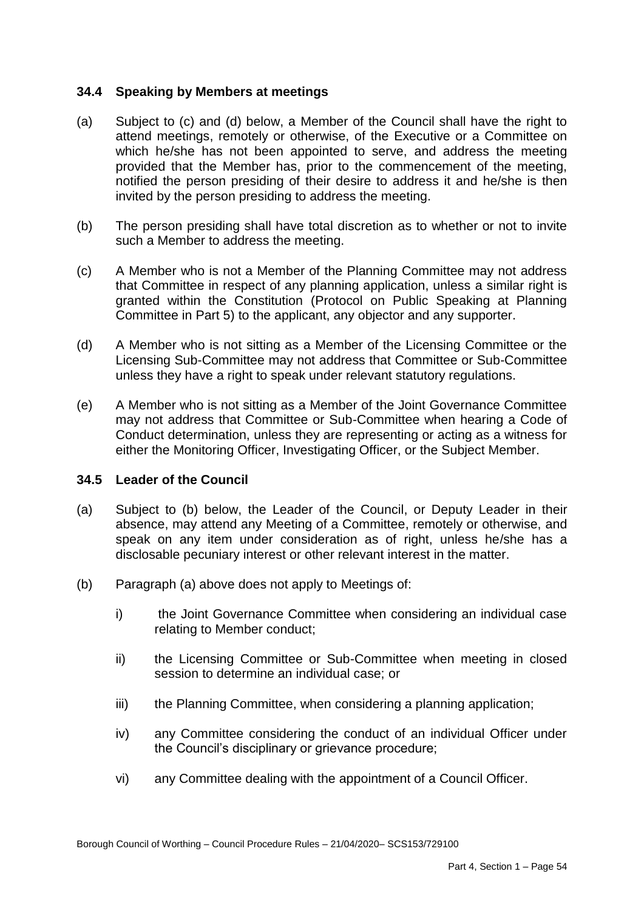### 34.4 Speaking by Members at meetings

(a) Subject to (c) and (d) below, a Member of the Council shall have the right to attend meetings, remotely or otherwise, of the Executive or a Committee on which he/she has not been appointed to serve, and address the meeting provided that the Member has, prior to the commencement of the meeting, notified the person presiding of their desire to address it and he/she is then invited by the person presiding to address the meeting.

(b) The person presiding shall have total discretion as to whether or not to invite such a Member to address the meeting.

(c) A Member who is not a Member of the Planning Committee may not address that Committee in respect of any planning application, unless a similar right is granted within the Constitution (Protocol on Public Speaking at Planning Committee in Part 5) to the applicant, any objector and any supporter.

(d) A Member who is not sitting as a Member of the Licensing Committee or the Licensing Sub-Committee may not address that Committee or Sub-Committee unless they have a right to speak under relevant statutory regulations.

(e) A Member who is not sitting as a Member of the Joint Governance Committee may not address that Committee or Sub-Committee when hearing a Code of Conduct determination, unless they are representing or acting as a witness for either the Monitoring Officer, Investigating Officer, or the Subject Member.

### 34.5 Leader of the Council

(a) Subject to (b) below, the Leader of the Council, or Deputy Leader in their absence, may attend any Meeting of a Committee, remotely or otherwise, and speak on any item under consideration as of right, unless he/she has a disclosable pecuniary interest or other relevant interest in the matter.

(b) Paragraph (a) above does not apply to Meetings of:

i) the Joint Governance Committee when considering an individual case relating to Member conduct;

ii) the Licensing Committee or Sub-Committee when meeting in closed session to determine an individual case; or

iii) the Planning Committee, when considering a planning application;

iv) any Committee considering the conduct of an individual Officer under the Council's disciplinary or grievance procedure;

vi) any Committee dealing with the appointment of a Council Officer.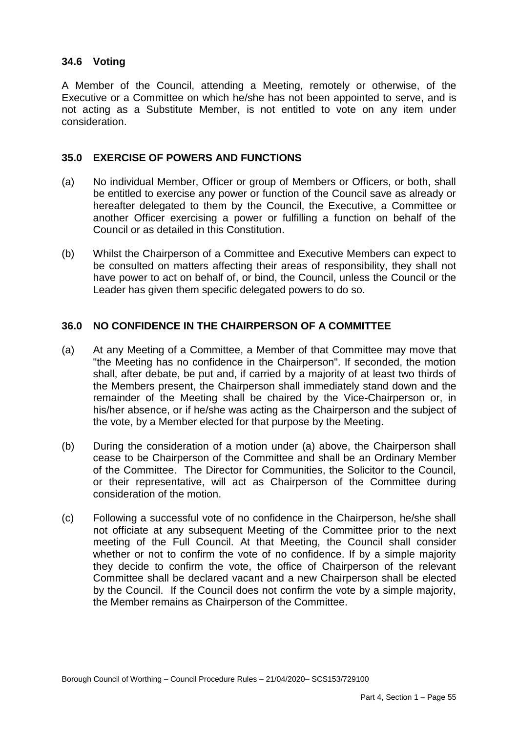### 34.6 Voting

A Member of the Council, attending a Meeting, remotely or otherwise, of the Executive or a Committee on which he/she has not been appointed to serve, and is not acting as a Substitute Member, is not entitled to vote on any item under consideration.

## 35.0 EXERCISE OF POWERS AND FUNCTIONS

(a) No individual Member, Officer or group of Members or Officers, or both, shall be entitled to exercise any power or function of the Council save as already or hereafter delegated to them by the Council, the Executive, a Committee or another Officer exercising a power or fulfilling a function on behalf of the Council or as detailed in this Constitution.

(b) Whilst the Chairperson of a Committee and Executive Members can expect to be consulted on matters affecting their areas of responsibility, they shall not have power to act on behalf of, or bind, the Council, unless the Council or the Leader has given them specific delegated powers to do so.

## 36.0 NO CONFIDENCE IN THE CHAIRPERSON OF A COMMITTEE

(a) At any Meeting of a Committee, a Member of that Committee may move that "the Meeting has no confidence in the Chairperson". If seconded, the motion shall, after debate, be put and, if carried by a majority of at least two thirds of the Members present, the Chairperson shall immediately stand down and the remainder of the Meeting shall be chaired by the Vice-Chairperson or, in his/her absence, or if he/she was acting as the Chairperson and the subject of the vote, by a Member elected for that purpose by the Meeting.

(b) During the consideration of a motion under (a) above, the Chairperson shall cease to be Chairperson of the Committee and shall be an Ordinary Member of the Committee. The Director for Communities, the Solicitor to the Council, or their representative, will act as Chairperson of the Committee during consideration of the motion.

(c) Following a successful vote of no confidence in the Chairperson, he/she shall not officiate at any subsequent Meeting of the Committee prior to the next meeting of the Full Council. At that Meeting, the Council shall consider whether or not to confirm the vote of no confidence. If by a simple majority they decide to confirm the vote, the office of Chairperson of the relevant Committee shall be declared vacant and a new Chairperson shall be elected by the Council. If the Council does not confirm the vote by a simple majority, the Member remains as Chairperson of the Committee.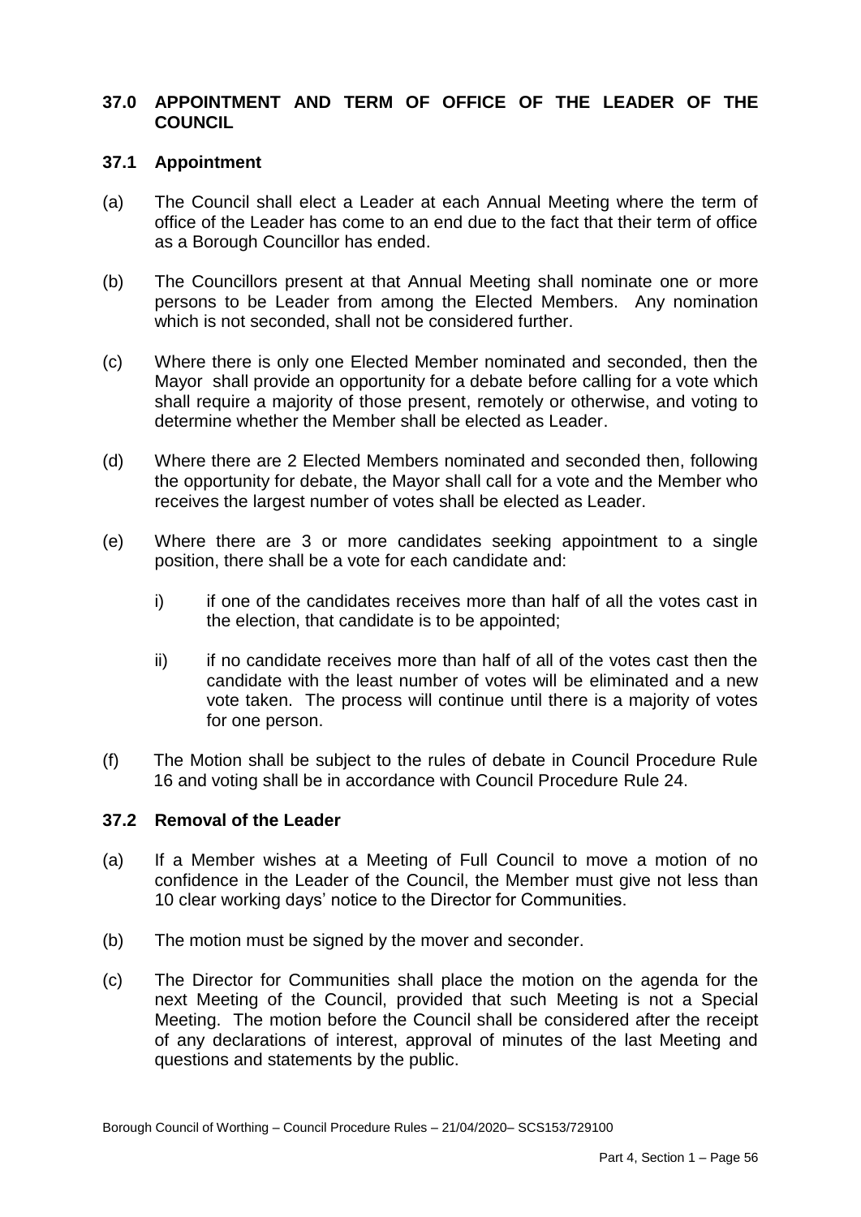## 37.0 APPOINTMENT AND TERM OF OFFICE OF THE LEADER OF THE COUNCIL

### 37.1 Appointment

(a) The Council shall elect a Leader at each Annual Meeting where the term of office of the Leader has come to an end due to the fact that their term of office as a Borough Councillor has ended.

(b) The Councillors present at that Annual Meeting shall nominate one or more persons to be Leader from among the Elected Members. Any nomination which is not seconded, shall not be considered further.

(c) Where there is only one Elected Member nominated and seconded, then the Mayor shall provide an opportunity for a debate before calling for a vote which shall require a majority of those present, remotely or otherwise, and voting to determine whether the Member shall be elected as Leader.

(d) Where there are 2 Elected Members nominated and seconded then, following the opportunity for debate, the Mayor shall call for a vote and the Member who receives the largest number of votes shall be elected as Leader.

(e) Where there are 3 or more candidates seeking appointment to a single position, there shall be a vote for each candidate and:

   i) if one of the candidates receives more than half of all the votes cast in the election, that candidate is to be appointed;

   ii) if no candidate receives more than half of all of the votes cast then the candidate with the least number of votes will be eliminated and a new vote taken. The process will continue until there is a majority of votes for one person.

(f) The Motion shall be subject to the rules of debate in Council Procedure Rule 16 and voting shall be in accordance with Council Procedure Rule 24.

### 37.2 Removal of the Leader

(a) If a Member wishes at a Meeting of Full Council to move a motion of no confidence in the Leader of the Council, the Member must give not less than 10 clear working days' notice to the Director for Communities.

(b) The motion must be signed by the mover and seconder.

(c) The Director for Communities shall place the motion on the agenda for the next Meeting of the Council, provided that such Meeting is not a Special Meeting. The motion before the Council shall be considered after the receipt of any declarations of interest, approval of minutes of the last Meeting and questions and statements by the public.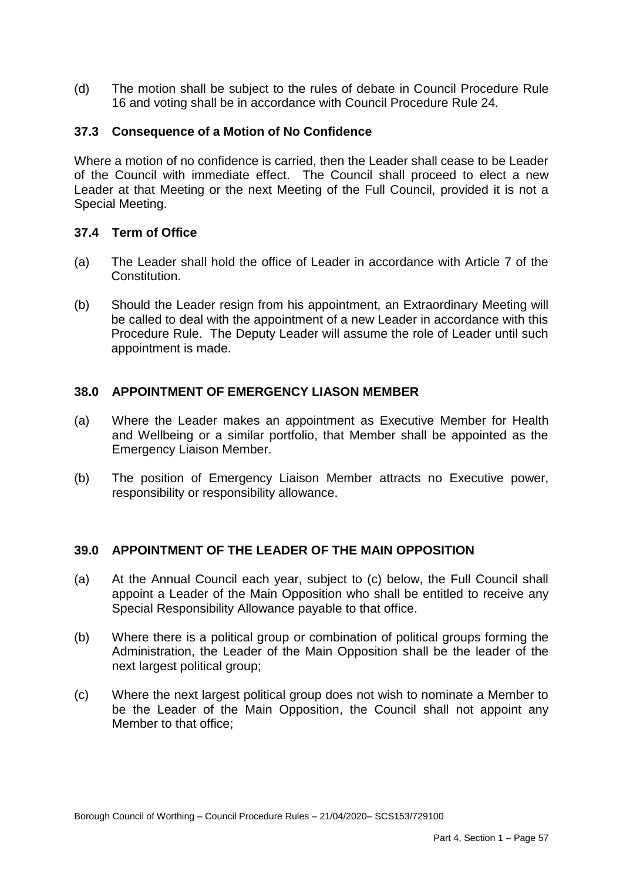(d) The motion shall be subject to the rules of debate in Council Procedure Rule 16 and voting shall be in accordance with Council Procedure Rule 24.

### 37.3 Consequence of a Motion of No Confidence

Where a motion of no confidence is carried, then the Leader shall cease to be Leader of the Council with immediate effect. The Council shall proceed to elect a new Leader at that Meeting or the next Meeting of the Full Council, provided it is not a Special Meeting.

### 37.4 Term of Office

(a) The Leader shall hold the office of Leader in accordance with Article 7 of the Constitution.

(b) Should the Leader resign from his appointment, an Extraordinary Meeting will be called to deal with the appointment of a new Leader in accordance with this Procedure Rule. The Deputy Leader will assume the role of Leader until such appointment is made.

## 38.0 APPOINTMENT OF EMERGENCY LIASON MEMBER

(a) Where the Leader makes an appointment as Executive Member for Health and Wellbeing or a similar portfolio, that Member shall be appointed as the Emergency Liaison Member.

(b) The position of Emergency Liaison Member attracts no Executive power, responsibility or responsibility allowance.

## 39.0 APPOINTMENT OF THE LEADER OF THE MAIN OPPOSITION

(a) At the Annual Council each year, subject to (c) below, the Full Council shall appoint a Leader of the Main Opposition who shall be entitled to receive any Special Responsibility Allowance payable to that office.

(b) Where there is a political group or combination of political groups forming the Administration, the Leader of the Main Opposition shall be the leader of the next largest political group;

(c) Where the next largest political group does not wish to nominate a Member to be the Leader of the Main Opposition, the Council shall not appoint any Member to that office;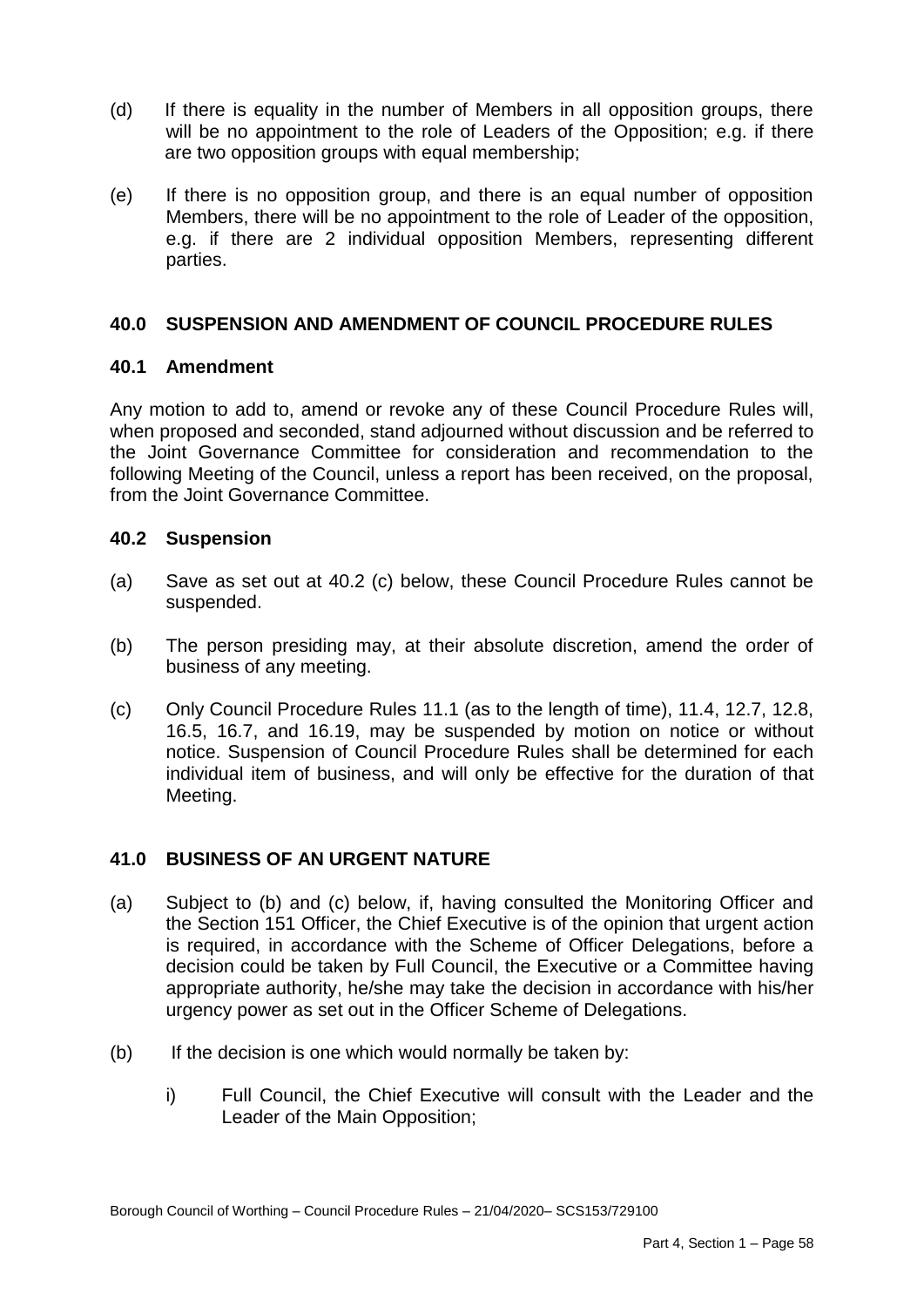(d) If there is equality in the number of Members in all opposition groups, there will be no appointment to the role of Leaders of the Opposition; e.g. if there are two opposition groups with equal membership;

(e) If there is no opposition group, and there is an equal number of opposition Members, there will be no appointment to the role of Leader of the opposition, e.g. if there are 2 individual opposition Members, representing different parties.

## 40.0 SUSPENSION AND AMENDMENT OF COUNCIL PROCEDURE RULES

### 40.1 Amendment

Any motion to add to, amend or revoke any of these Council Procedure Rules will, when proposed and seconded, stand adjourned without discussion and be referred to the Joint Governance Committee for consideration and recommendation to the following Meeting of the Council, unless a report has been received, on the proposal, from the Joint Governance Committee.

### 40.2 Suspension

(a) Save as set out at 40.2 (c) below, these Council Procedure Rules cannot be suspended.

(b) The person presiding may, at their absolute discretion, amend the order of business of any meeting.

(c) Only Council Procedure Rules 11.1 (as to the length of time), 11.4, 12.7, 12.8, 16.5, 16.7, and 16.19, may be suspended by motion on notice or without notice. Suspension of Council Procedure Rules shall be determined for each individual item of business, and will only be effective for the duration of that Meeting.

## 41.0 BUSINESS OF AN URGENT NATURE

(a) Subject to (b) and (c) below, if, having consulted the Monitoring Officer and the Section 151 Officer, the Chief Executive is of the opinion that urgent action is required, in accordance with the Scheme of Officer Delegations, before a decision could be taken by Full Council, the Executive or a Committee having appropriate authority, he/she may take the decision in accordance with his/her urgency power as set out in the Officer Scheme of Delegations.

(b) If the decision is one which would normally be taken by:

   i) Full Council, the Chief Executive will consult with the Leader and the Leader of the Main Opposition;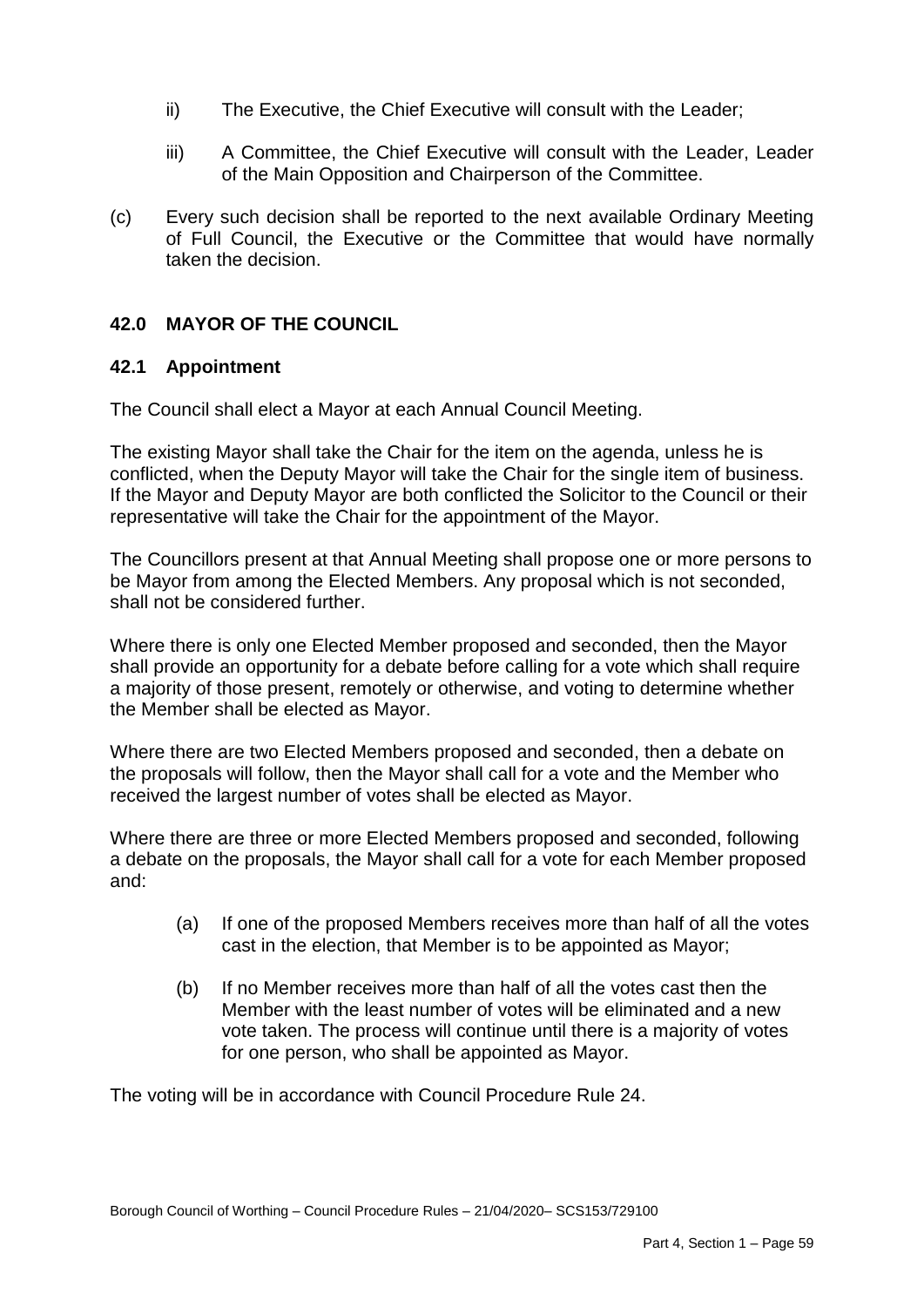ii) The Executive, the Chief Executive will consult with the Leader;

iii) A Committee, the Chief Executive will consult with the Leader, Leader of the Main Opposition and Chairperson of the Committee.

(c) Every such decision shall be reported to the next available Ordinary Meeting of Full Council, the Executive or the Committee that would have normally taken the decision.

## 42.0 MAYOR OF THE COUNCIL

### 42.1 Appointment

The Council shall elect a Mayor at each Annual Council Meeting.

The existing Mayor shall take the Chair for the item on the agenda, unless he is conflicted, when the Deputy Mayor will take the Chair for the single item of business. If the Mayor and Deputy Mayor are both conflicted the Solicitor to the Council or their representative will take the Chair for the appointment of the Mayor.

The Councillors present at that Annual Meeting shall propose one or more persons to be Mayor from among the Elected Members. Any proposal which is not seconded, shall not be considered further.

Where there is only one Elected Member proposed and seconded, then the Mayor shall provide an opportunity for a debate before calling for a vote which shall require a majority of those present, remotely or otherwise, and voting to determine whether the Member shall be elected as Mayor.

Where there are two Elected Members proposed and seconded, then a debate on the proposals will follow, then the Mayor shall call for a vote and the Member who received the largest number of votes shall be elected as Mayor.

Where there are three or more Elected Members proposed and seconded, following a debate on the proposals, the Mayor shall call for a vote for each Member proposed and:

(a) If one of the proposed Members receives more than half of all the votes cast in the election, that Member is to be appointed as Mayor;

(b) If no Member receives more than half of all the votes cast then the Member with the least number of votes will be eliminated and a new vote taken. The process will continue until there is a majority of votes for one person, who shall be appointed as Mayor.

The voting will be in accordance with Council Procedure Rule 24.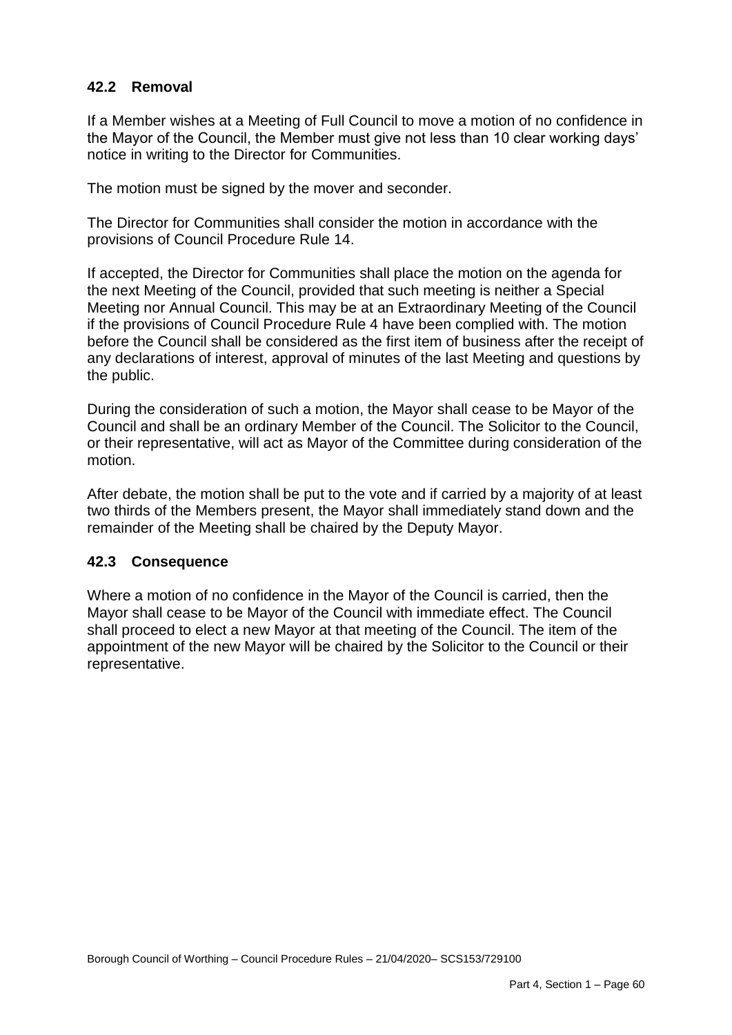### 42.2 Removal

If a Member wishes at a Meeting of Full Council to move a motion of no confidence in the Mayor of the Council, the Member must give not less than 10 clear working days' notice in writing to the Director for Communities.

The motion must be signed by the mover and seconder.

The Director for Communities shall consider the motion in accordance with the provisions of Council Procedure Rule 14.

If accepted, the Director for Communities shall place the motion on the agenda for the next Meeting of the Council, provided that such meeting is neither a Special Meeting nor Annual Council. This may be at an Extraordinary Meeting of the Council if the provisions of Council Procedure Rule 4 have been complied with. The motion before the Council shall be considered as the first item of business after the receipt of any declarations of interest, approval of minutes of the last Meeting and questions by the public.

During the consideration of such a motion, the Mayor shall cease to be Mayor of the Council and shall be an ordinary Member of the Council. The Solicitor to the Council, or their representative, will act as Mayor of the Committee during consideration of the motion.

After debate, the motion shall be put to the vote and if carried by a majority of at least two thirds of the Members present, the Mayor shall immediately stand down and the remainder of the Meeting shall be chaired by the Deputy Mayor.

### 42.3 Consequence

Where a motion of no confidence in the Mayor of the Council is carried, then the Mayor shall cease to be Mayor of the Council with immediate effect. The Council shall proceed to elect a new Mayor at that meeting of the Council. The item of the appointment of the new Mayor will be chaired by the Solicitor to the Council or their representative.